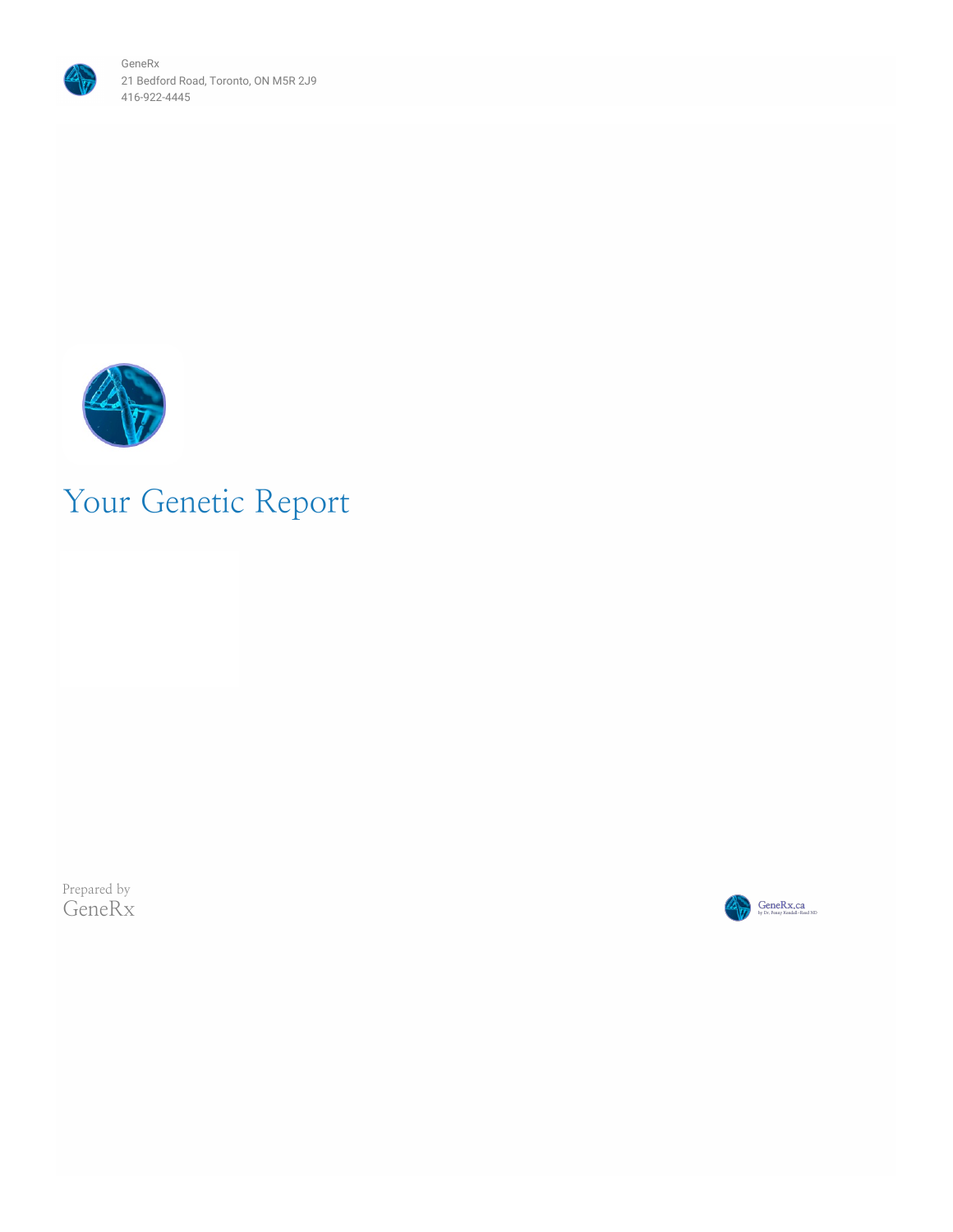GeneRx
21 Bedford Road, Toronto, ON M5R 2J9
416-922-4445

# Your Genetic Report

Prepared by
GeneRx

GeneRx.ca
by Dr. Fenny Kendall-Reed ND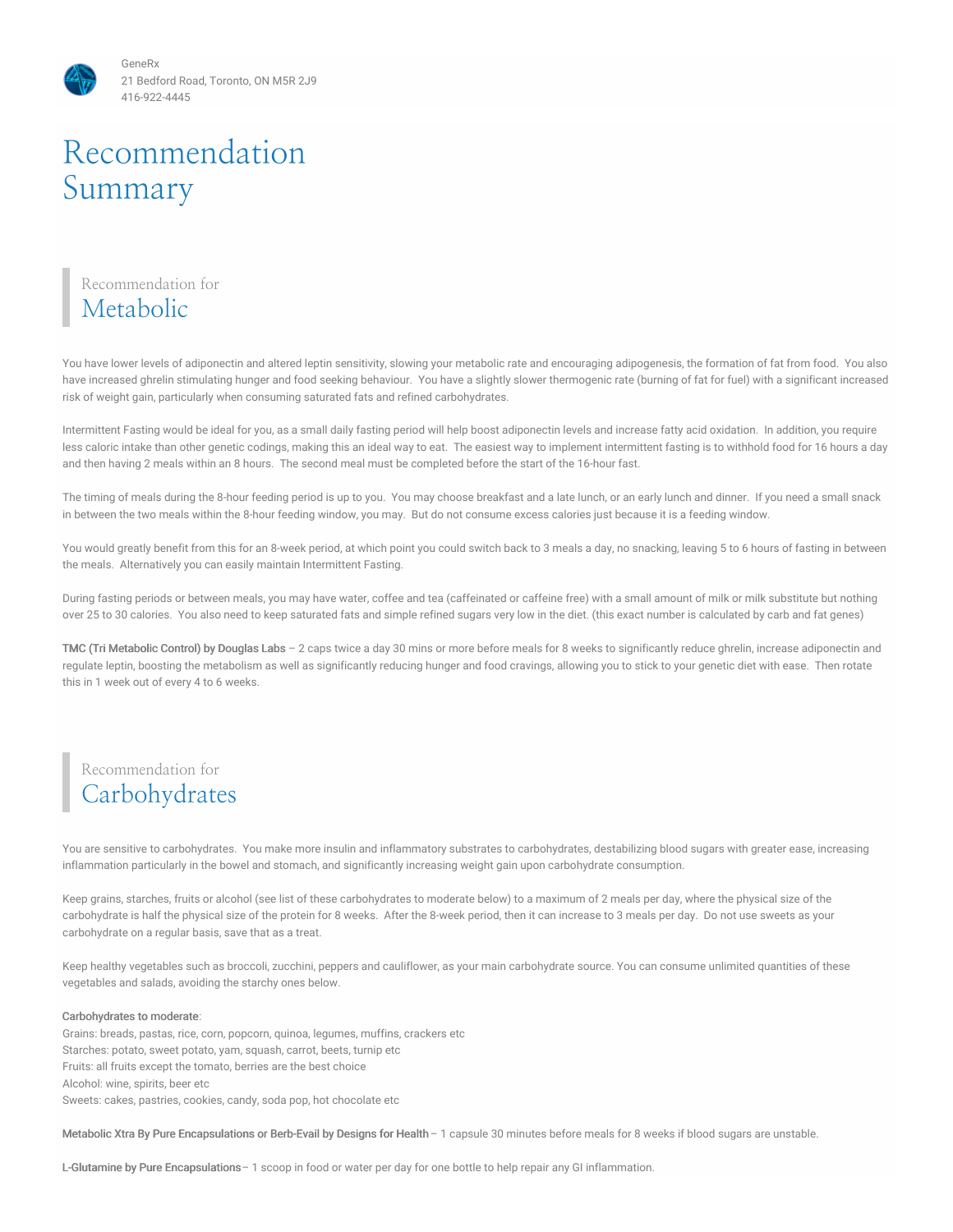GeneRx
21 Bedford Road, Toronto, ON M5R 2J9
416-922-4445

# Recommendation Summary

## Recommendation for Metabolic

You have lower levels of adiponectin and altered leptin sensitivity, slowing your metabolic rate and encouraging adipogenesis, the formation of fat from food. You also have increased ghrelin stimulating hunger and food seeking behaviour. You have a slightly slower thermogenic rate (burning of fat for fuel) with a significant increased risk of weight gain, particularly when consuming saturated fats and refined carbohydrates.

Intermittent Fasting would be ideal for you, as a small daily fasting period will help boost adiponectin levels and increase fatty acid oxidation. In addition, you require less caloric intake than other genetic codings, making this an ideal way to eat. The easiest way to implement intermittent fasting is to withhold food for 16 hours a day and then having 2 meals within an 8 hours. The second meal must be completed before the start of the 16-hour fast.

The timing of meals during the 8-hour feeding period is up to you. You may choose breakfast and a late lunch, or an early lunch and dinner. If you need a small snack in between the two meals within the 8-hour feeding window, you may. But do not consume excess calories just because it is a feeding window.

You would greatly benefit from this for an 8-week period, at which point you could switch back to 3 meals a day, no snacking, leaving 5 to 6 hours of fasting in between the meals. Alternatively you can easily maintain Intermittent Fasting.

During fasting periods or between meals, you may have water, coffee and tea (caffeinated or caffeine free) with a small amount of milk or milk substitute but nothing over 25 to 30 calories. You also need to keep saturated fats and simple refined sugars very low in the diet. (this exact number is calculated by carb and fat genes)

**TMC (Tri Metabolic Control) by Douglas Labs** – 2 caps twice a day 30 mins or more before meals for 8 weeks to significantly reduce ghrelin, increase adiponectin and regulate leptin, boosting the metabolism as well as significantly reducing hunger and food cravings, allowing you to stick to your genetic diet with ease. Then rotate this in 1 week out of every 4 to 6 weeks.

## Recommendation for Carbohydrates

You are sensitive to carbohydrates. You make more insulin and inflammatory substrates to carbohydrates, destabilizing blood sugars with greater ease, increasing inflammation particularly in the bowel and stomach, and significantly increasing weight gain upon carbohydrate consumption.

Keep grains, starches, fruits or alcohol (see list of these carbohydrates to moderate below) to a maximum of 2 meals per day, where the physical size of the carbohydrate is half the physical size of the protein for 8 weeks. After the 8-week period, then it can increase to 3 meals per day. Do not use sweets as your carbohydrate on a regular basis, save that as a treat.

Keep healthy vegetables such as broccoli, zucchini, peppers and cauliflower, as your main carbohydrate source. You can consume unlimited quantities of these vegetables and salads, avoiding the starchy ones below.

**Carbohydrates to moderate**:
Grains: breads, pastas, rice, corn, popcorn, quinoa, legumes, muffins, crackers etc
Starches: potato, sweet potato, yam, squash, carrot, beets, turnip etc
Fruits: all fruits except the tomato, berries are the best choice
Alcohol: wine, spirits, beer etc
Sweets: cakes, pastries, cookies, candy, soda pop, hot chocolate etc

**Metabolic Xtra By Pure Encapsulations or Berb-Evail by Designs for Health** – 1 capsule 30 minutes before meals for 8 weeks if blood sugars are unstable.

**L-Glutamine by Pure Encapsulations** – 1 scoop in food or water per day for one bottle to help repair any GI inflammation.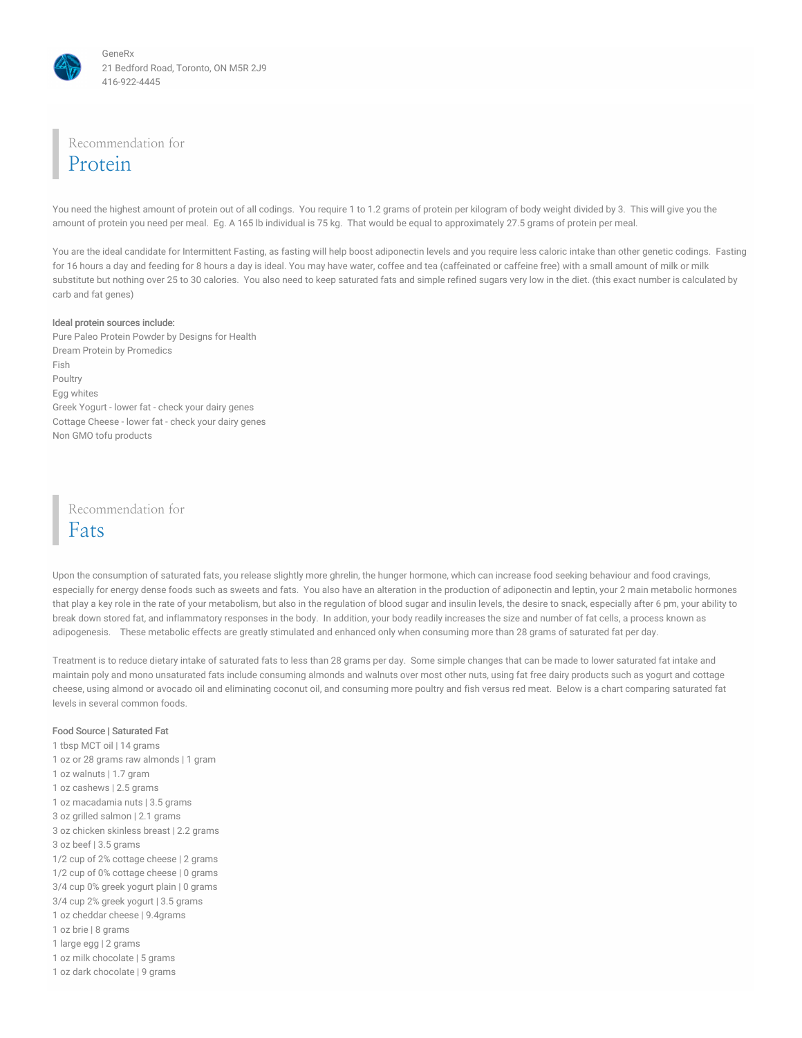GeneRx
21 Bedford Road, Toronto, ON M5R 2J9
416-922-4445

## Recommendation for Protein

You need the highest amount of protein out of all codings. You require 1 to 1.2 grams of protein per kilogram of body weight divided by 3. This will give you the amount of protein you need per meal. Eg. A 165 lb individual is 75 kg. That would be equal to approximately 27.5 grams of protein per meal.

You are the ideal candidate for Intermittent Fasting, as fasting will help boost adiponectin levels and you require less caloric intake than other genetic codings. Fasting for 16 hours a day and feeding for 8 hours a day is ideal. You may have water, coffee and tea (caffeinated or caffeine free) with a small amount of milk or milk substitute but nothing over 25 to 30 calories. You also need to keep saturated fats and simple refined sugars very low in the diet. (this exact number is calculated by carb and fat genes)

Ideal protein sources include:
Pure Paleo Protein Powder by Designs for Health
Dream Protein by Promedics
Fish
Poultry
Egg whites
Greek Yogurt - lower fat - check your dairy genes
Cottage Cheese - lower fat - check your dairy genes
Non GMO tofu products

## Recommendation for Fats

Upon the consumption of saturated fats, you release slightly more ghrelin, the hunger hormone, which can increase food seeking behaviour and food cravings, especially for energy dense foods such as sweets and fats. You also have an alteration in the production of adiponectin and leptin, your 2 main metabolic hormones that play a key role in the rate of your metabolism, but also in the regulation of blood sugar and insulin levels, the desire to snack, especially after 6 pm, your ability to break down stored fat, and inflammatory responses in the body. In addition, your body readily increases the size and number of fat cells, a process known as adipogenesis. These metabolic effects are greatly stimulated and enhanced only when consuming more than 28 grams of saturated fat per day.

Treatment is to reduce dietary intake of saturated fats to less than 28 grams per day. Some simple changes that can be made to lower saturated fat intake and maintain poly and mono unsaturated fats include consuming almonds and walnuts over most other nuts, using fat free dairy products such as yogurt and cottage cheese, using almond or avocado oil and eliminating coconut oil, and consuming more poultry and fish versus red meat. Below is a chart comparing saturated fat levels in several common foods.

| Food Source | Saturated Fat |
|---|---|
| 1 tbsp MCT oil | 14 grams |
| 1 oz or 28 grams raw almonds | 1 gram |
| 1 oz walnuts | 1.7 gram |
| 1 oz cashews | 2.5 grams |
| 1 oz macadamia nuts | 3.5 grams |
| 3 oz grilled salmon | 2.1 grams |
| 3 oz chicken skinless breast | 2.2 grams |
| 3 oz beef | 3.5 grams |
| 1/2 cup of 2% cottage cheese | 2 grams |
| 1/2 cup of 0% cottage cheese | 0 grams |
| 3/4 cup 0% greek yogurt plain | 0 grams |
| 3/4 cup 2% greek yogurt | 3.5 grams |
| 1 oz cheddar cheese | 9.4grams |
| 1 oz brie | 8 grams |
| 1 large egg | 2 grams |
| 1 oz milk chocolate | 5 grams |
| 1 oz dark chocolate | 9 grams |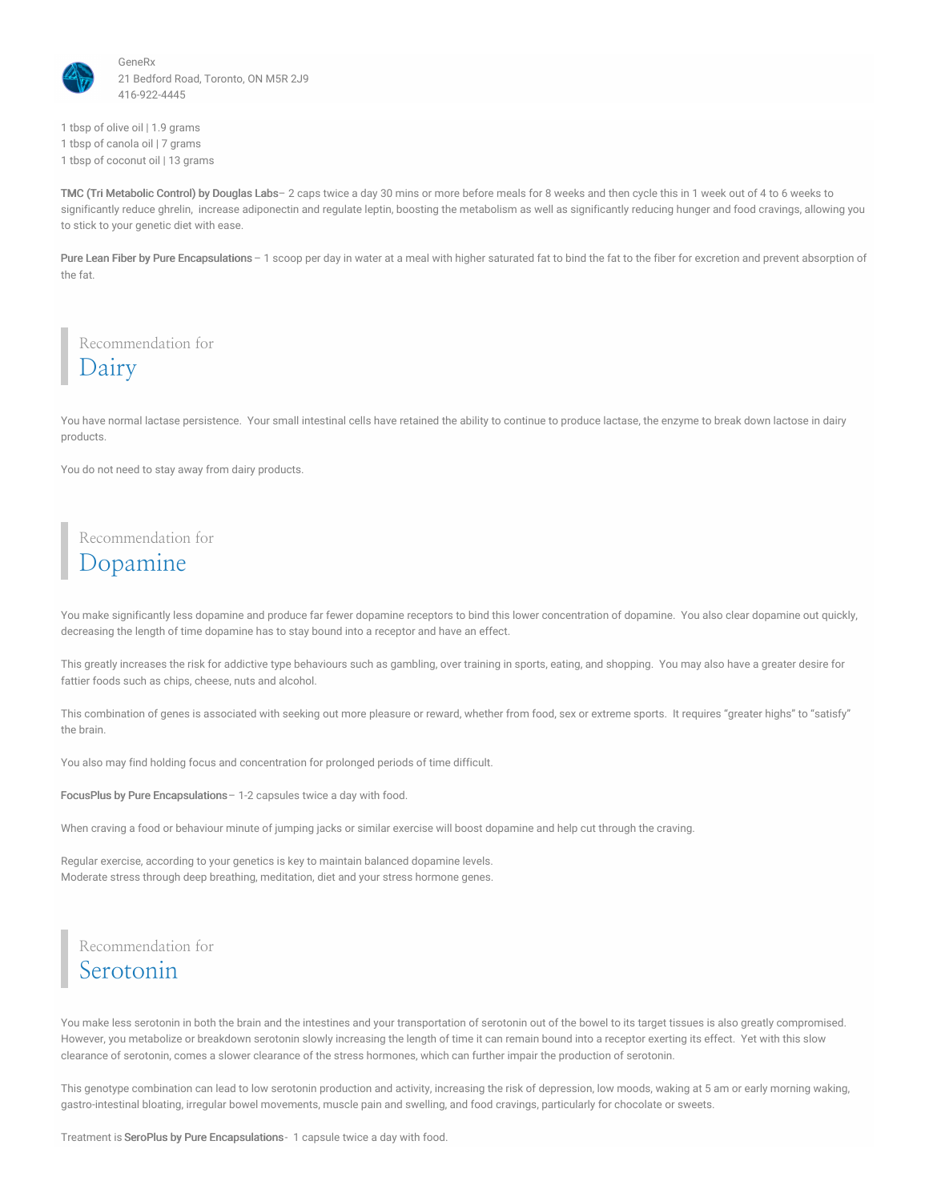1 tbsp of olive oil | 1.9 grams
1 tbsp of canola oil | 7 grams
1 tbsp of coconut oil | 13 grams

**TMC (Tri Metabolic Control) by Douglas Labs**– 2 caps twice a day 30 mins or more before meals for 8 weeks and then cycle this in 1 week out of 4 to 6 weeks to significantly reduce ghrelin, increase adiponectin and regulate leptin, boosting the metabolism as well as significantly reducing hunger and food cravings, allowing you to stick to your genetic diet with ease.

**Pure Lean Fiber by Pure Encapsulations** – 1 scoop per day in water at a meal with higher saturated fat to bind the fat to the fiber for excretion and prevent absorption of the fat.

## Recommendation for Dairy

You have normal lactase persistence. Your small intestinal cells have retained the ability to continue to produce lactase, the enzyme to break down lactose in dairy products.

You do not need to stay away from dairy products.

## Recommendation for Dopamine

You make significantly less dopamine and produce far fewer dopamine receptors to bind this lower concentration of dopamine. You also clear dopamine out quickly, decreasing the length of time dopamine has to stay bound into a receptor and have an effect.

This greatly increases the risk for addictive type behaviours such as gambling, over training in sports, eating, and shopping. You may also have a greater desire for fattier foods such as chips, cheese, nuts and alcohol.

This combination of genes is associated with seeking out more pleasure or reward, whether from food, sex or extreme sports. It requires "greater highs" to "satisfy" the brain.

You also may find holding focus and concentration for prolonged periods of time difficult.

**FocusPlus by Pure Encapsulations**– 1-2 capsules twice a day with food.

When craving a food or behaviour minute of jumping jacks or similar exercise will boost dopamine and help cut through the craving.

Regular exercise, according to your genetics is key to maintain balanced dopamine levels.
Moderate stress through deep breathing, meditation, diet and your stress hormone genes.

## Recommendation for Serotonin

You make less serotonin in both the brain and the intestines and your transportation of serotonin out of the bowel to its target tissues is also greatly compromised. However, you metabolize or breakdown serotonin slowly increasing the length of time it can remain bound into a receptor exerting its effect. Yet with this slow clearance of serotonin, comes a slower clearance of the stress hormones, which can further impair the production of serotonin.

This genotype combination can lead to low serotonin production and activity, increasing the risk of depression, low moods, waking at 5 am or early morning waking, gastro-intestinal bloating, irregular bowel movements, muscle pain and swelling, and food cravings, particularly for chocolate or sweets.

Treatment is **SeroPlus by Pure Encapsulations**- 1 capsule twice a day with food.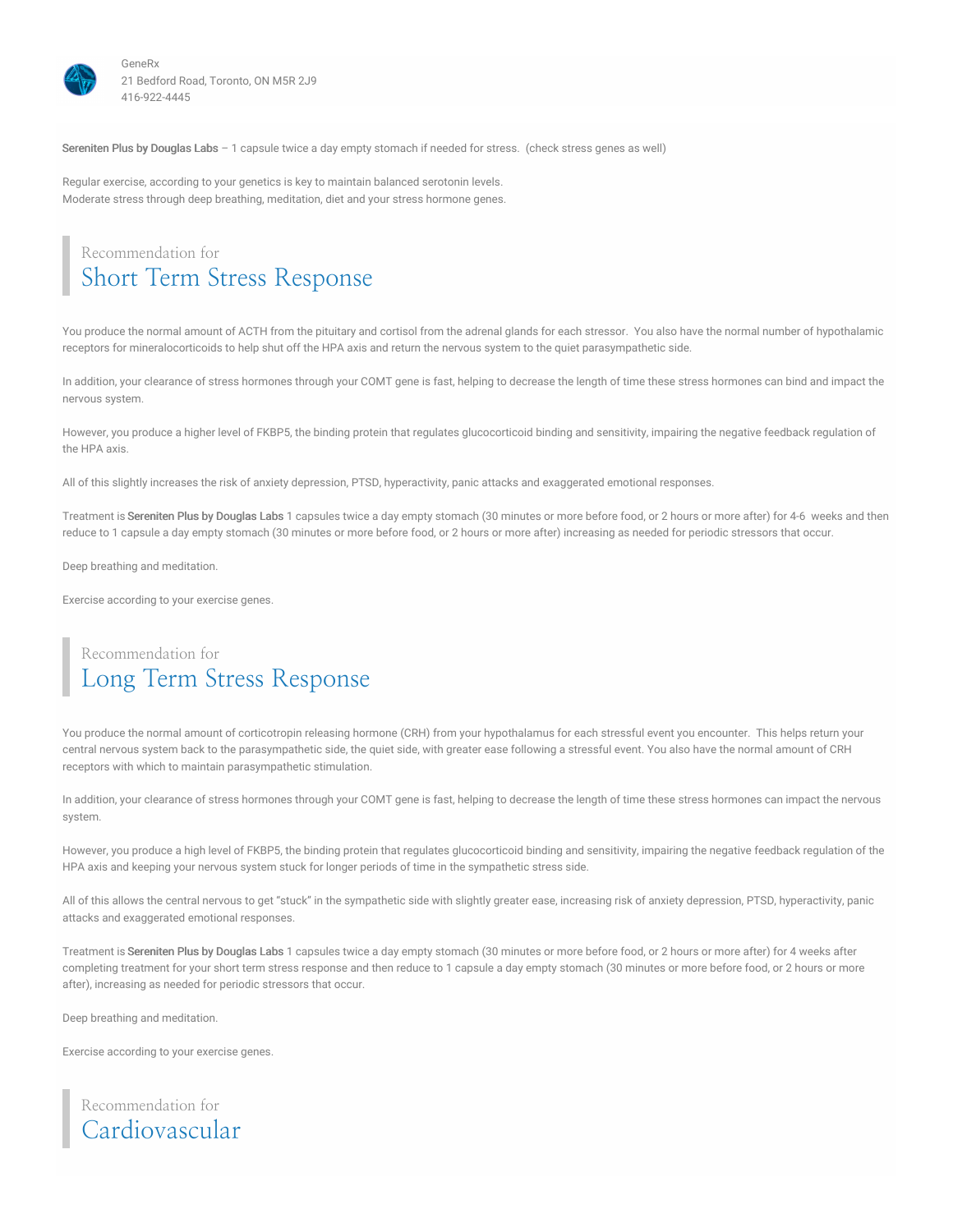**Sereniten Plus by Douglas Labs** – 1 capsule twice a day empty stomach if needed for stress. (check stress genes as well)

Regular exercise, according to your genetics is key to maintain balanced serotonin levels.
Moderate stress through deep breathing, meditation, diet and your stress hormone genes.

## Recommendation for Short Term Stress Response

You produce the normal amount of ACTH from the pituitary and cortisol from the adrenal glands for each stressor. You also have the normal number of hypothalamic receptors for mineralocorticoids to help shut off the HPA axis and return the nervous system to the quiet parasympathetic side.

In addition, your clearance of stress hormones through your COMT gene is fast, helping to decrease the length of time these stress hormones can bind and impact the nervous system.

However, you produce a higher level of FKBP5, the binding protein that regulates glucocorticoid binding and sensitivity, impairing the negative feedback regulation of the HPA axis.

All of this slightly increases the risk of anxiety depression, PTSD, hyperactivity, panic attacks and exaggerated emotional responses.

Treatment is **Sereniten Plus by Douglas Labs** 1 capsules twice a day empty stomach (30 minutes or more before food, or 2 hours or more after) for 4-6 weeks and then reduce to 1 capsule a day empty stomach (30 minutes or more before food, or 2 hours or more after) increasing as needed for periodic stressors that occur.

Deep breathing and meditation.

Exercise according to your exercise genes.

## Recommendation for Long Term Stress Response

You produce the normal amount of corticotropin releasing hormone (CRH) from your hypothalamus for each stressful event you encounter. This helps return your central nervous system back to the parasympathetic side, the quiet side, with greater ease following a stressful event. You also have the normal amount of CRH receptors with which to maintain parasympathetic stimulation.

In addition, your clearance of stress hormones through your COMT gene is fast, helping to decrease the length of time these stress hormones can impact the nervous system.

However, you produce a high level of FKBP5, the binding protein that regulates glucocorticoid binding and sensitivity, impairing the negative feedback regulation of the HPA axis and keeping your nervous system stuck for longer periods of time in the sympathetic stress side.

All of this allows the central nervous to get "stuck" in the sympathetic side with slightly greater ease, increasing risk of anxiety depression, PTSD, hyperactivity, panic attacks and exaggerated emotional responses.

Treatment is **Sereniten Plus by Douglas Labs** 1 capsules twice a day empty stomach (30 minutes or more before food, or 2 hours or more after) for 4 weeks after completing treatment for your short term stress response and then reduce to 1 capsule a day empty stomach (30 minutes or more before food, or 2 hours or more after), increasing as needed for periodic stressors that occur.

Deep breathing and meditation.

Exercise according to your exercise genes.

## Recommendation for Cardiovascular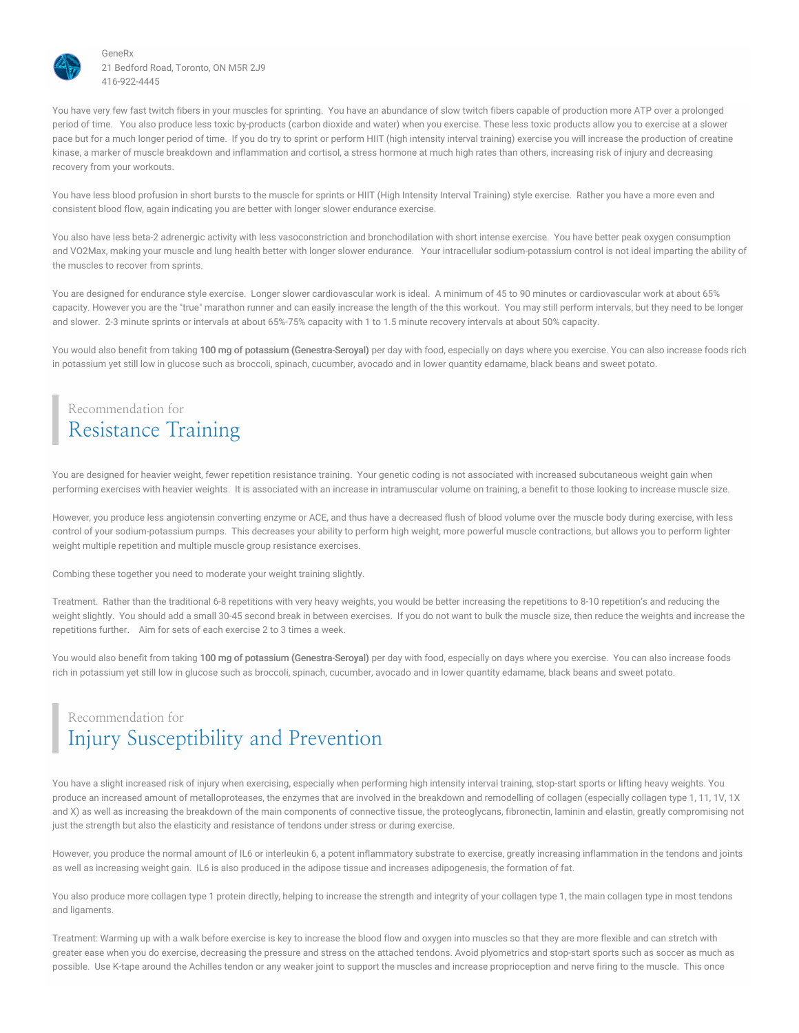You have very few fast twitch fibers in your muscles for sprinting. You have an abundance of slow twitch fibers capable of production more ATP over a prolonged period of time. You also produce less toxic by-products (carbon dioxide and water) when you exercise. These less toxic products allow you to exercise at a slower pace but for a much longer period of time. If you do try to sprint or perform HIIT (high intensity interval training) exercise you will increase the production of creatine kinase, a marker of muscle breakdown and inflammation and cortisol, a stress hormone at much high rates than others, increasing risk of injury and decreasing recovery from your workouts.

You have less blood profusion in short bursts to the muscle for sprints or HIIT (High Intensity Interval Training) style exercise. Rather you have a more even and consistent blood flow, again indicating you are better with longer slower endurance exercise.

You also have less beta-2 adrenergic activity with less vasoconstriction and bronchodilation with short intense exercise. You have better peak oxygen consumption and VO2Max, making your muscle and lung health better with longer slower endurance. Your intracellular sodium-potassium control is not ideal imparting the ability of the muscles to recover from sprints.

You are designed for endurance style exercise. Longer slower cardiovascular work is ideal. A minimum of 45 to 90 minutes or cardiovascular work at about 65% capacity. However you are the "true" marathon runner and can easily increase the length of the this workout. You may still perform intervals, but they need to be longer and slower. 2-3 minute sprints or intervals at about 65%-75% capacity with 1 to 1.5 minute recovery intervals at about 50% capacity.

You would also benefit from taking **100 mg of potassium (Genestra-Seroyal)** per day with food, especially on days where you exercise. You can also increase foods rich in potassium yet still low in glucose such as broccoli, spinach, cucumber, avocado and in lower quantity edamame, black beans and sweet potato.

## Recommendation for Resistance Training

You are designed for heavier weight, fewer repetition resistance training. Your genetic coding is not associated with increased subcutaneous weight gain when performing exercises with heavier weights. It is associated with an increase in intramuscular volume on training, a benefit to those looking to increase muscle size.

However, you produce less angiotensin converting enzyme or ACE, and thus have a decreased flush of blood volume over the muscle body during exercise, with less control of your sodium-potassium pumps. This decreases your ability to perform high weight, more powerful muscle contractions, but allows you to perform lighter weight multiple repetition and multiple muscle group resistance exercises.

Combing these together you need to moderate your weight training slightly.

Treatment. Rather than the traditional 6-8 repetitions with very heavy weights, you would be better increasing the repetitions to 8-10 repetition's and reducing the weight slightly. You should add a small 30-45 second break in between exercises. If you do not want to bulk the muscle size, then reduce the weights and increase the repetitions further. Aim for sets of each exercise 2 to 3 times a week.

You would also benefit from taking **100 mg of potassium (Genestra-Seroyal)** per day with food, especially on days where you exercise. You can also increase foods rich in potassium yet still low in glucose such as broccoli, spinach, cucumber, avocado and in lower quantity edamame, black beans and sweet potato.

## Recommendation for Injury Susceptibility and Prevention

You have a slight increased risk of injury when exercising, especially when performing high intensity interval training, stop-start sports or lifting heavy weights. You produce an increased amount of metalloproteases, the enzymes that are involved in the breakdown and remodelling of collagen (especially collagen type 1, 11, 1V, 1X and X) as well as increasing the breakdown of the main components of connective tissue, the proteoglycans, fibronectin, laminin and elastin, greatly compromising not just the strength but also the elasticity and resistance of tendons under stress or during exercise.

However, you produce the normal amount of IL6 or interleukin 6, a potent inflammatory substrate to exercise, greatly increasing inflammation in the tendons and joints as well as increasing weight gain. IL6 is also produced in the adipose tissue and increases adipogenesis, the formation of fat.

You also produce more collagen type 1 protein directly, helping to increase the strength and integrity of your collagen type 1, the main collagen type in most tendons and ligaments.

Treatment: Warming up with a walk before exercise is key to increase the blood flow and oxygen into muscles so that they are more flexible and can stretch with greater ease when you do exercise, decreasing the pressure and stress on the attached tendons. Avoid plyometrics and stop-start sports such as soccer as much as possible. Use K-tape around the Achilles tendon or any weaker joint to support the muscles and increase proprioception and nerve firing to the muscle. This once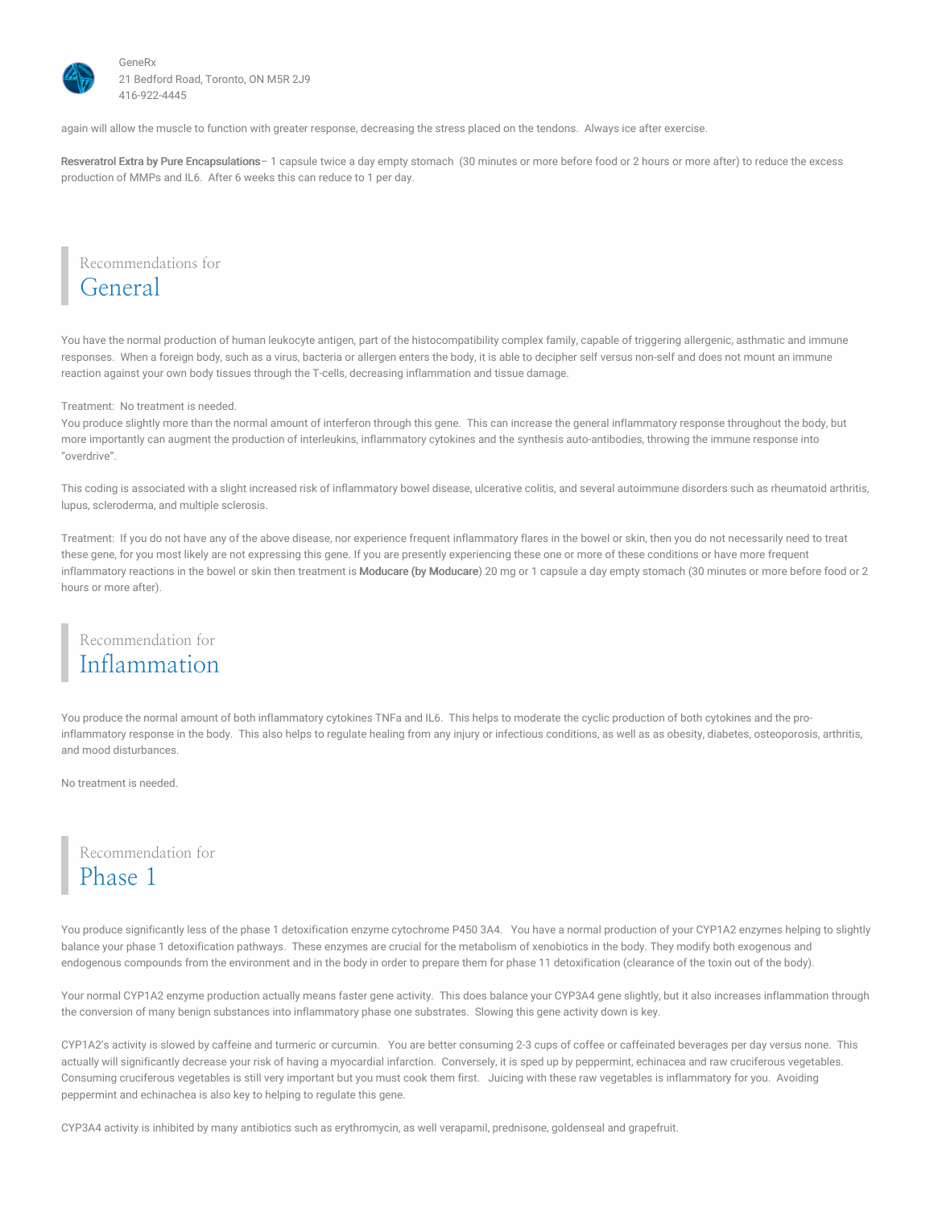again will allow the muscle to function with greater response, decreasing the stress placed on the tendons.  Always ice after exercise.

**Resveratrol Extra by Pure Encapsulations**– 1 capsule twice a day empty stomach  (30 minutes or more before food or 2 hours or more after) to reduce the excess production of MMPs and IL6.  After 6 weeks this can reduce to 1 per day.

## Recommendations for General

You have the normal production of human leukocyte antigen, part of the histocompatibility complex family, capable of triggering allergenic, asthmatic and immune responses.  When a foreign body, such as a virus, bacteria or allergen enters the body, it is able to decipher self versus non-self and does not mount an immune reaction against your own body tissues through the T-cells, decreasing inflammation and tissue damage.

Treatment:  No treatment is needed.
You produce slightly more than the normal amount of interferon through this gene.  This can increase the general inflammatory response throughout the body, but more importantly can augment the production of interleukins, inflammatory cytokines and the synthesis auto-antibodies, throwing the immune response into "overdrive".

This coding is associated with a slight increased risk of inflammatory bowel disease, ulcerative colitis, and several autoimmune disorders such as rheumatoid arthritis, lupus, scleroderma, and multiple sclerosis.

Treatment:  If you do not have any of the above disease, nor experience frequent inflammatory flares in the bowel or skin, then you do not necessarily need to treat these gene, for you most likely are not expressing this gene. If you are presently experiencing these one or more of these conditions or have more frequent inflammatory reactions in the bowel or skin then treatment is **Moducare (by Moducare**) 20 mg or 1 capsule a day empty stomach (30 minutes or more before food or 2 hours or more after).

## Recommendation for Inflammation

You produce the normal amount of both inflammatory cytokines TNFa and IL6.  This helps to moderate the cyclic production of both cytokines and the pro-inflammatory response in the body.  This also helps to regulate healing from any injury or infectious conditions, as well as as obesity, diabetes, osteoporosis, arthritis, and mood disturbances.

No treatment is needed.

## Recommendation for Phase 1

You produce significantly less of the phase 1 detoxification enzyme cytochrome P450 3A4.   You have a normal production of your CYP1A2 enzymes helping to slightly balance your phase 1 detoxification pathways.  These enzymes are crucial for the metabolism of xenobiotics in the body. They modify both exogenous and endogenous compounds from the environment and in the body in order to prepare them for phase 11 detoxification (clearance of the toxin out of the body).

Your normal CYP1A2 enzyme production actually means faster gene activity.  This does balance your CYP3A4 gene slightly, but it also increases inflammation through the conversion of many benign substances into inflammatory phase one substrates.  Slowing this gene activity down is key.

CYP1A2's activity is slowed by caffeine and turmeric or curcumin.   You are better consuming 2-3 cups of coffee or caffeinated beverages per day versus none.  This actually will significantly decrease your risk of having a myocardial infarction.  Conversely, it is sped up by peppermint, echinacea and raw cruciferous vegetables.  Consuming cruciferous vegetables is still very important but you must cook them first.   Juicing with these raw vegetables is inflammatory for you.  Avoiding peppermint and echinachea is also key to helping to regulate this gene.

CYP3A4 activity is inhibited by many antibiotics such as erythromycin, as well verapamil, prednisone, goldenseal and grapefruit.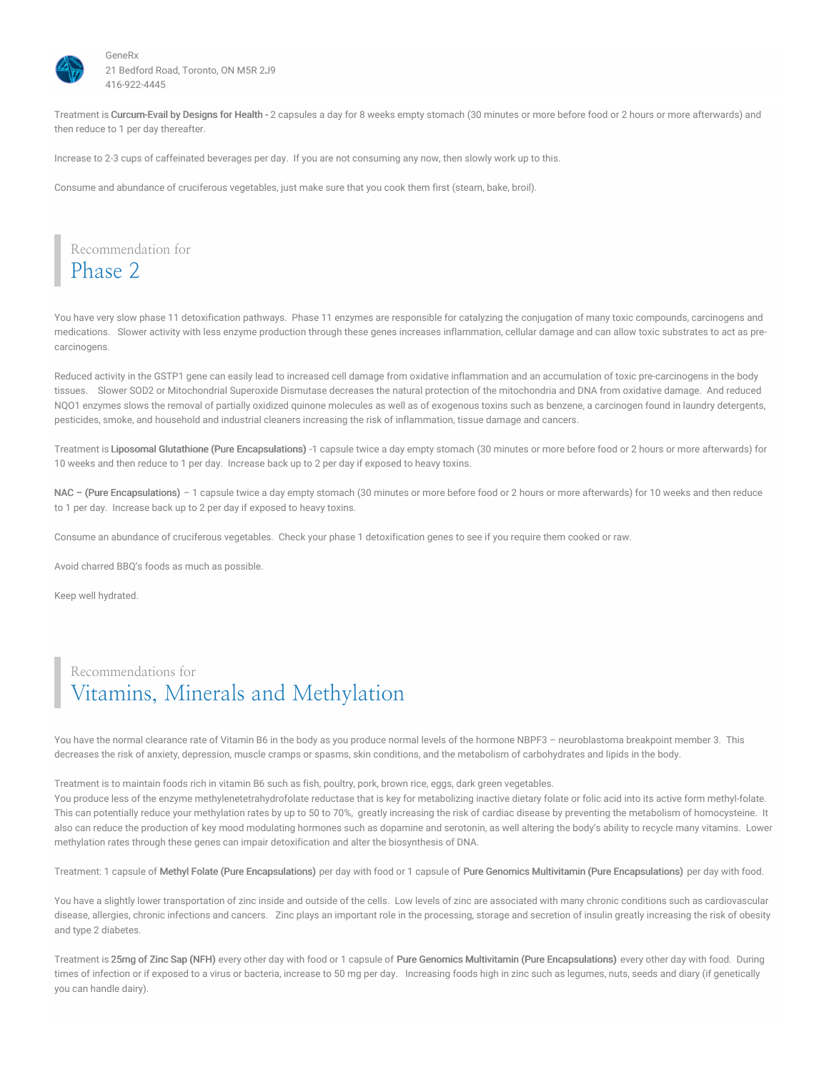GeneRx
21 Bedford Road, Toronto, ON M5R 2J9
416-922-4445

Treatment is **Curcum-Evail by Designs for Health -** 2 capsules a day for 8 weeks empty stomach (30 minutes or more before food or 2 hours or more afterwards) and then reduce to 1 per day thereafter.

Increase to 2-3 cups of caffeinated beverages per day. If you are not consuming any now, then slowly work up to this.

Consume and abundance of cruciferous vegetables, just make sure that you cook them first (steam, bake, broil).

## Recommendation for Phase 2

You have very slow phase 11 detoxification pathways. Phase 11 enzymes are responsible for catalyzing the conjugation of many toxic compounds, carcinogens and medications. Slower activity with less enzyme production through these genes increases inflammation, cellular damage and can allow toxic substrates to act as pre-carcinogens.

Reduced activity in the GSTP1 gene can easily lead to increased cell damage from oxidative inflammation and an accumulation of toxic pre-carcinogens in the body tissues. Slower SOD2 or Mitochondrial Superoxide Dismutase decreases the natural protection of the mitochondria and DNA from oxidative damage. And reduced NQO1 enzymes slows the removal of partially oxidized quinone molecules as well as of exogenous toxins such as benzene, a carcinogen found in laundry detergents, pesticides, smoke, and household and industrial cleaners increasing the risk of inflammation, tissue damage and cancers.

Treatment is **Liposomal Glutathione (Pure Encapsulations)** -1 capsule twice a day empty stomach (30 minutes or more before food or 2 hours or more afterwards) for 10 weeks and then reduce to 1 per day. Increase back up to 2 per day if exposed to heavy toxins.

**NAC – (Pure Encapsulations)** – 1 capsule twice a day empty stomach (30 minutes or more before food or 2 hours or more afterwards) for 10 weeks and then reduce to 1 per day. Increase back up to 2 per day if exposed to heavy toxins.

Consume an abundance of cruciferous vegetables. Check your phase 1 detoxification genes to see if you require them cooked or raw.

Avoid charred BBQ's foods as much as possible.

Keep well hydrated.

## Recommendations for Vitamins, Minerals and Methylation

You have the normal clearance rate of Vitamin B6 in the body as you produce normal levels of the hormone NBPF3 – neuroblastoma breakpoint member 3. This decreases the risk of anxiety, depression, muscle cramps or spasms, skin conditions, and the metabolism of carbohydrates and lipids in the body.

Treatment is to maintain foods rich in vitamin B6 such as fish, poultry, pork, brown rice, eggs, dark green vegetables.
You produce less of the enzyme methylenetetrahydrofolate reductase that is key for metabolizing inactive dietary folate or folic acid into its active form methyl-folate. This can potentially reduce your methylation rates by up to 50 to 70%, greatly increasing the risk of cardiac disease by preventing the metabolism of homocysteine. It also can reduce the production of key mood modulating hormones such as dopamine and serotonin, as well altering the body's ability to recycle many vitamins. Lower methylation rates through these genes can impair detoxification and alter the biosynthesis of DNA.

Treatment: 1 capsule of **Methyl Folate (Pure Encapsulations)** per day with food or 1 capsule of **Pure Genomics Multivitamin (Pure Encapsulations)** per day with food.

You have a slightly lower transportation of zinc inside and outside of the cells. Low levels of zinc are associated with many chronic conditions such as cardiovascular disease, allergies, chronic infections and cancers. Zinc plays an important role in the processing, storage and secretion of insulin greatly increasing the risk of obesity and type 2 diabetes.

Treatment is **25mg of Zinc Sap (NFH)** every other day with food or 1 capsule of **Pure Genomics Multivitamin (Pure Encapsulations)** every other day with food. During times of infection or if exposed to a virus or bacteria, increase to 50 mg per day. Increasing foods high in zinc such as legumes, nuts, seeds and diary (if genetically you can handle dairy).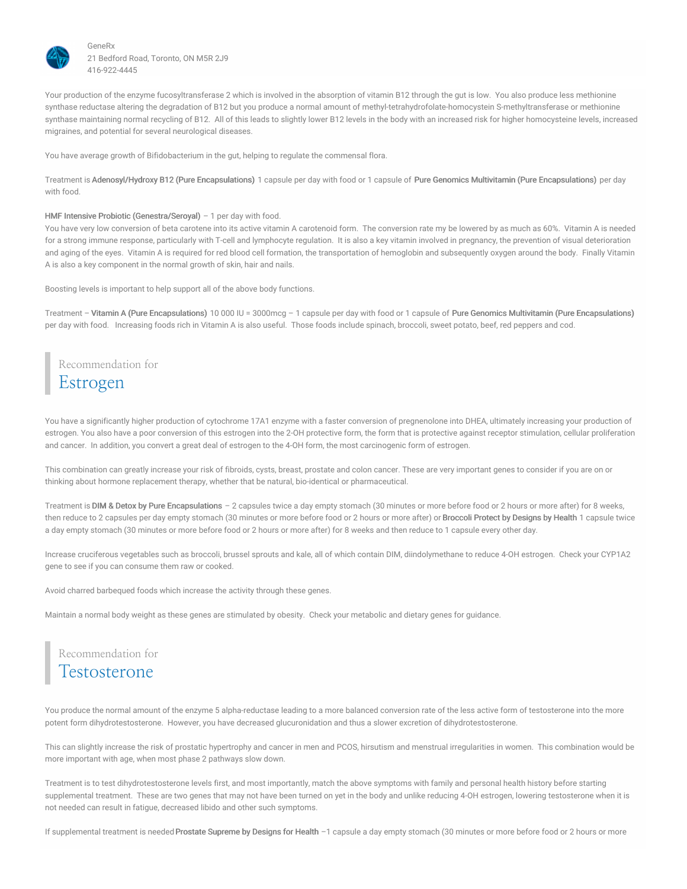Your production of the enzyme fucosyltransferase 2 which is involved in the absorption of vitamin B12 through the gut is low. You also produce less methionine synthase reductase altering the degradation of B12 but you produce a normal amount of methyl-tetrahydrofolate-homocystein S-methyltransferase or methionine synthase maintaining normal recycling of B12. All of this leads to slightly lower B12 levels in the body with an increased risk for higher homocysteine levels, increased migraines, and potential for several neurological diseases.

You have average growth of Bifidobacterium in the gut, helping to regulate the commensal flora.

Treatment is **Adenosyl/Hydroxy B12 (Pure Encapsulations)** 1 capsule per day with food or 1 capsule of **Pure Genomics Multivitamin (Pure Encapsulations)** per day with food.

**HMF Intensive Probiotic (Genestra/Seroyal)** – 1 per day with food.

You have very low conversion of beta carotene into its active vitamin A carotenoid form. The conversion rate my be lowered by as much as 60%. Vitamin A is needed for a strong immune response, particularly with T-cell and lymphocyte regulation. It is also a key vitamin involved in pregnancy, the prevention of visual deterioration and aging of the eyes. Vitamin A is required for red blood cell formation, the transportation of hemoglobin and subsequently oxygen around the body. Finally Vitamin A is also a key component in the normal growth of skin, hair and nails.

Boosting levels is important to help support all of the above body functions.

Treatment – **Vitamin A (Pure Encapsulations)** 10 000 IU = 3000mcg – 1 capsule per day with food or 1 capsule of **Pure Genomics Multivitamin (Pure Encapsulations)** per day with food. Increasing foods rich in Vitamin A is also useful. Those foods include spinach, broccoli, sweet potato, beef, red peppers and cod.

## Recommendation for Estrogen

You have a significantly higher production of cytochrome 17A1 enzyme with a faster conversion of pregnenolone into DHEA, ultimately increasing your production of estrogen. You also have a poor conversion of this estrogen into the 2-OH protective form, the form that is protective against receptor stimulation, cellular proliferation and cancer. In addition, you convert a great deal of estrogen to the 4-OH form, the most carcinogenic form of estrogen.

This combination can greatly increase your risk of fibroids, cysts, breast, prostate and colon cancer. These are very important genes to consider if you are on or thinking about hormone replacement therapy, whether that be natural, bio-identical or pharmaceutical.

Treatment is **DIM & Detox by Pure Encapsulations** – 2 capsules twice a day empty stomach (30 minutes or more before food or 2 hours or more after) for 8 weeks, then reduce to 2 capsules per day empty stomach (30 minutes or more before food or 2 hours or more after) or **Broccoli Protect by Designs by Health** 1 capsule twice a day empty stomach (30 minutes or more before food or 2 hours or more after) for 8 weeks and then reduce to 1 capsule every other day.

Increase cruciferous vegetables such as broccoli, brussel sprouts and kale, all of which contain DIM, diindolymethane to reduce 4-OH estrogen. Check your CYP1A2 gene to see if you can consume them raw or cooked.

Avoid charred barbequed foods which increase the activity through these genes.

Maintain a normal body weight as these genes are stimulated by obesity. Check your metabolic and dietary genes for guidance.

## Recommendation for Testosterone

You produce the normal amount of the enzyme 5 alpha-reductase leading to a more balanced conversion rate of the less active form of testosterone into the more potent form dihydrotestosterone. However, you have decreased glucuronidation and thus a slower excretion of dihydrotestosterone.

This can slightly increase the risk of prostatic hypertrophy and cancer in men and PCOS, hirsutism and menstrual irregularities in women. This combination would be more important with age, when most phase 2 pathways slow down.

Treatment is to test dihydrotestosterone levels first, and most importantly, match the above symptoms with family and personal health history before starting supplemental treatment. These are two genes that may not have been turned on yet in the body and unlike reducing 4-OH estrogen, lowering testosterone when it is not needed can result in fatigue, decreased libido and other such symptoms.

If supplemental treatment is needed **Prostate Supreme by Designs for Health** –1 capsule a day empty stomach (30 minutes or more before food or 2 hours or more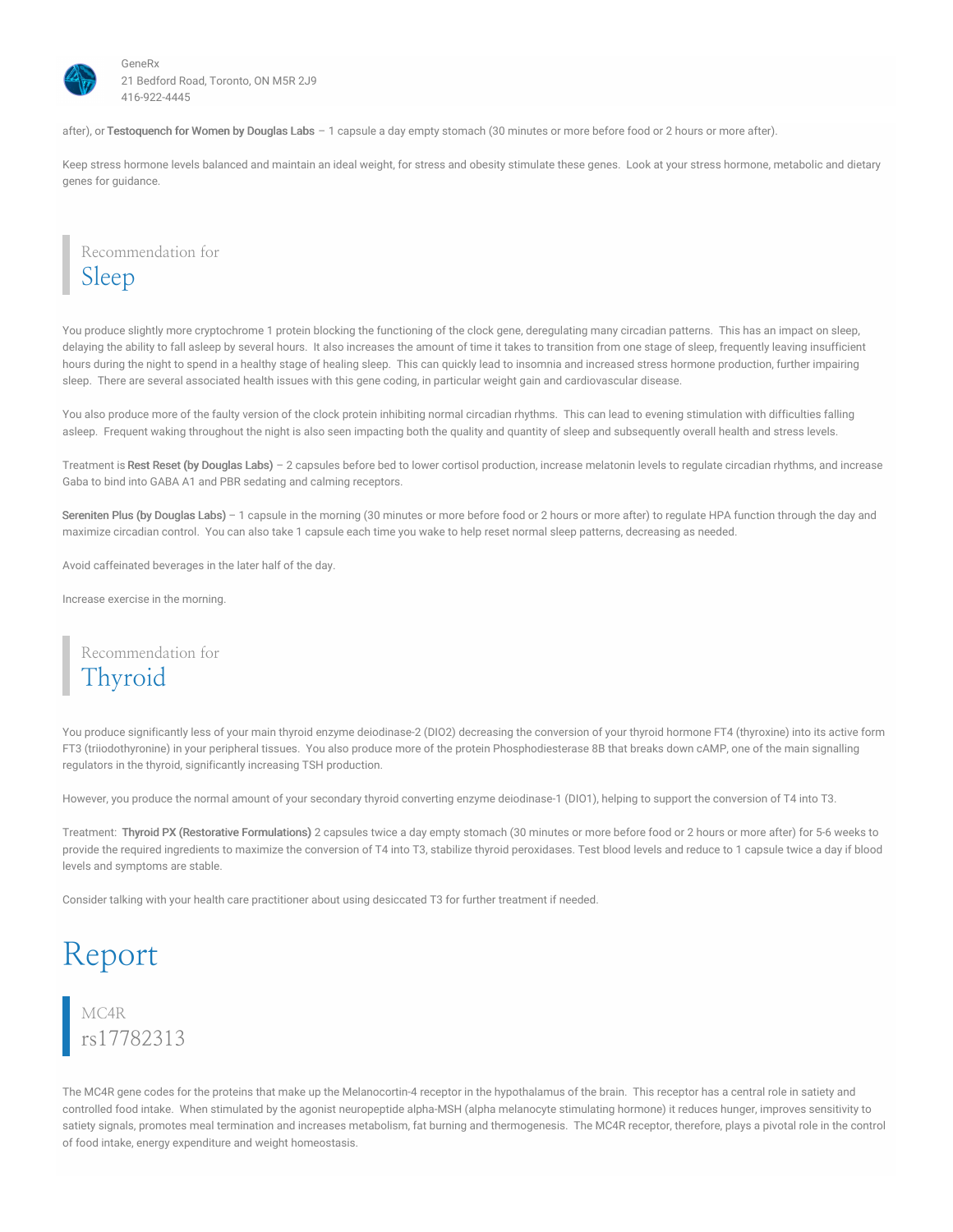after), or **Testoquench for Women by Douglas Labs** – 1 capsule a day empty stomach (30 minutes or more before food or 2 hours or more after).

Keep stress hormone levels balanced and maintain an ideal weight, for stress and obesity stimulate these genes. Look at your stress hormone, metabolic and dietary genes for guidance.

## Recommendation for Sleep

You produce slightly more cryptochrome 1 protein blocking the functioning of the clock gene, deregulating many circadian patterns. This has an impact on sleep, delaying the ability to fall asleep by several hours. It also increases the amount of time it takes to transition from one stage of sleep, frequently leaving insufficient hours during the night to spend in a healthy stage of healing sleep. This can quickly lead to insomnia and increased stress hormone production, further impairing sleep. There are several associated health issues with this gene coding, in particular weight gain and cardiovascular disease.

You also produce more of the faulty version of the clock protein inhibiting normal circadian rhythms. This can lead to evening stimulation with difficulties falling asleep. Frequent waking throughout the night is also seen impacting both the quality and quantity of sleep and subsequently overall health and stress levels.

Treatment is **Rest Reset (by Douglas Labs)** – 2 capsules before bed to lower cortisol production, increase melatonin levels to regulate circadian rhythms, and increase Gaba to bind into GABA A1 and PBR sedating and calming receptors.

**Sereniten Plus (by Douglas Labs)** – 1 capsule in the morning (30 minutes or more before food or 2 hours or more after) to regulate HPA function through the day and maximize circadian control. You can also take 1 capsule each time you wake to help reset normal sleep patterns, decreasing as needed.

Avoid caffeinated beverages in the later half of the day.

Increase exercise in the morning.

## Recommendation for Thyroid

You produce significantly less of your main thyroid enzyme deiodinase-2 (DIO2) decreasing the conversion of your thyroid hormone FT4 (thyroxine) into its active form FT3 (triiodothyronine) in your peripheral tissues. You also produce more of the protein Phosphodiesterase 8B that breaks down cAMP, one of the main signalling regulators in the thyroid, significantly increasing TSH production.

However, you produce the normal amount of your secondary thyroid converting enzyme deiodinase-1 (DIO1), helping to support the conversion of T4 into T3.

Treatment: **Thyroid PX (Restorative Formulations)** 2 capsules twice a day empty stomach (30 minutes or more before food or 2 hours or more after) for 5-6 weeks to provide the required ingredients to maximize the conversion of T4 into T3, stabilize thyroid peroxidases. Test blood levels and reduce to 1 capsule twice a day if blood levels and symptoms are stable.

Consider talking with your health care practitioner about using desiccated T3 for further treatment if needed.

# Report

## MC4R rs17782313

The MC4R gene codes for the proteins that make up the Melanocortin-4 receptor in the hypothalamus of the brain. This receptor has a central role in satiety and controlled food intake. When stimulated by the agonist neuropeptide alpha-MSH (alpha melanocyte stimulating hormone) it reduces hunger, improves sensitivity to satiety signals, promotes meal termination and increases metabolism, fat burning and thermogenesis. The MC4R receptor, therefore, plays a pivotal role in the control of food intake, energy expenditure and weight homeostasis.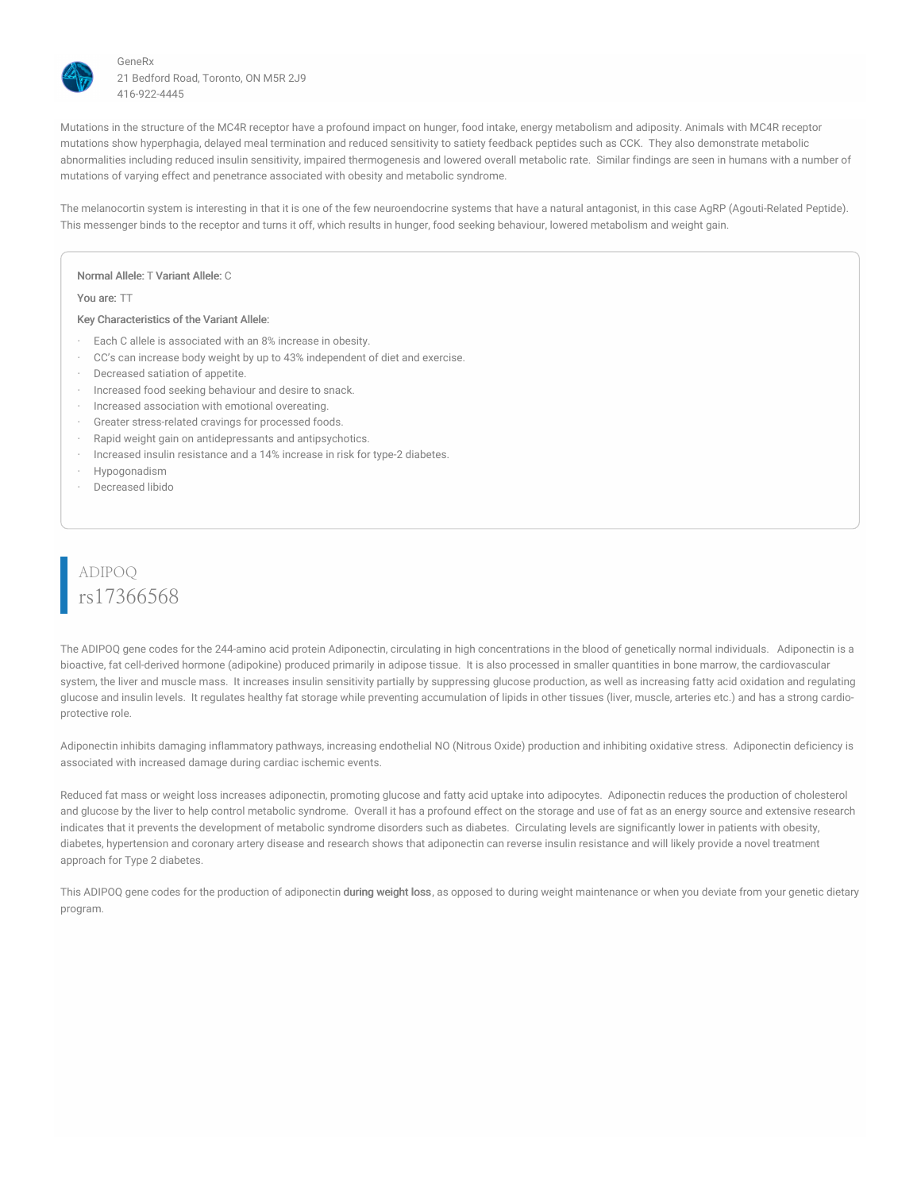GeneRx
21 Bedford Road, Toronto, ON M5R 2J9
416-922-4445

Mutations in the structure of the MC4R receptor have a profound impact on hunger, food intake, energy metabolism and adiposity. Animals with MC4R receptor mutations show hyperphagia, delayed meal termination and reduced sensitivity to satiety feedback peptides such as CCK. They also demonstrate metabolic abnormalities including reduced insulin sensitivity, impaired thermogenesis and lowered overall metabolic rate. Similar findings are seen in humans with a number of mutations of varying effect and penetrance associated with obesity and metabolic syndrome.

The melanocortin system is interesting in that it is one of the few neuroendocrine systems that have a natural antagonist, in this case AgRP (Agouti-Related Peptide). This messenger binds to the receptor and turns it off, which results in hunger, food seeking behaviour, lowered metabolism and weight gain.

**Normal Allele:** T **Variant Allele:** C

**You are:** TT

**Key Characteristics of the Variant Allele:**

- Each C allele is associated with an 8% increase in obesity.
- CC's can increase body weight by up to 43% independent of diet and exercise.
- Decreased satiation of appetite.
- Increased food seeking behaviour and desire to snack.
- Increased association with emotional overeating.
- Greater stress-related cravings for processed foods.
- Rapid weight gain on antidepressants and antipsychotics.
- Increased insulin resistance and a 14% increase in risk for type-2 diabetes.
- Hypogonadism
- Decreased libido

## ADIPOQ
## rs17366568

The ADIPOQ gene codes for the 244-amino acid protein Adiponectin, circulating in high concentrations in the blood of genetically normal individuals. Adiponectin is a bioactive, fat cell-derived hormone (adipokine) produced primarily in adipose tissue. It is also processed in smaller quantities in bone marrow, the cardiovascular system, the liver and muscle mass. It increases insulin sensitivity partially by suppressing glucose production, as well as increasing fatty acid oxidation and regulating glucose and insulin levels. It regulates healthy fat storage while preventing accumulation of lipids in other tissues (liver, muscle, arteries etc.) and has a strong cardio-protective role.

Adiponectin inhibits damaging inflammatory pathways, increasing endothelial NO (Nitrous Oxide) production and inhibiting oxidative stress. Adiponectin deficiency is associated with increased damage during cardiac ischemic events.

Reduced fat mass or weight loss increases adiponectin, promoting glucose and fatty acid uptake into adipocytes. Adiponectin reduces the production of cholesterol and glucose by the liver to help control metabolic syndrome. Overall it has a profound effect on the storage and use of fat as an energy source and extensive research indicates that it prevents the development of metabolic syndrome disorders such as diabetes. Circulating levels are significantly lower in patients with obesity, diabetes, hypertension and coronary artery disease and research shows that adiponectin can reverse insulin resistance and will likely provide a novel treatment approach for Type 2 diabetes.

This ADIPOQ gene codes for the production of adiponectin **during weight loss**, as opposed to during weight maintenance or when you deviate from your genetic dietary program.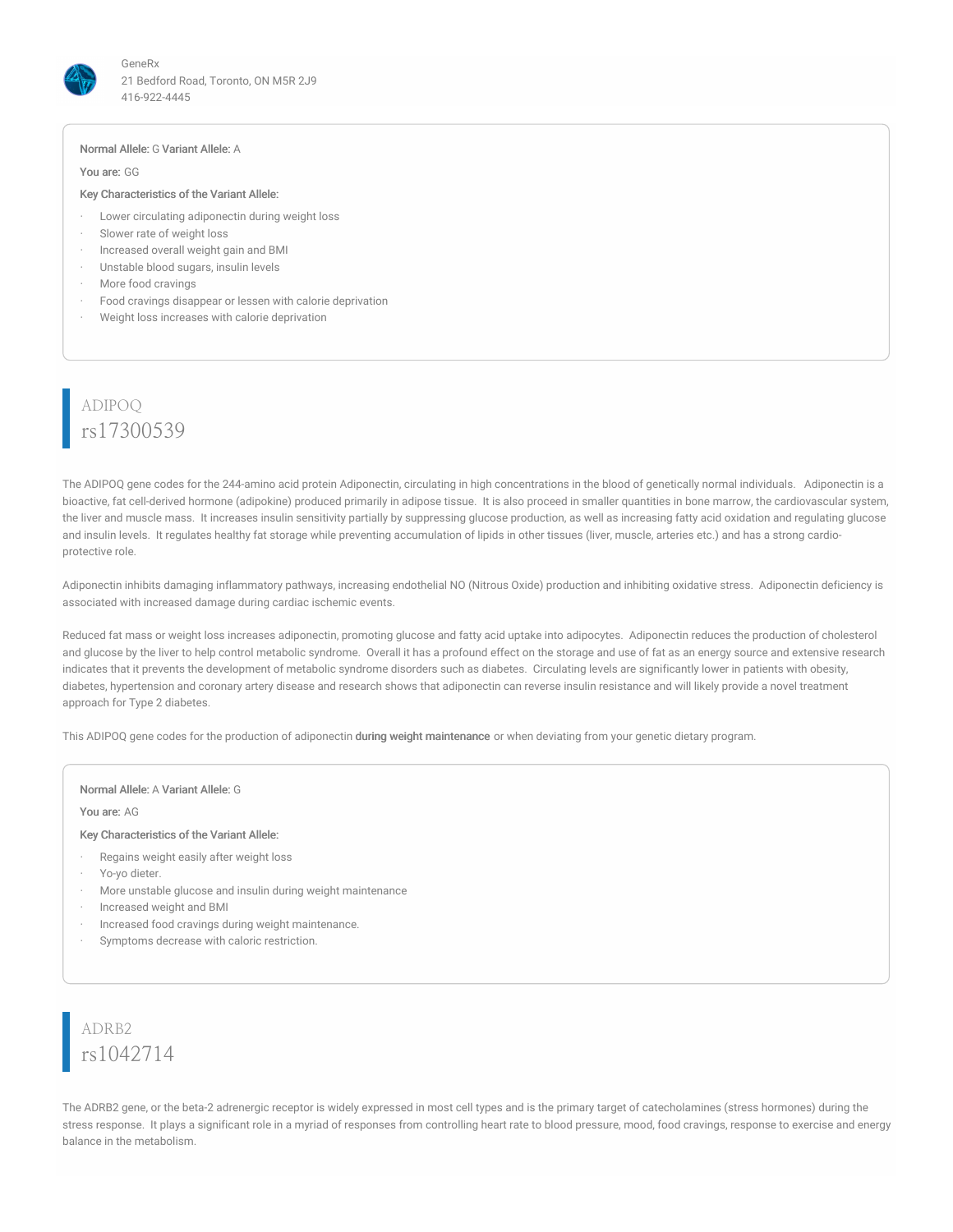**Normal Allele:** G **Variant Allele:** A

**You are:** GG

**Key Characteristics of the Variant Allele:**

- Lower circulating adiponectin during weight loss
- Slower rate of weight loss
- Increased overall weight gain and BMI
- Unstable blood sugars, insulin levels
- More food cravings
- Food cravings disappear or lessen with calorie deprivation
- Weight loss increases with calorie deprivation

## ADIPOQ
## rs17300539

The ADIPOQ gene codes for the 244-amino acid protein Adiponectin, circulating in high concentrations in the blood of genetically normal individuals. Adiponectin is a bioactive, fat cell-derived hormone (adipokine) produced primarily in adipose tissue. It is also proceed in smaller quantities in bone marrow, the cardiovascular system, the liver and muscle mass. It increases insulin sensitivity partially by suppressing glucose production, as well as increasing fatty acid oxidation and regulating glucose and insulin levels. It regulates healthy fat storage while preventing accumulation of lipids in other tissues (liver, muscle, arteries etc.) and has a strong cardio-protective role.

Adiponectin inhibits damaging inflammatory pathways, increasing endothelial NO (Nitrous Oxide) production and inhibiting oxidative stress. Adiponectin deficiency is associated with increased damage during cardiac ischemic events.

Reduced fat mass or weight loss increases adiponectin, promoting glucose and fatty acid uptake into adipocytes. Adiponectin reduces the production of cholesterol and glucose by the liver to help control metabolic syndrome. Overall it has a profound effect on the storage and use of fat as an energy source and extensive research indicates that it prevents the development of metabolic syndrome disorders such as diabetes. Circulating levels are significantly lower in patients with obesity, diabetes, hypertension and coronary artery disease and research shows that adiponectin can reverse insulin resistance and will likely provide a novel treatment approach for Type 2 diabetes.

This ADIPOQ gene codes for the production of adiponectin **during weight maintenance** or when deviating from your genetic dietary program.

**Normal Allele:** A **Variant Allele:** G

**You are:** AG

**Key Characteristics of the Variant Allele:**

- Regains weight easily after weight loss
- Yo-yo dieter.
- More unstable glucose and insulin during weight maintenance
- Increased weight and BMI
- Increased food cravings during weight maintenance.
- Symptoms decrease with caloric restriction.

## ADRB2
## rs1042714

The ADRB2 gene, or the beta-2 adrenergic receptor is widely expressed in most cell types and is the primary target of catecholamines (stress hormones) during the stress response. It plays a significant role in a myriad of responses from controlling heart rate to blood pressure, mood, food cravings, response to exercise and energy balance in the metabolism.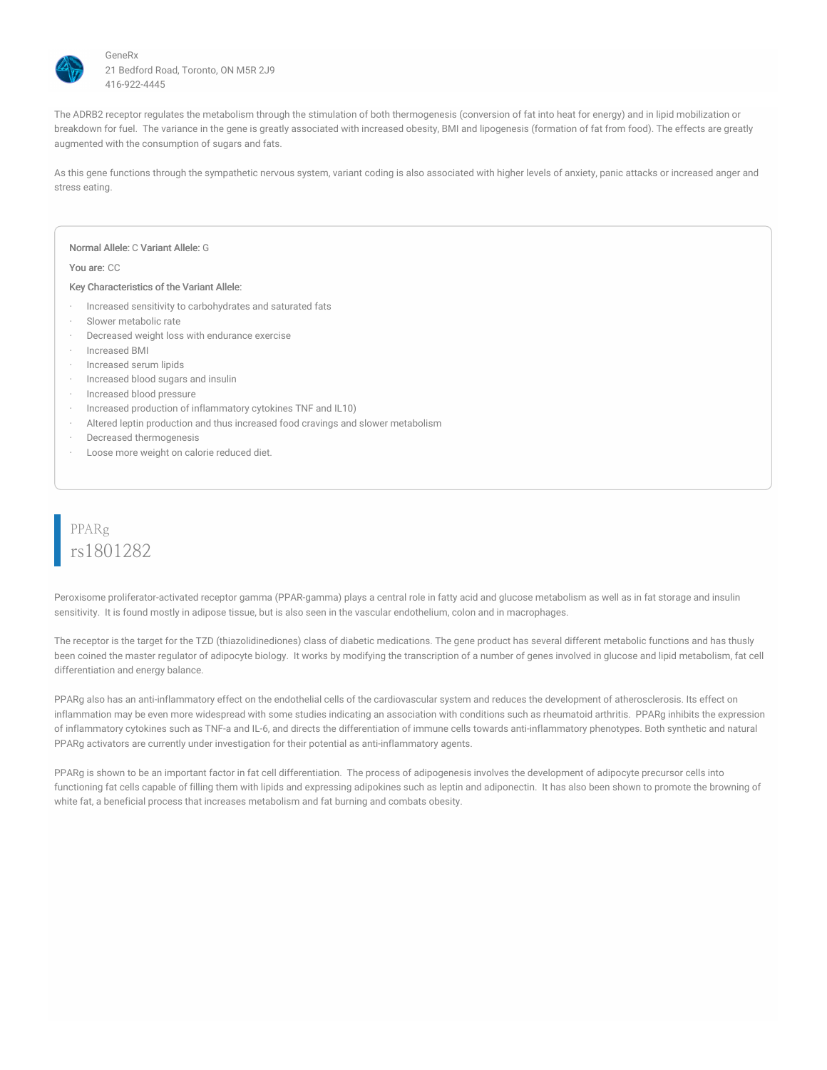The ADRB2 receptor regulates the metabolism through the stimulation of both thermogenesis (conversion of fat into heat for energy) and in lipid mobilization or breakdown for fuel. The variance in the gene is greatly associated with increased obesity, BMI and lipogenesis (formation of fat from food). The effects are greatly augmented with the consumption of sugars and fats.

As this gene functions through the sympathetic nervous system, variant coding is also associated with higher levels of anxiety, panic attacks or increased anger and stress eating.

**Normal Allele:** C **Variant Allele:** G

**You are:** CC

**Key Characteristics of the Variant Allele:**

- Increased sensitivity to carbohydrates and saturated fats
- Slower metabolic rate
- Decreased weight loss with endurance exercise
- Increased BMI
- Increased serum lipids
- Increased blood sugars and insulin
- Increased blood pressure
- Increased production of inflammatory cytokines TNF and IL10)
- Altered leptin production and thus increased food cravings and slower metabolism
- Decreased thermogenesis
- Loose more weight on calorie reduced diet.

## PPARg
## rs1801282

Peroxisome proliferator-activated receptor gamma (PPAR-gamma) plays a central role in fatty acid and glucose metabolism as well as in fat storage and insulin sensitivity. It is found mostly in adipose tissue, but is also seen in the vascular endothelium, colon and in macrophages.

The receptor is the target for the TZD (thiazolidinediones) class of diabetic medications. The gene product has several different metabolic functions and has thusly been coined the master regulator of adipocyte biology. It works by modifying the transcription of a number of genes involved in glucose and lipid metabolism, fat cell differentiation and energy balance.

PPARg also has an anti-inflammatory effect on the endothelial cells of the cardiovascular system and reduces the development of atherosclerosis. Its effect on inflammation may be even more widespread with some studies indicating an association with conditions such as rheumatoid arthritis. PPARg inhibits the expression of inflammatory cytokines such as TNF-a and IL-6, and directs the differentiation of immune cells towards anti-inflammatory phenotypes. Both synthetic and natural PPARg activators are currently under investigation for their potential as anti-inflammatory agents.

PPARg is shown to be an important factor in fat cell differentiation. The process of adipogenesis involves the development of adipocyte precursor cells into functioning fat cells capable of filling them with lipids and expressing adipokines such as leptin and adiponectin. It has also been shown to promote the browning of white fat, a beneficial process that increases metabolism and fat burning and combats obesity.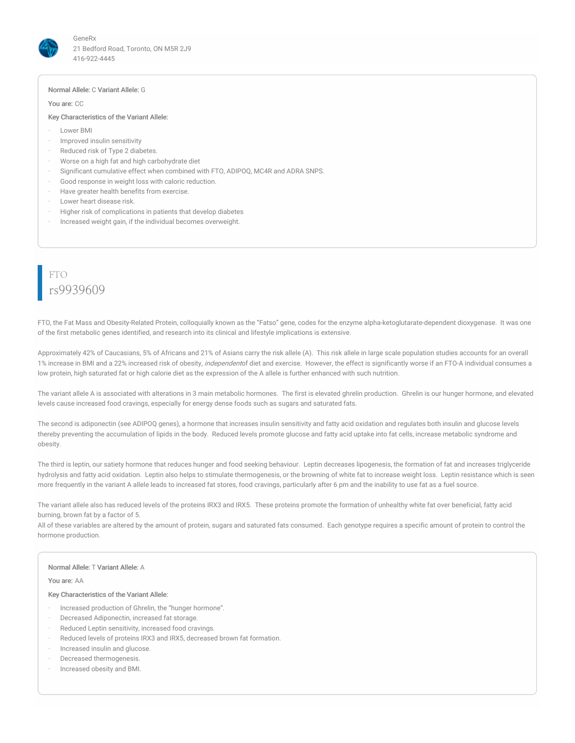**Normal Allele:** C **Variant Allele:** G

**You are:** CC

**Key Characteristics of the Variant Allele:**

- Lower BMI
- Improved insulin sensitivity
- Reduced risk of Type 2 diabetes.
- Worse on a high fat and high carbohydrate diet
- Significant cumulative effect when combined with FTO, ADIPOQ, MC4R and ADRA SNPS.
- Good response in weight loss with caloric reduction.
- Have greater health benefits from exercise.
- Lower heart disease risk.
- Higher risk of complications in patients that develop diabetes
- Increased weight gain, if the individual becomes overweight.

## FTO
## rs9939609

FTO, the Fat Mass and Obesity-Related Protein, colloquially known as the “Fatso” gene, codes for the enzyme alpha-ketoglutarate-dependent dioxygenase. It was one of the first metabolic genes identified, and research into its clinical and lifestyle implications is extensive.

Approximately 42% of Caucasians, 5% of Africans and 21% of Asians carry the risk allele (A). This risk allele in large scale population studies accounts for an overall 1% increase in BMI and a 22% increased risk of obesity, *independent*of diet and exercise. However, the effect is significantly worse if an FTO-A individual consumes a low protein, high saturated fat or high calorie diet as the expression of the A allele is further enhanced with such nutrition.

The variant allele A is associated with alterations in 3 main metabolic hormones. The first is elevated ghrelin production. Ghrelin is our hunger hormone, and elevated levels cause increased food cravings, especially for energy dense foods such as sugars and saturated fats.

The second is adiponectin (see ADIPOQ genes), a hormone that increases insulin sensitivity and fatty acid oxidation and regulates both insulin and glucose levels thereby preventing the accumulation of lipids in the body. Reduced levels promote glucose and fatty acid uptake into fat cells, increase metabolic syndrome and obesity.

The third is leptin, our satiety hormone that reduces hunger and food seeking behaviour. Leptin decreases lipogenesis, the formation of fat and increases triglyceride hydrolysis and fatty acid oxidation. Leptin also helps to stimulate thermogenesis, or the browning of white fat to increase weight loss. Leptin resistance which is seen more frequently in the variant A allele leads to increased fat stores, food cravings, particularly after 6 pm and the inability to use fat as a fuel source.

The variant allele also has reduced levels of the proteins IRX3 and IRX5. These proteins promote the formation of unhealthy white fat over beneficial, fatty acid burning, brown fat by a factor of 5.
All of these variables are altered by the amount of protein, sugars and saturated fats consumed. Each genotype requires a specific amount of protein to control the hormone production.

**Normal Allele:** T **Variant Allele:** A

**You are:** AA

**Key Characteristics of the Variant Allele:**

- Increased production of Ghrelin, the “hunger hormone”.
- Decreased Adiponectin, increased fat storage.
- Reduced Leptin sensitivity, increased food cravings.
- Reduced levels of proteins IRX3 and IRX5, decreased brown fat formation.
- Increased insulin and glucose.
- Decreased thermogenesis.
- Increased obesity and BMI.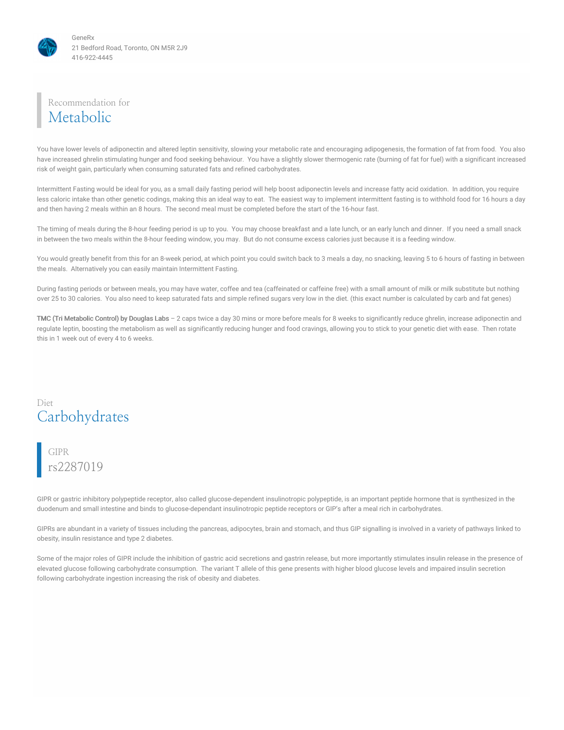GeneRx
21 Bedford Road, Toronto, ON M5R 2J9
416-922-4445

Recommendation for

## Metabolic

You have lower levels of adiponectin and altered leptin sensitivity, slowing your metabolic rate and encouraging adipogenesis, the formation of fat from food. You also have increased ghrelin stimulating hunger and food seeking behaviour. You have a slightly slower thermogenic rate (burning of fat for fuel) with a significant increased risk of weight gain, particularly when consuming saturated fats and refined carbohydrates.

Intermittent Fasting would be ideal for you, as a small daily fasting period will help boost adiponectin levels and increase fatty acid oxidation. In addition, you require less caloric intake than other genetic codings, making this an ideal way to eat. The easiest way to implement intermittent fasting is to withhold food for 16 hours a day and then having 2 meals within an 8 hours. The second meal must be completed before the start of the 16-hour fast.

The timing of meals during the 8-hour feeding period is up to you. You may choose breakfast and a late lunch, or an early lunch and dinner. If you need a small snack in between the two meals within the 8-hour feeding window, you may. But do not consume excess calories just because it is a feeding window.

You would greatly benefit from this for an 8-week period, at which point you could switch back to 3 meals a day, no snacking, leaving 5 to 6 hours of fasting in between the meals. Alternatively you can easily maintain Intermittent Fasting.

During fasting periods or between meals, you may have water, coffee and tea (caffeinated or caffeine free) with a small amount of milk or milk substitute but nothing over 25 to 30 calories. You also need to keep saturated fats and simple refined sugars very low in the diet. (this exact number is calculated by carb and fat genes)

**TMC (Tri Metabolic Control) by Douglas Labs** – 2 caps twice a day 30 mins or more before meals for 8 weeks to significantly reduce ghrelin, increase adiponectin and regulate leptin, boosting the metabolism as well as significantly reducing hunger and food cravings, allowing you to stick to your genetic diet with ease. Then rotate this in 1 week out of every 4 to 6 weeks.

Diet

## Carbohydrates

GIPR

### rs2287019

GIPR or gastric inhibitory polypeptide receptor, also called glucose-dependent insulinotropic polypeptide, is an important peptide hormone that is synthesized in the duodenum and small intestine and binds to glucose-dependant insulinotropic peptide receptors or GIP's after a meal rich in carbohydrates.

GIPRs are abundant in a variety of tissues including the pancreas, adipocytes, brain and stomach, and thus GIP signalling is involved in a variety of pathways linked to obesity, insulin resistance and type 2 diabetes.

Some of the major roles of GIPR include the inhibition of gastric acid secretions and gastrin release, but more importantly stimulates insulin release in the presence of elevated glucose following carbohydrate consumption. The variant T allele of this gene presents with higher blood glucose levels and impaired insulin secretion following carbohydrate ingestion increasing the risk of obesity and diabetes.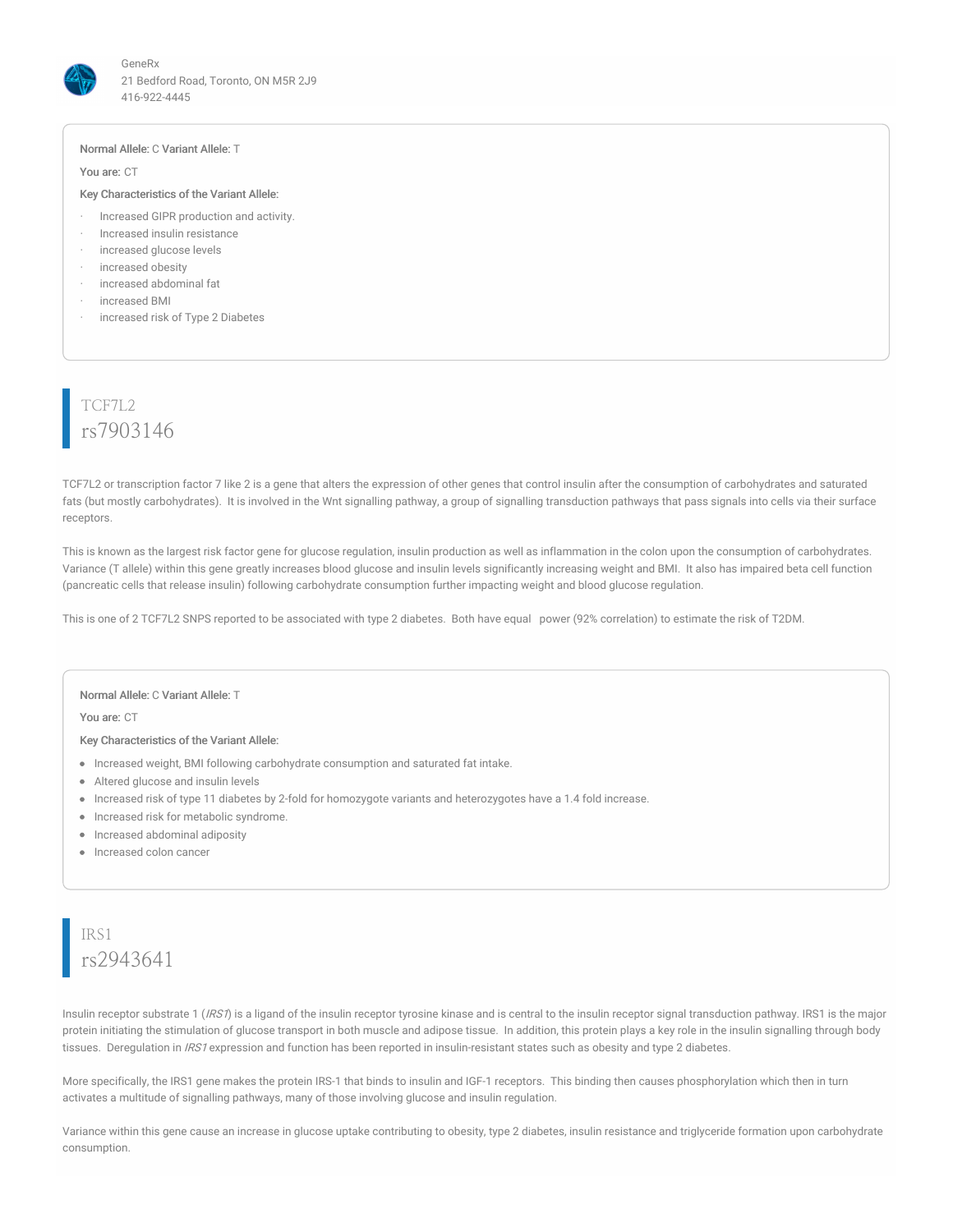GeneRx
21 Bedford Road, Toronto, ON M5R 2J9
416-922-4445

**Normal Allele:** C **Variant Allele:** T

**You are:** CT

**Key Characteristics of the Variant Allele:**

- Increased GIPR production and activity.
- Increased insulin resistance
- increased glucose levels
- increased obesity
- increased abdominal fat
- increased BMI
- increased risk of Type 2 Diabetes

## TCF7L2
## rs7903146

TCF7L2 or transcription factor 7 like 2 is a gene that alters the expression of other genes that control insulin after the consumption of carbohydrates and saturated fats (but mostly carbohydrates). It is involved in the Wnt signalling pathway, a group of signalling transduction pathways that pass signals into cells via their surface receptors.

This is known as the largest risk factor gene for glucose regulation, insulin production as well as inflammation in the colon upon the consumption of carbohydrates. Variance (T allele) within this gene greatly increases blood glucose and insulin levels significantly increasing weight and BMI. It also has impaired beta cell function (pancreatic cells that release insulin) following carbohydrate consumption further impacting weight and blood glucose regulation.

This is one of 2 TCF7L2 SNPS reported to be associated with type 2 diabetes. Both have equal power (92% correlation) to estimate the risk of T2DM.

**Normal Allele:** C **Variant Allele:** T

**You are:** CT

**Key Characteristics of the Variant Allele:**

- Increased weight, BMI following carbohydrate consumption and saturated fat intake.
- Altered glucose and insulin levels
- Increased risk of type 11 diabetes by 2-fold for homozygote variants and heterozygotes have a 1.4 fold increase.
- Increased risk for metabolic syndrome.
- Increased abdominal adiposity
- Increased colon cancer

## IRS1
## rs2943641

Insulin receptor substrate 1 (*IRS1*) is a ligand of the insulin receptor tyrosine kinase and is central to the insulin receptor signal transduction pathway. IRS1 is the major protein initiating the stimulation of glucose transport in both muscle and adipose tissue. In addition, this protein plays a key role in the insulin signalling through body tissues. Deregulation in *IRS1* expression and function has been reported in insulin-resistant states such as obesity and type 2 diabetes.

More specifically, the IRS1 gene makes the protein IRS-1 that binds to insulin and IGF-1 receptors. This binding then causes phosphorylation which then in turn activates a multitude of signalling pathways, many of those involving glucose and insulin regulation.

Variance within this gene cause an increase in glucose uptake contributing to obesity, type 2 diabetes, insulin resistance and triglyceride formation upon carbohydrate consumption.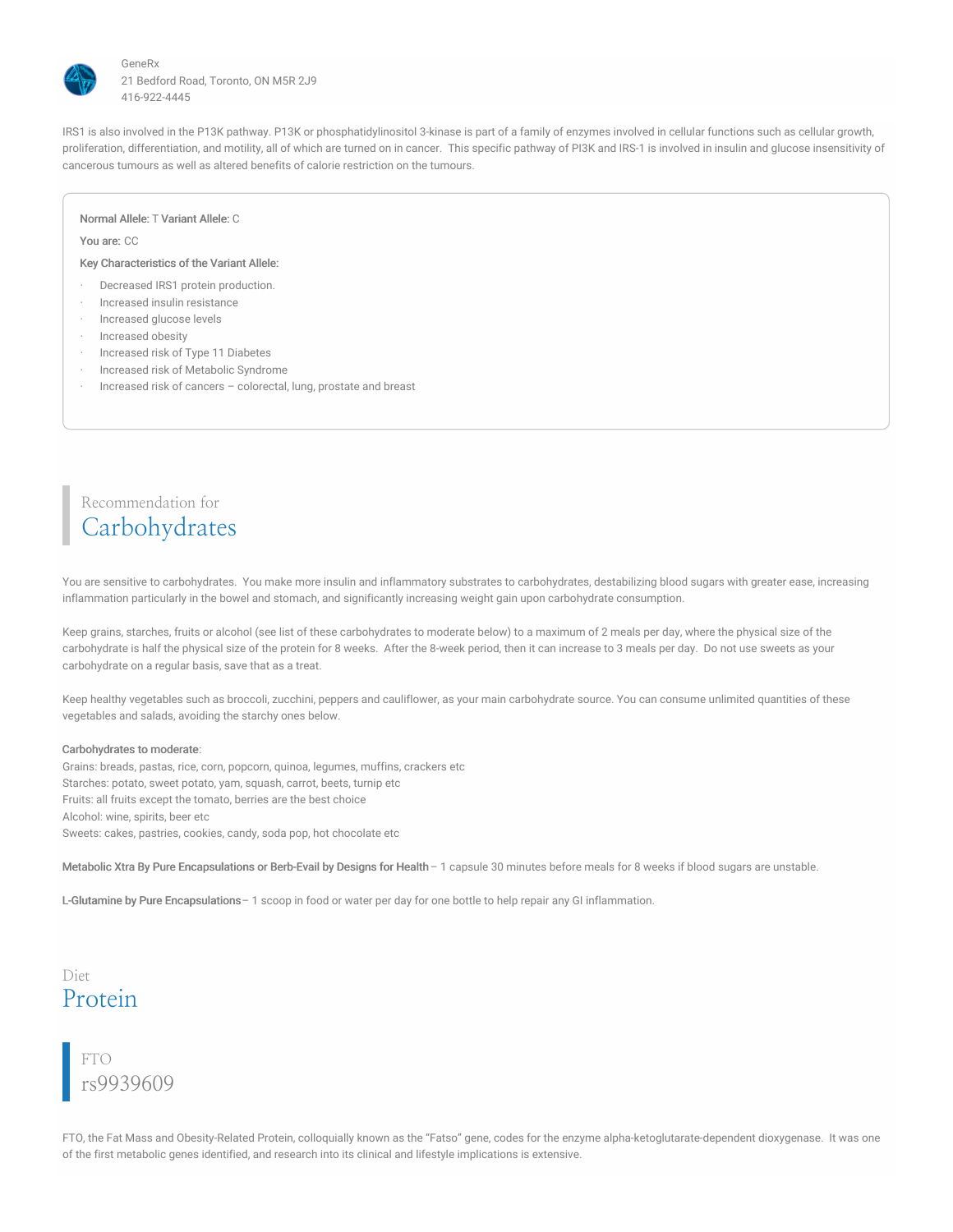IRS1 is also involved in the P13K pathway. P13K or phosphatidylinositol 3-kinase is part of a family of enzymes involved in cellular functions such as cellular growth, proliferation, differentiation, and motility, all of which are turned on in cancer. This specific pathway of PI3K and IRS-1 is involved in insulin and glucose insensitivity of cancerous tumours as well as altered benefits of calorie restriction on the tumours.

**Normal Allele:** T **Variant Allele:** C

**You are:** CC

**Key Characteristics of the Variant Allele:**

- Decreased IRS1 protein production.
- Increased insulin resistance
- Increased glucose levels
- Increased obesity
- Increased risk of Type 11 Diabetes
- Increased risk of Metabolic Syndrome
- Increased risk of cancers – colorectal, lung, prostate and breast

## Recommendation for Carbohydrates

You are sensitive to carbohydrates. You make more insulin and inflammatory substrates to carbohydrates, destabilizing blood sugars with greater ease, increasing inflammation particularly in the bowel and stomach, and significantly increasing weight gain upon carbohydrate consumption.

Keep grains, starches, fruits or alcohol (see list of these carbohydrates to moderate below) to a maximum of 2 meals per day, where the physical size of the carbohydrate is half the physical size of the protein for 8 weeks. After the 8-week period, then it can increase to 3 meals per day. Do not use sweets as your carbohydrate on a regular basis, save that as a treat.

Keep healthy vegetables such as broccoli, zucchini, peppers and cauliflower, as your main carbohydrate source. You can consume unlimited quantities of these vegetables and salads, avoiding the starchy ones below.

**Carbohydrates to moderate**:
Grains: breads, pastas, rice, corn, popcorn, quinoa, legumes, muffins, crackers etc
Starches: potato, sweet potato, yam, squash, carrot, beets, turnip etc
Fruits: all fruits except the tomato, berries are the best choice
Alcohol: wine, spirits, beer etc
Sweets: cakes, pastries, cookies, candy, soda pop, hot chocolate etc

**Metabolic Xtra By Pure Encapsulations or Berb-Evail by Designs for Health** – 1 capsule 30 minutes before meals for 8 weeks if blood sugars are unstable.

**L-Glutamine by Pure Encapsulations**– 1 scoop in food or water per day for one bottle to help repair any GI inflammation.

# Diet Protein

### FTO rs9939609

FTO, the Fat Mass and Obesity-Related Protein, colloquially known as the "Fatso" gene, codes for the enzyme alpha-ketoglutarate-dependent dioxygenase. It was one of the first metabolic genes identified, and research into its clinical and lifestyle implications is extensive.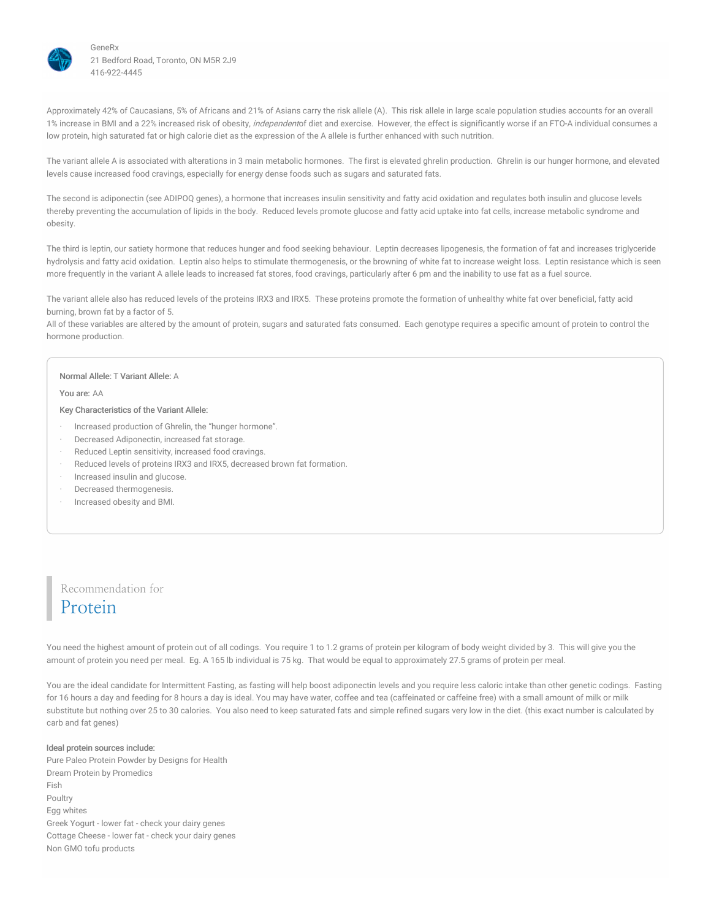Approximately 42% of Caucasians, 5% of Africans and 21% of Asians carry the risk allele (A). This risk allele in large scale population studies accounts for an overall 1% increase in BMI and a 22% increased risk of obesity, *independent*of diet and exercise. However, the effect is significantly worse if an FTO-A individual consumes a low protein, high saturated fat or high calorie diet as the expression of the A allele is further enhanced with such nutrition.

The variant allele A is associated with alterations in 3 main metabolic hormones. The first is elevated ghrelin production. Ghrelin is our hunger hormone, and elevated levels cause increased food cravings, especially for energy dense foods such as sugars and saturated fats.

The second is adiponectin (see ADIPOQ genes), a hormone that increases insulin sensitivity and fatty acid oxidation and regulates both insulin and glucose levels thereby preventing the accumulation of lipids in the body. Reduced levels promote glucose and fatty acid uptake into fat cells, increase metabolic syndrome and obesity.

The third is leptin, our satiety hormone that reduces hunger and food seeking behaviour. Leptin decreases lipogenesis, the formation of fat and increases triglyceride hydrolysis and fatty acid oxidation. Leptin also helps to stimulate thermogenesis, or the browning of white fat to increase weight loss. Leptin resistance which is seen more frequently in the variant A allele leads to increased fat stores, food cravings, particularly after 6 pm and the inability to use fat as a fuel source.

The variant allele also has reduced levels of the proteins IRX3 and IRX5. These proteins promote the formation of unhealthy white fat over beneficial, fatty acid burning, brown fat by a factor of 5.
All of these variables are altered by the amount of protein, sugars and saturated fats consumed. Each genotype requires a specific amount of protein to control the hormone production.

**Normal Allele:** T **Variant Allele:** A

**You are:** AA

**Key Characteristics of the Variant Allele:**

- Increased production of Ghrelin, the "hunger hormone".
- Decreased Adiponectin, increased fat storage.
- Reduced Leptin sensitivity, increased food cravings.
- Reduced levels of proteins IRX3 and IRX5, decreased brown fat formation.
- Increased insulin and glucose.
- Decreased thermogenesis.
- Increased obesity and BMI.

## Recommendation for Protein

You need the highest amount of protein out of all codings. You require 1 to 1.2 grams of protein per kilogram of body weight divided by 3. This will give you the amount of protein you need per meal. Eg. A 165 lb individual is 75 kg. That would be equal to approximately 27.5 grams of protein per meal.

You are the ideal candidate for Intermittent Fasting, as fasting will help boost adiponectin levels and you require less caloric intake than other genetic codings. Fasting for 16 hours a day and feeding for 8 hours a day is ideal. You may have water, coffee and tea (caffeinated or caffeine free) with a small amount of milk or milk substitute but nothing over 25 to 30 calories. You also need to keep saturated fats and simple refined sugars very low in the diet. (this exact number is calculated by carb and fat genes)

**Ideal protein sources include:**

Pure Paleo Protein Powder by Designs for Health
Dream Protein by Promedics
Fish
Poultry
Egg whites
Greek Yogurt - lower fat - check your dairy genes
Cottage Cheese - lower fat - check your dairy genes
Non GMO tofu products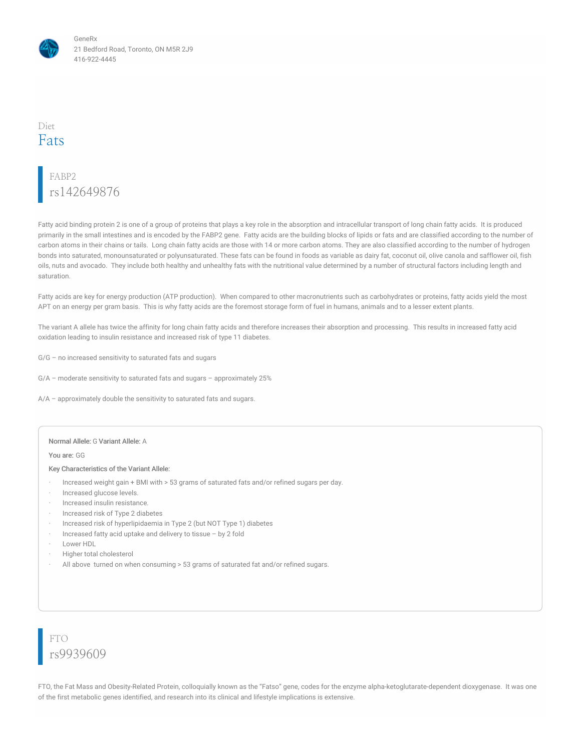GeneRx
21 Bedford Road, Toronto, ON M5R 2J9
416-922-4445

Diet

# Fats

## FABP2
## rs142649876

Fatty acid binding protein 2 is one of a group of proteins that plays a key role in the absorption and intracellular transport of long chain fatty acids. It is produced primarily in the small intestines and is encoded by the FABP2 gene. Fatty acids are the building blocks of lipids or fats and are classified according to the number of carbon atoms in their chains or tails. Long chain fatty acids are those with 14 or more carbon atoms. They are also classified according to the number of hydrogen bonds into saturated, monounsaturated or polyunsaturated. These fats can be found in foods as variable as dairy fat, coconut oil, olive canola and safflower oil, fish oils, nuts and avocado. They include both healthy and unhealthy fats with the nutritional value determined by a number of structural factors including length and saturation.

Fatty acids are key for energy production (ATP production). When compared to other macronutrients such as carbohydrates or proteins, fatty acids yield the most APT on an energy per gram basis. This is why fatty acids are the foremost storage form of fuel in humans, animals and to a lesser extent plants.

The variant A allele has twice the affinity for long chain fatty acids and therefore increases their absorption and processing. This results in increased fatty acid oxidation leading to insulin resistance and increased risk of type 11 diabetes.

G/G – no increased sensitivity to saturated fats and sugars

G/A – moderate sensitivity to saturated fats and sugars – approximately 25%

A/A – approximately double the sensitivity to saturated fats and sugars.

**Normal Allele:** G **Variant Allele:** A

**You are:** GG

**Key Characteristics of the Variant Allele:**

- Increased weight gain + BMI with > 53 grams of saturated fats and/or refined sugars per day.
- Increased glucose levels.
- Increased insulin resistance.
- Increased risk of Type 2 diabetes
- Increased risk of hyperlipidaemia in Type 2 (but NOT Type 1) diabetes
- Increased fatty acid uptake and delivery to tissue – by 2 fold
- Lower HDL
- Higher total cholesterol
- All above turned on when consuming > 53 grams of saturated fat and/or refined sugars.

## FTO
## rs9939609

FTO, the Fat Mass and Obesity-Related Protein, colloquially known as the "Fatso" gene, codes for the enzyme alpha-ketoglutarate-dependent dioxygenase. It was one of the first metabolic genes identified, and research into its clinical and lifestyle implications is extensive.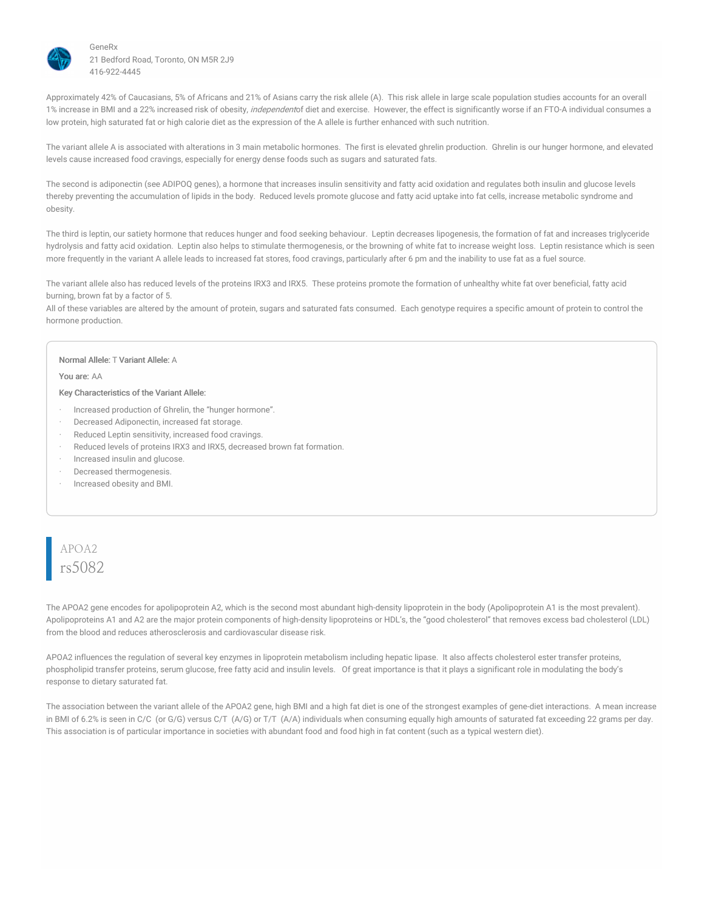Approximately 42% of Caucasians, 5% of Africans and 21% of Asians carry the risk allele (A). This risk allele in large scale population studies accounts for an overall 1% increase in BMI and a 22% increased risk of obesity, *independent*of diet and exercise. However, the effect is significantly worse if an FTO-A individual consumes a low protein, high saturated fat or high calorie diet as the expression of the A allele is further enhanced with such nutrition.

The variant allele A is associated with alterations in 3 main metabolic hormones. The first is elevated ghrelin production. Ghrelin is our hunger hormone, and elevated levels cause increased food cravings, especially for energy dense foods such as sugars and saturated fats.

The second is adiponectin (see ADIPOQ genes), a hormone that increases insulin sensitivity and fatty acid oxidation and regulates both insulin and glucose levels thereby preventing the accumulation of lipids in the body. Reduced levels promote glucose and fatty acid uptake into fat cells, increase metabolic syndrome and obesity.

The third is leptin, our satiety hormone that reduces hunger and food seeking behaviour. Leptin decreases lipogenesis, the formation of fat and increases triglyceride hydrolysis and fatty acid oxidation. Leptin also helps to stimulate thermogenesis, or the browning of white fat to increase weight loss. Leptin resistance which is seen more frequently in the variant A allele leads to increased fat stores, food cravings, particularly after 6 pm and the inability to use fat as a fuel source.

The variant allele also has reduced levels of the proteins IRX3 and IRX5. These proteins promote the formation of unhealthy white fat over beneficial, fatty acid burning, brown fat by a factor of 5.
All of these variables are altered by the amount of protein, sugars and saturated fats consumed. Each genotype requires a specific amount of protein to control the hormone production.

**Normal Allele:** T **Variant Allele:** A

**You are:** AA

**Key Characteristics of the Variant Allele:**

- Increased production of Ghrelin, the "hunger hormone".
- Decreased Adiponectin, increased fat storage.
- Reduced Leptin sensitivity, increased food cravings.
- Reduced levels of proteins IRX3 and IRX5, decreased brown fat formation.
- Increased insulin and glucose.
- Decreased thermogenesis.
- Increased obesity and BMI.

## APOA2
## rs5082

The APOA2 gene encodes for apolipoprotein A2, which is the second most abundant high-density lipoprotein in the body (Apolipoprotein A1 is the most prevalent). Apolipoproteins A1 and A2 are the major protein components of high-density lipoproteins or HDL's, the "good cholesterol" that removes excess bad cholesterol (LDL) from the blood and reduces atherosclerosis and cardiovascular disease risk.

APOA2 influences the regulation of several key enzymes in lipoprotein metabolism including hepatic lipase. It also affects cholesterol ester transfer proteins, phospholipid transfer proteins, serum glucose, free fatty acid and insulin levels. Of great importance is that it plays a significant role in modulating the body's response to dietary saturated fat.

The association between the variant allele of the APOA2 gene, high BMI and a high fat diet is one of the strongest examples of gene-diet interactions. A mean increase in BMI of 6.2% is seen in C/C (or G/G) versus C/T (A/G) or T/T (A/A) individuals when consuming equally high amounts of saturated fat exceeding 22 grams per day. This association is of particular importance in societies with abundant food and food high in fat content (such as a typical western diet).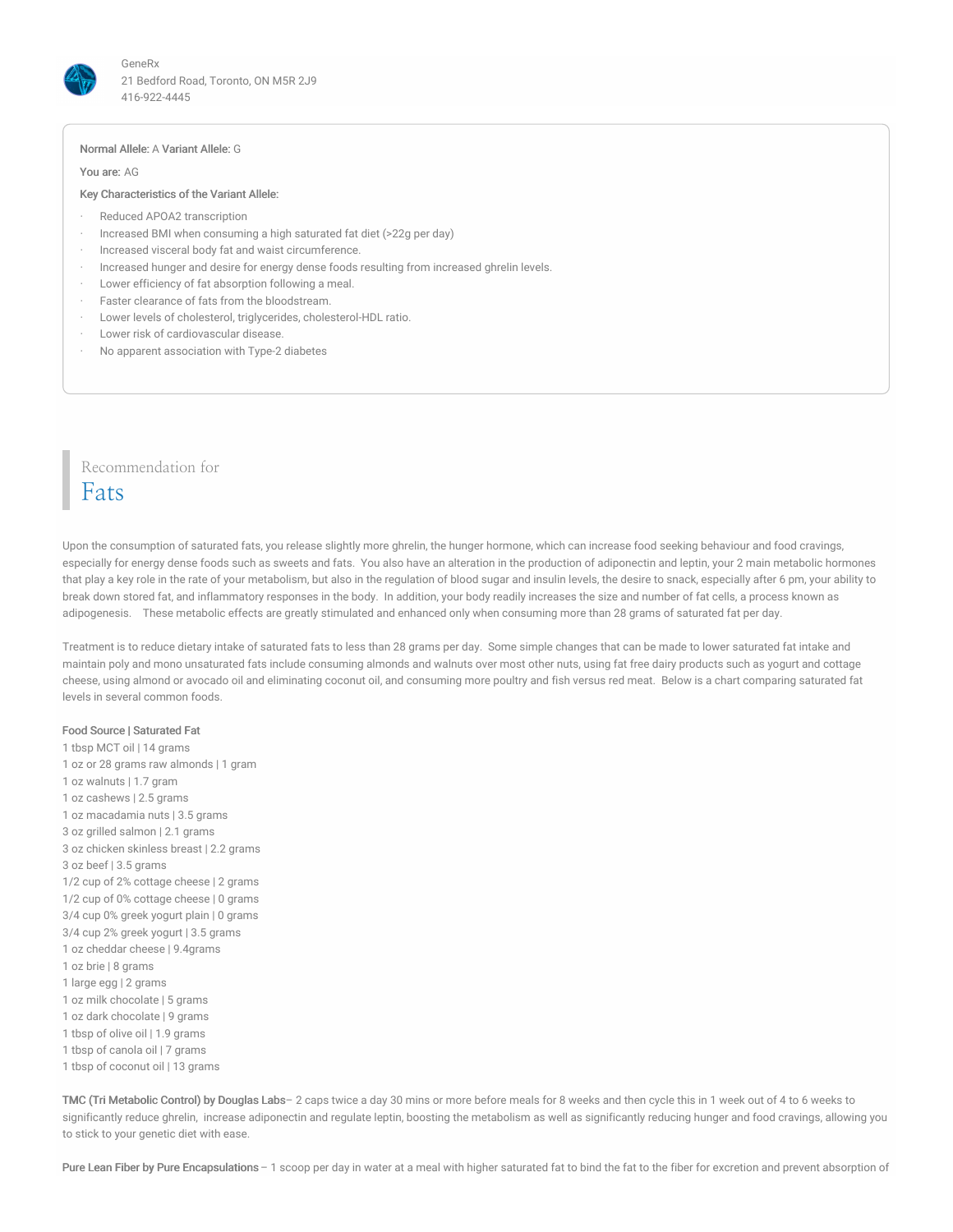GeneRx
21 Bedford Road, Toronto, ON M5R 2J9
416-922-4445

**Normal Allele:** A **Variant Allele:** G

**You are:** AG

**Key Characteristics of the Variant Allele:**

- Reduced APOA2 transcription
- Increased BMI when consuming a high saturated fat diet (>22g per day)
- Increased visceral body fat and waist circumference.
- Increased hunger and desire for energy dense foods resulting from increased ghrelin levels.
- Lower efficiency of fat absorption following a meal.
- Faster clearance of fats from the bloodstream.
- Lower levels of cholesterol, triglycerides, cholesterol-HDL ratio.
- Lower risk of cardiovascular disease.
- No apparent association with Type-2 diabetes

## Recommendation for Fats

Upon the consumption of saturated fats, you release slightly more ghrelin, the hunger hormone, which can increase food seeking behaviour and food cravings, especially for energy dense foods such as sweets and fats. You also have an alteration in the production of adiponectin and leptin, your 2 main metabolic hormones that play a key role in the rate of your metabolism, but also in the regulation of blood sugar and insulin levels, the desire to snack, especially after 6 pm, your ability to break down stored fat, and inflammatory responses in the body. In addition, your body readily increases the size and number of fat cells, a process known as adipogenesis. These metabolic effects are greatly stimulated and enhanced only when consuming more than 28 grams of saturated fat per day.

Treatment is to reduce dietary intake of saturated fats to less than 28 grams per day. Some simple changes that can be made to lower saturated fat intake and maintain poly and mono unsaturated fats include consuming almonds and walnuts over most other nuts, using fat free dairy products such as yogurt and cottage cheese, using almond or avocado oil and eliminating coconut oil, and consuming more poultry and fish versus red meat. Below is a chart comparing saturated fat levels in several common foods.

**Food Source | Saturated Fat**
1 tbsp MCT oil | 14 grams
1 oz or 28 grams raw almonds | 1 gram
1 oz walnuts | 1.7 gram
1 oz cashews | 2.5 grams
1 oz macadamia nuts | 3.5 grams
3 oz grilled salmon | 2.1 grams
3 oz chicken skinless breast | 2.2 grams
3 oz beef | 3.5 grams
1/2 cup of 2% cottage cheese | 2 grams
1/2 cup of 0% cottage cheese | 0 grams
3/4 cup 0% greek yogurt plain | 0 grams
3/4 cup 2% greek yogurt | 3.5 grams
1 oz cheddar cheese | 9.4grams
1 oz brie | 8 grams
1 large egg | 2 grams
1 oz milk chocolate | 5 grams
1 oz dark chocolate | 9 grams
1 tbsp of olive oil | 1.9 grams
1 tbsp of canola oil | 7 grams
1 tbsp of coconut oil | 13 grams

**TMC (Tri Metabolic Control) by Douglas Labs**– 2 caps twice a day 30 mins or more before meals for 8 weeks and then cycle this in 1 week out of 4 to 6 weeks to significantly reduce ghrelin, increase adiponectin and regulate leptin, boosting the metabolism as well as significantly reducing hunger and food cravings, allowing you to stick to your genetic diet with ease.

**Pure Lean Fiber by Pure Encapsulations** – 1 scoop per day in water at a meal with higher saturated fat to bind the fat to the fiber for excretion and prevent absorption of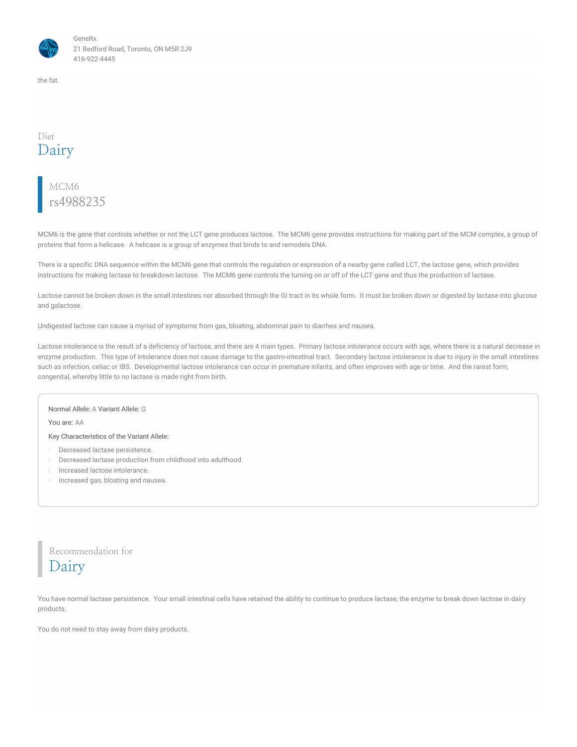the fat.

Diet

# Dairy

MCM6

## rs4988235

MCM6 is the gene that controls whether or not the LCT gene produces lactose. The MCM6 gene provides instructions for making part of the MCM complex, a group of proteins that form a helicase. A helicase is a group of enzymes that binds to and remodels DNA.

There is a specific DNA sequence within the MCM6 gene that controls the regulation or expression of a nearby gene called LCT, the lactose gene, which provides instructions for making lactase to breakdown lactose. The MCM6 gene controls the turning on or off of the LCT gene and thus the production of lactase.

Lactose cannot be broken down in the small intestines nor absorbed through the GI tract in its whole form. It must be broken down or digested by lactase into glucose and galactose.

Undigested lactose can cause a myriad of symptoms from gas, bloating, abdominal pain to diarrhea and nausea.

Lactose intolerance is the result of a deficiency of lactose, and there are 4 main types. Primary lactose intolerance occurs with age, where there is a natural decrease in enzyme production. This type of intolerance does not cause damage to the gastro-intestinal tract. Secondary lactose intolerance is due to injury in the small intestines such as infection, celiac or IBS. Developmental lactose intolerance can occur in premature infants, and often improves with age or time. And the rarest form, congenital, whereby little to no lactase is made right from birth.

**Normal Allele:** A **Variant Allele:** G

**You are:** AA

**Key Characteristics of the Variant Allele:**

- Decreased lactase persistence.
- Decreased lactase production from childhood into adulthood.
- Increased lactose intolerance.
- Increased gas, bloating and nausea.

Recommendation for

## Dairy

You have normal lactase persistence. Your small intestinal cells have retained the ability to continue to produce lactase, the enzyme to break down lactose in dairy products.

You do not need to stay away from dairy products.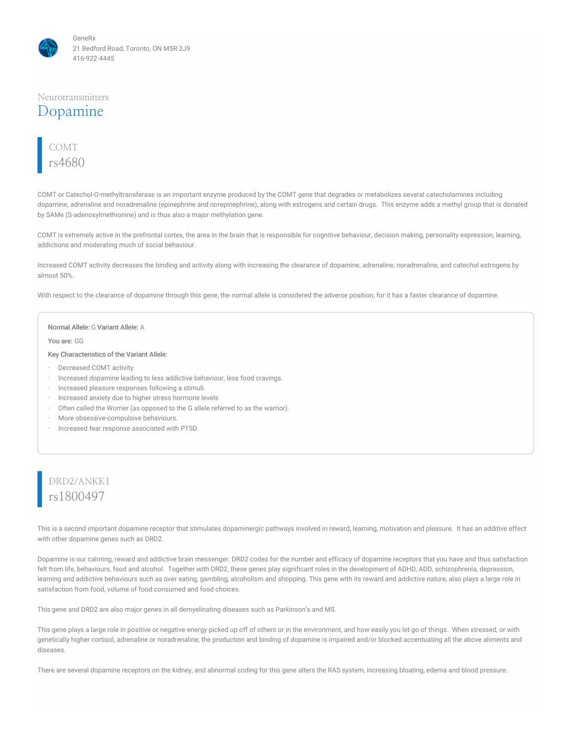GeneRx
21 Bedford Road, Toronto, ON M5R 2J9
416-922-4445

Neurotransmitters

# Dopamine

## COMT
## rs4680

COMT or Catechol-O-methyltransferase is an important enzyme produced by the COMT gene that degrades or metabolizes several catecholamines including dopamine, adrenaline and noradrenaline (epinephrine and norepinephrine), along with estrogens and certain drugs.  This enzyme adds a methyl group that is donated by SAMe (S-adenosylmethionine) and is thus also a major methylation gene.

COMT is extremely active in the prefrontal cortex, the area in the brain that is responsible for cognitive behaviour, decision making, personality expression, learning, addictions and moderating much of social behaviour.

Increased COMT activity decreases the binding and activity along with increasing the clearance of dopamine, adrenaline, noradrenaline, and catechol estrogens by almost 50%.

With respect to the clearance of dopamine through this gene, the normal allele is considered the adverse position, for it has a faster clearance of dopamine.

**Normal Allele:** G **Variant Allele:** A

**You are:** GG

**Key Characteristics of the Variant Allele:**

- Decreased COMT activity.
- Increased dopamine leading to less addictive behaviour, less food cravings.
- Increased pleasure responses following a stimuli.
- Increased anxiety due to higher stress hormone levels
- Often called the Worrier (as opposed to the G allele referred to as the warrior).
- More obsessive-compulsive behaviours.
- Increased fear response associated with PTSD.

## DRD2/ANKK1
## rs1800497

This is a second important dopamine receptor that stimulates dopaminergic pathways involved in reward, learning, motivation and pleasure.  It has an additive effect with other dopamine genes such as DRD2.

Dopamine is our calming, reward and addictive brain messenger. DRD2 codes for the number and efficacy of dopamine receptors that you have and thus satisfaction felt from life, behaviours, food and alcohol.  Together with DRD2, these genes play significant roles in the development of ADHD, ADD, schizophrenia, depression, learning and addictive behaviours such as over eating, gambling, alcoholism and shopping. This gene with its reward and addictive nature, also plays a large role in satisfaction from food, volume of food consumed and food choices.

This gene and DRD2 are also major genes in all demyelinating diseases such as Parkinson's and MS.

This gene plays a large role in positive or negative energy picked up off of others or in the environment, and how easily you let go of things.  When stressed, or with genetically higher cortisol, adrenaline or noradrenaline, the production and binding of dopamine is impaired and/or blocked accentuating all the above aliments and diseases.

There are several dopamine receptors on the kidney, and abnormal coding for this gene alters the RAS system, increasing bloating, edema and blood pressure.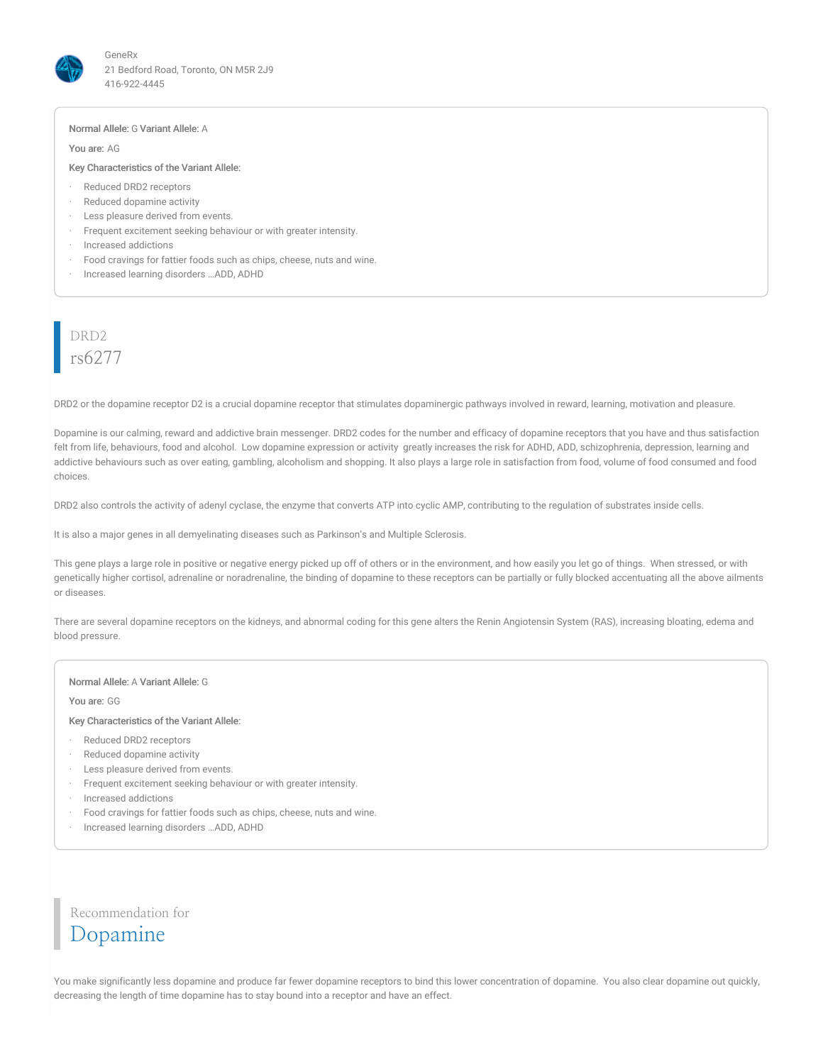GeneRx
21 Bedford Road, Toronto, ON M5R 2J9
416-922-4445

**Normal Allele:** G **Variant Allele:** A

**You are:** AG

**Key Characteristics of the Variant Allele:**

- Reduced DRD2 receptors
- Reduced dopamine activity
- Less pleasure derived from events.
- Frequent excitement seeking behaviour or with greater intensity.
- Increased addictions
- Food cravings for fattier foods such as chips, cheese, nuts and wine.
- Increased learning disorders …ADD, ADHD

## DRD2
## rs6277

DRD2 or the dopamine receptor D2 is a crucial dopamine receptor that stimulates dopaminergic pathways involved in reward, learning, motivation and pleasure.

Dopamine is our calming, reward and addictive brain messenger. DRD2 codes for the number and efficacy of dopamine receptors that you have and thus satisfaction felt from life, behaviours, food and alcohol. Low dopamine expression or activity greatly increases the risk for ADHD, ADD, schizophrenia, depression, learning and addictive behaviours such as over eating, gambling, alcoholism and shopping. It also plays a large role in satisfaction from food, volume of food consumed and food choices.

DRD2 also controls the activity of adenyl cyclase, the enzyme that converts ATP into cyclic AMP, contributing to the regulation of substrates inside cells.

It is also a major genes in all demyelinating diseases such as Parkinson's and Multiple Sclerosis.

This gene plays a large role in positive or negative energy picked up off of others or in the environment, and how easily you let go of things. When stressed, or with genetically higher cortisol, adrenaline or noradrenaline, the binding of dopamine to these receptors can be partially or fully blocked accentuating all the above ailments or diseases.

There are several dopamine receptors on the kidneys, and abnormal coding for this gene alters the Renin Angiotensin System (RAS), increasing bloating, edema and blood pressure.

**Normal Allele:** A **Variant Allele:** G

**You are:** GG

**Key Characteristics of the Variant Allele:**

- Reduced DRD2 receptors
- Reduced dopamine activity
- Less pleasure derived from events.
- Frequent excitement seeking behaviour or with greater intensity.
- Increased addictions
- Food cravings for fattier foods such as chips, cheese, nuts and wine.
- Increased learning disorders …ADD, ADHD

## Recommendation for
## Dopamine

You make significantly less dopamine and produce far fewer dopamine receptors to bind this lower concentration of dopamine. You also clear dopamine out quickly, decreasing the length of time dopamine has to stay bound into a receptor and have an effect.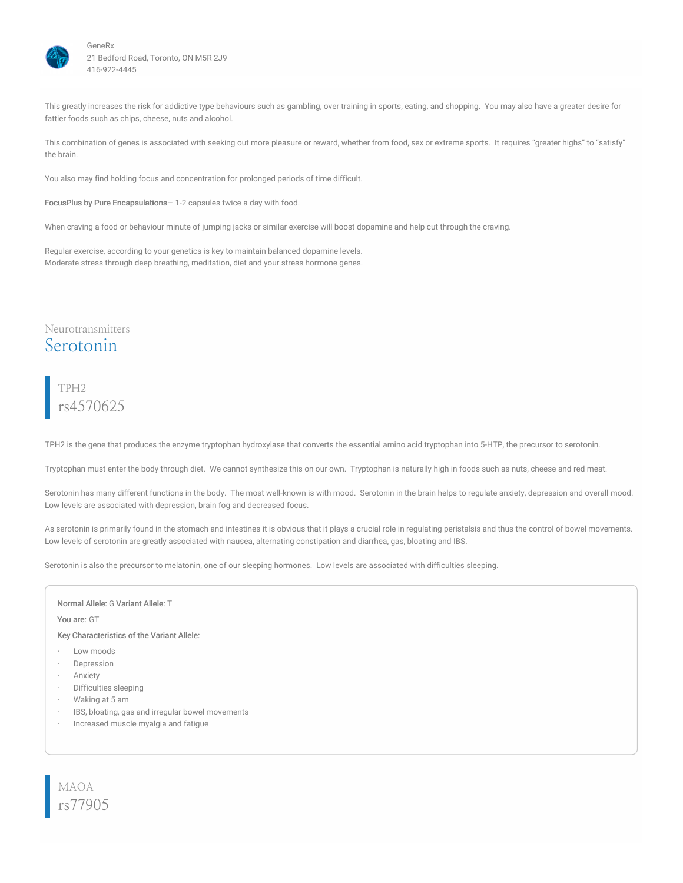This greatly increases the risk for addictive type behaviours such as gambling, over training in sports, eating, and shopping.  You may also have a greater desire for fattier foods such as chips, cheese, nuts and alcohol.

This combination of genes is associated with seeking out more pleasure or reward, whether from food, sex or extreme sports.  It requires "greater highs" to "satisfy" the brain.

You also may find holding focus and concentration for prolonged periods of time difficult.

**FocusPlus by Pure Encapsulations**– 1-2 capsules twice a day with food.

When craving a food or behaviour minute of jumping jacks or similar exercise will boost dopamine and help cut through the craving.

Regular exercise, according to your genetics is key to maintain balanced dopamine levels.
Moderate stress through deep breathing, meditation, diet and your stress hormone genes.

Neurotransmitters
# Serotonin

TPH2
## rs4570625

TPH2 is the gene that produces the enzyme tryptophan hydroxylase that converts the essential amino acid tryptophan into 5-HTP, the precursor to serotonin.

Tryptophan must enter the body through diet.  We cannot synthesize this on our own.  Tryptophan is naturally high in foods such as nuts, cheese and red meat.

Serotonin has many different functions in the body.  The most well-known is with mood.  Serotonin in the brain helps to regulate anxiety, depression and overall mood.  Low levels are associated with depression, brain fog and decreased focus.

As serotonin is primarily found in the stomach and intestines it is obvious that it plays a crucial role in regulating peristalsis and thus the control of bowel movements.  Low levels of serotonin are greatly associated with nausea, alternating constipation and diarrhea, gas, bloating and IBS.

Serotonin is also the precursor to melatonin, one of our sleeping hormones.  Low levels are associated with difficulties sleeping.

**Normal Allele:** G **Variant Allele:** T

**You are:** GT

**Key Characteristics of the Variant Allele:**

- Low moods
- Depression
- Anxiety
- Difficulties sleeping
- Waking at 5 am
- IBS, bloating, gas and irregular bowel movements
- Increased muscle myalgia and fatigue

MAOA
## rs77905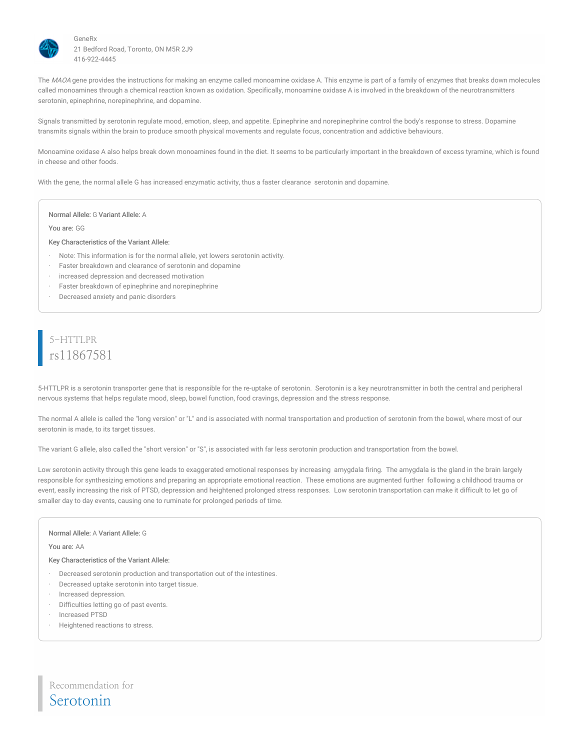The *MAOA* gene provides the instructions for making an enzyme called monoamine oxidase A. This enzyme is part of a family of enzymes that breaks down molecules called monoamines through a chemical reaction known as oxidation. Specifically, monoamine oxidase A is involved in the breakdown of the neurotransmitters serotonin, epinephrine, norepinephrine, and dopamine.

Signals transmitted by serotonin regulate mood, emotion, sleep, and appetite. Epinephrine and norepinephrine control the body's response to stress. Dopamine transmits signals within the brain to produce smooth physical movements and regulate focus, concentration and addictive behaviours.

Monoamine oxidase A also helps break down monoamines found in the diet. It seems to be particularly important in the breakdown of excess tyramine, which is found in cheese and other foods.

With the gene, the normal allele G has increased enzymatic activity, thus a faster clearance  serotonin and dopamine.

**Normal Allele:** G **Variant Allele:** A

**You are:** GG

**Key Characteristics of the Variant Allele:**

- Note: This information is for the normal allele, yet lowers serotonin activity.
- Faster breakdown and clearance of serotonin and dopamine
- increased depression and decreased motivation
- Faster breakdown of epinephrine and norepinephrine
- Decreased anxiety and panic disorders

## 5-HTTLPR
## rs11867581

5-HTTLPR is a serotonin transporter gene that is responsible for the re-uptake of serotonin.  Serotonin is a key neurotransmitter in both the central and peripheral nervous systems that helps regulate mood, sleep, bowel function, food cravings, depression and the stress response.

The normal A allele is called the "long version" or "L" and is associated with normal transportation and production of serotonin from the bowel, where most of our serotonin is made, to its target tissues.

The variant G allele, also called the "short version" or "S", is associated with far less serotonin production and transportation from the bowel.

Low serotonin activity through this gene leads to exaggerated emotional responses by increasing  amygdala firing.  The amygdala is the gland in the brain largely responsible for synthesizing emotions and preparing an appropriate emotional reaction.  These emotions are augmented further  following a childhood trauma or event, easily increasing the risk of PTSD, depression and heightened prolonged stress responses.  Low serotonin transportation can make it difficult to let go of smaller day to day events, causing one to ruminate for prolonged periods of time.

**Normal Allele:** A **Variant Allele:** G

**You are:** AA

**Key Characteristics of the Variant Allele:**

- Decreased serotonin production and transportation out of the intestines.
- Decreased uptake serotonin into target tissue.
- Increased depression.
- Difficulties letting go of past events.
- Increased PTSD
- Heightened reactions to stress.

## Recommendation for
## Serotonin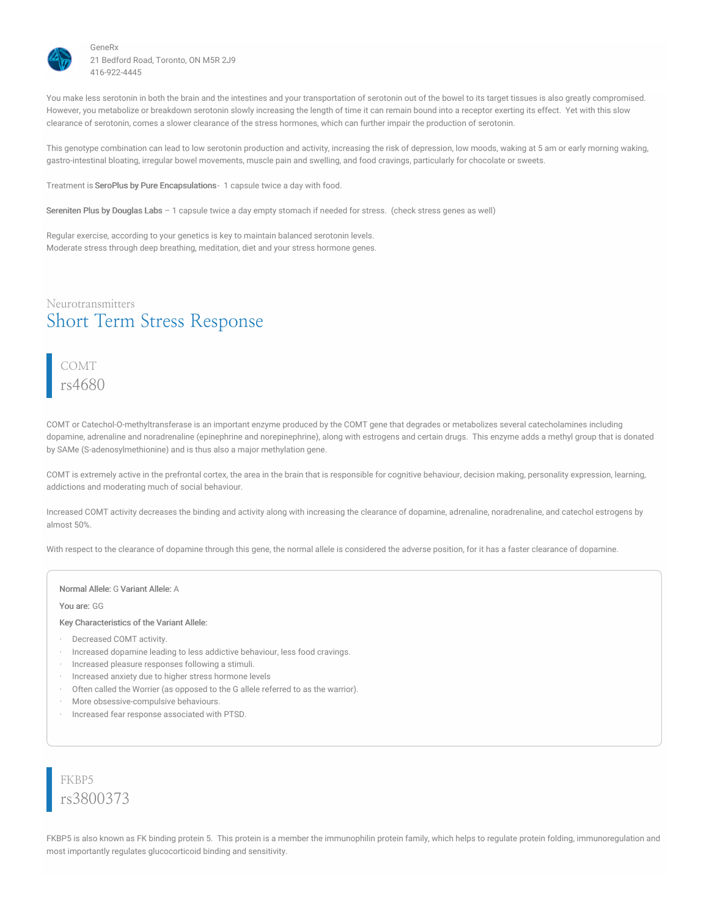You make less serotonin in both the brain and the intestines and your transportation of serotonin out of the bowel to its target tissues is also greatly compromised. However, you metabolize or breakdown serotonin slowly increasing the length of time it can remain bound into a receptor exerting its effect. Yet with this slow clearance of serotonin, comes a slower clearance of the stress hormones, which can further impair the production of serotonin.

This genotype combination can lead to low serotonin production and activity, increasing the risk of depression, low moods, waking at 5 am or early morning waking, gastro-intestinal bloating, irregular bowel movements, muscle pain and swelling, and food cravings, particularly for chocolate or sweets.

Treatment is **SeroPlus by Pure Encapsulations**- 1 capsule twice a day with food.

**Sereniten Plus by Douglas Labs** – 1 capsule twice a day empty stomach if needed for stress. (check stress genes as well)

Regular exercise, according to your genetics is key to maintain balanced serotonin levels.
Moderate stress through deep breathing, meditation, diet and your stress hormone genes.

Neurotransmitters

# Short Term Stress Response

## COMT
## rs4680

COMT or Catechol-O-methyltransferase is an important enzyme produced by the COMT gene that degrades or metabolizes several catecholamines including dopamine, adrenaline and noradrenaline (epinephrine and norepinephrine), along with estrogens and certain drugs. This enzyme adds a methyl group that is donated by SAMe (S-adenosylmethionine) and is thus also a major methylation gene.

COMT is extremely active in the prefrontal cortex, the area in the brain that is responsible for cognitive behaviour, decision making, personality expression, learning, addictions and moderating much of social behaviour.

Increased COMT activity decreases the binding and activity along with increasing the clearance of dopamine, adrenaline, noradrenaline, and catechol estrogens by almost 50%.

With respect to the clearance of dopamine through this gene, the normal allele is considered the adverse position, for it has a faster clearance of dopamine.

**Normal Allele:** G **Variant Allele:** A

**You are:** GG

**Key Characteristics of the Variant Allele:**

- Decreased COMT activity.
- Increased dopamine leading to less addictive behaviour, less food cravings.
- Increased pleasure responses following a stimuli.
- Increased anxiety due to higher stress hormone levels
- Often called the Worrier (as opposed to the G allele referred to as the warrior).
- More obsessive-compulsive behaviours.
- Increased fear response associated with PTSD.

## FKBP5
## rs3800373

FKBP5 is also known as FK binding protein 5. This protein is a member the immunophilin protein family, which helps to regulate protein folding, immunoregulation and most importantly regulates glucocorticoid binding and sensitivity.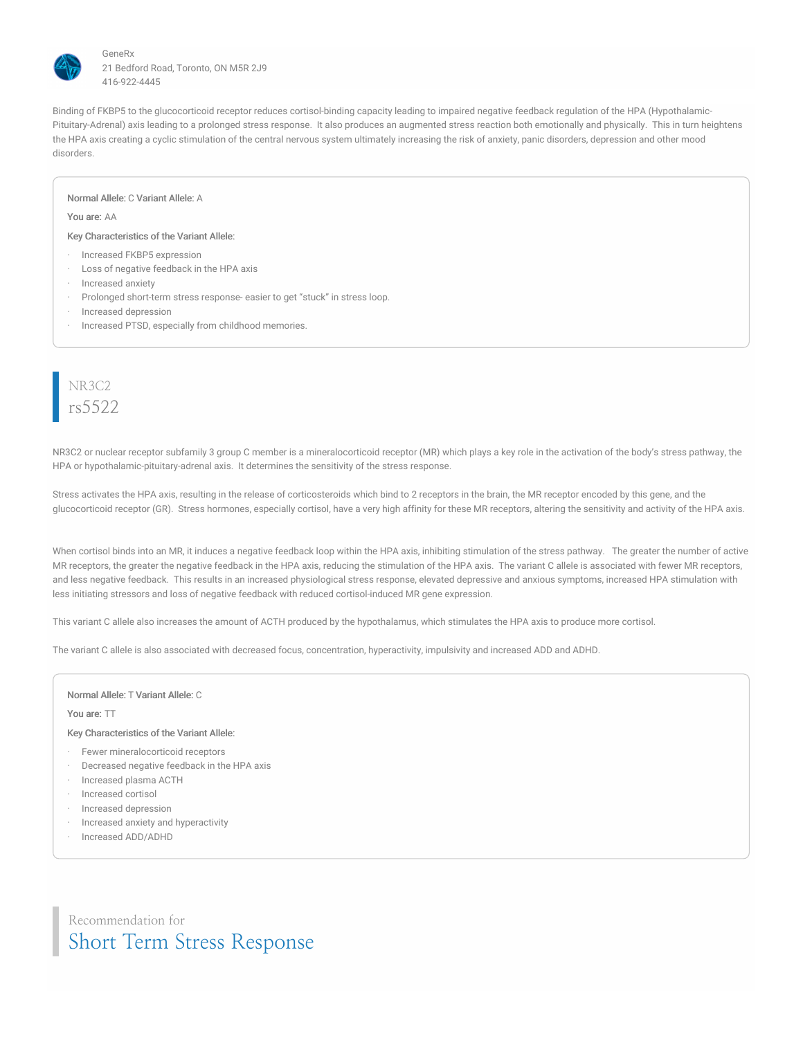Binding of FKBP5 to the glucocorticoid receptor reduces cortisol-binding capacity leading to impaired negative feedback regulation of the HPA (Hypothalamic-Pituitary-Adrenal) axis leading to a prolonged stress response. It also produces an augmented stress reaction both emotionally and physically. This in turn heightens the HPA axis creating a cyclic stimulation of the central nervous system ultimately increasing the risk of anxiety, panic disorders, depression and other mood disorders.

**Normal Allele:** C **Variant Allele:** A

**You are:** AA

**Key Characteristics of the Variant Allele:**

- Increased FKBP5 expression
- Loss of negative feedback in the HPA axis
- Increased anxiety
- Prolonged short-term stress response- easier to get "stuck" in stress loop.
- Increased depression
- Increased PTSD, especially from childhood memories.

## NR3C2
## rs5522

NR3C2 or nuclear receptor subfamily 3 group C member is a mineralocorticoid receptor (MR) which plays a key role in the activation of the body's stress pathway, the HPA or hypothalamic-pituitary-adrenal axis. It determines the sensitivity of the stress response.

Stress activates the HPA axis, resulting in the release of corticosteroids which bind to 2 receptors in the brain, the MR receptor encoded by this gene, and the glucocorticoid receptor (GR). Stress hormones, especially cortisol, have a very high affinity for these MR receptors, altering the sensitivity and activity of the HPA axis.

When cortisol binds into an MR, it induces a negative feedback loop within the HPA axis, inhibiting stimulation of the stress pathway. The greater the number of active MR receptors, the greater the negative feedback in the HPA axis, reducing the stimulation of the HPA axis. The variant C allele is associated with fewer MR receptors, and less negative feedback. This results in an increased physiological stress response, elevated depressive and anxious symptoms, increased HPA stimulation with less initiating stressors and loss of negative feedback with reduced cortisol-induced MR gene expression.

This variant C allele also increases the amount of ACTH produced by the hypothalamus, which stimulates the HPA axis to produce more cortisol.

The variant C allele is also associated with decreased focus, concentration, hyperactivity, impulsivity and increased ADD and ADHD.

**Normal Allele:** T **Variant Allele:** C

**You are:** TT

**Key Characteristics of the Variant Allele:**

- Fewer mineralocorticoid receptors
- Decreased negative feedback in the HPA axis
- Increased plasma ACTH
- Increased cortisol
- Increased depression
- Increased anxiety and hyperactivity
- Increased ADD/ADHD

Recommendation for
## Short Term Stress Response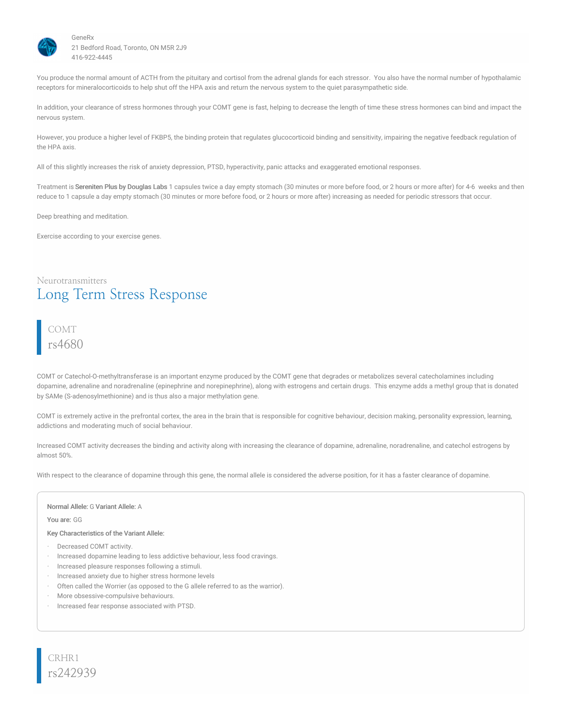You produce the normal amount of ACTH from the pituitary and cortisol from the adrenal glands for each stressor.  You also have the normal number of hypothalamic receptors for mineralocorticoids to help shut off the HPA axis and return the nervous system to the quiet parasympathetic side.

In addition, your clearance of stress hormones through your COMT gene is fast, helping to decrease the length of time these stress hormones can bind and impact the nervous system.

However, you produce a higher level of FKBP5, the binding protein that regulates glucocorticoid binding and sensitivity, impairing the negative feedback regulation of the HPA axis.

All of this slightly increases the risk of anxiety depression, PTSD, hyperactivity, panic attacks and exaggerated emotional responses.

Treatment is **Sereniten Plus by Douglas Labs** 1 capsules twice a day empty stomach (30 minutes or more before food, or 2 hours or more after) for 4-6  weeks and then reduce to 1 capsule a day empty stomach (30 minutes or more before food, or 2 hours or more after) increasing as needed for periodic stressors that occur.

Deep breathing and meditation.

Exercise according to your exercise genes.

Neurotransmitters

# Long Term Stress Response

## COMT
## rs4680

COMT or Catechol-O-methyltransferase is an important enzyme produced by the COMT gene that degrades or metabolizes several catecholamines including dopamine, adrenaline and noradrenaline (epinephrine and norepinephrine), along with estrogens and certain drugs.  This enzyme adds a methyl group that is donated by SAMe (S-adenosylmethionine) and is thus also a major methylation gene.

COMT is extremely active in the prefrontal cortex, the area in the brain that is responsible for cognitive behaviour, decision making, personality expression, learning, addictions and moderating much of social behaviour.

Increased COMT activity decreases the binding and activity along with increasing the clearance of dopamine, adrenaline, noradrenaline, and catechol estrogens by almost 50%.

With respect to the clearance of dopamine through this gene, the normal allele is considered the adverse position, for it has a faster clearance of dopamine.

**Normal Allele:** G **Variant Allele:** A

**You are:** GG

**Key Characteristics of the Variant Allele:**

- Decreased COMT activity.
- Increased dopamine leading to less addictive behaviour, less food cravings.
- Increased pleasure responses following a stimuli.
- Increased anxiety due to higher stress hormone levels
- Often called the Worrier (as opposed to the G allele referred to as the warrior).
- More obsessive-compulsive behaviours.
- Increased fear response associated with PTSD.

## CRHR1
## rs242939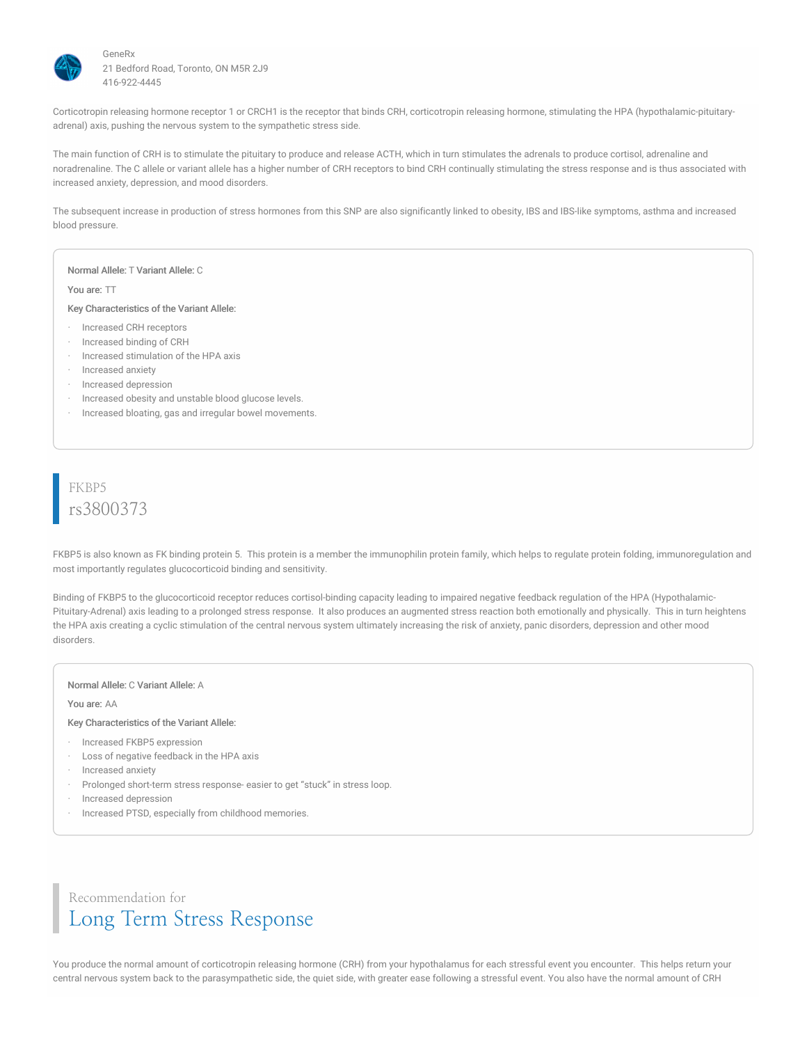Corticotropin releasing hormone receptor 1 or CRCH1 is the receptor that binds CRH, corticotropin releasing hormone, stimulating the HPA (hypothalamic-pituitary-adrenal) axis, pushing the nervous system to the sympathetic stress side.

The main function of CRH is to stimulate the pituitary to produce and release ACTH, which in turn stimulates the adrenals to produce cortisol, adrenaline and noradrenaline. The C allele or variant allele has a higher number of CRH receptors to bind CRH continually stimulating the stress response and is thus associated with increased anxiety, depression, and mood disorders.

The subsequent increase in production of stress hormones from this SNP are also significantly linked to obesity, IBS and IBS-like symptoms, asthma and increased blood pressure.

**Normal Allele:** T **Variant Allele:** C

**You are:** TT

**Key Characteristics of the Variant Allele:**

- Increased CRH receptors
- Increased binding of CRH
- Increased stimulation of the HPA axis
- Increased anxiety
- Increased depression
- Increased obesity and unstable blood glucose levels.
- Increased bloating, gas and irregular bowel movements.

## FKBP5
## rs3800373

FKBP5 is also known as FK binding protein 5. This protein is a member the immunophilin protein family, which helps to regulate protein folding, immunoregulation and most importantly regulates glucocorticoid binding and sensitivity.

Binding of FKBP5 to the glucocorticoid receptor reduces cortisol-binding capacity leading to impaired negative feedback regulation of the HPA (Hypothalamic-Pituitary-Adrenal) axis leading to a prolonged stress response. It also produces an augmented stress reaction both emotionally and physically. This in turn heightens the HPA axis creating a cyclic stimulation of the central nervous system ultimately increasing the risk of anxiety, panic disorders, depression and other mood disorders.

**Normal Allele:** C **Variant Allele:** A

**You are:** AA

**Key Characteristics of the Variant Allele:**

- Increased FKBP5 expression
- Loss of negative feedback in the HPA axis
- Increased anxiety
- Prolonged short-term stress response- easier to get "stuck" in stress loop.
- Increased depression
- Increased PTSD, especially from childhood memories.

## Recommendation for
## Long Term Stress Response

You produce the normal amount of corticotropin releasing hormone (CRH) from your hypothalamus for each stressful event you encounter. This helps return your central nervous system back to the parasympathetic side, the quiet side, with greater ease following a stressful event. You also have the normal amount of CRH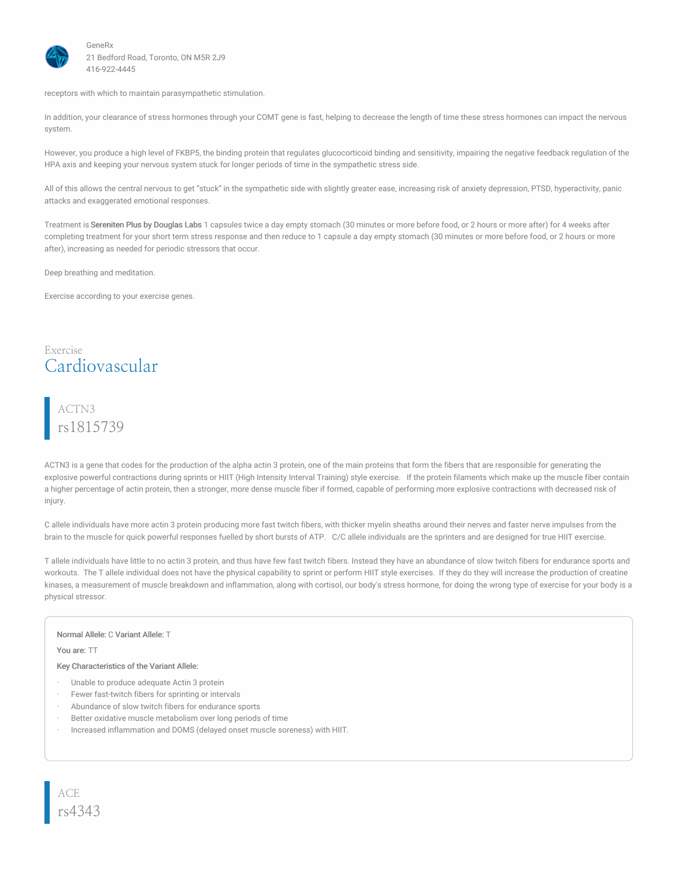receptors with which to maintain parasympathetic stimulation.

In addition, your clearance of stress hormones through your COMT gene is fast, helping to decrease the length of time these stress hormones can impact the nervous system.

However, you produce a high level of FKBP5, the binding protein that regulates glucocorticoid binding and sensitivity, impairing the negative feedback regulation of the HPA axis and keeping your nervous system stuck for longer periods of time in the sympathetic stress side.

All of this allows the central nervous to get "stuck" in the sympathetic side with slightly greater ease, increasing risk of anxiety depression, PTSD, hyperactivity, panic attacks and exaggerated emotional responses.

Treatment is **Sereniten Plus by Douglas Labs** 1 capsules twice a day empty stomach (30 minutes or more before food, or 2 hours or more after) for 4 weeks after completing treatment for your short term stress response and then reduce to 1 capsule a day empty stomach (30 minutes or more before food, or 2 hours or more after), increasing as needed for periodic stressors that occur.

Deep breathing and meditation.

Exercise according to your exercise genes.

Exercise

# Cardiovascular

## ACTN3
## rs1815739

ACTN3 is a gene that codes for the production of the alpha actin 3 protein, one of the main proteins that form the fibers that are responsible for generating the explosive powerful contractions during sprints or HIIT (High Intensity Interval Training) style exercise. If the protein filaments which make up the muscle fiber contain a higher percentage of actin protein, then a stronger, more dense muscle fiber if formed, capable of performing more explosive contractions with decreased risk of injury.

C allele individuals have more actin 3 protein producing more fast twitch fibers, with thicker myelin sheaths around their nerves and faster nerve impulses from the brain to the muscle for quick powerful responses fuelled by short bursts of ATP. C/C allele individuals are the sprinters and are designed for true HIIT exercise.

T allele individuals have little to no actin 3 protein, and thus have few fast twitch fibers. Instead they have an abundance of slow twitch fibers for endurance sports and workouts. The T allele individual does not have the physical capability to sprint or perform HIIT style exercises. If they do they will increase the production of creatine kinases, a measurement of muscle breakdown and inflammation, along with cortisol, our body's stress hormone, for doing the wrong type of exercise for your body is a physical stressor.

**Normal Allele:** C **Variant Allele:** T

**You are:** TT

**Key Characteristics of the Variant Allele:**

- Unable to produce adequate Actin 3 protein
- Fewer fast-twitch fibers for sprinting or intervals
- Abundance of slow twitch fibers for endurance sports
- Better oxidative muscle metabolism over long periods of time
- Increased inflammation and DOMS (delayed onset muscle soreness) with HIIT.

## ACE
## rs4343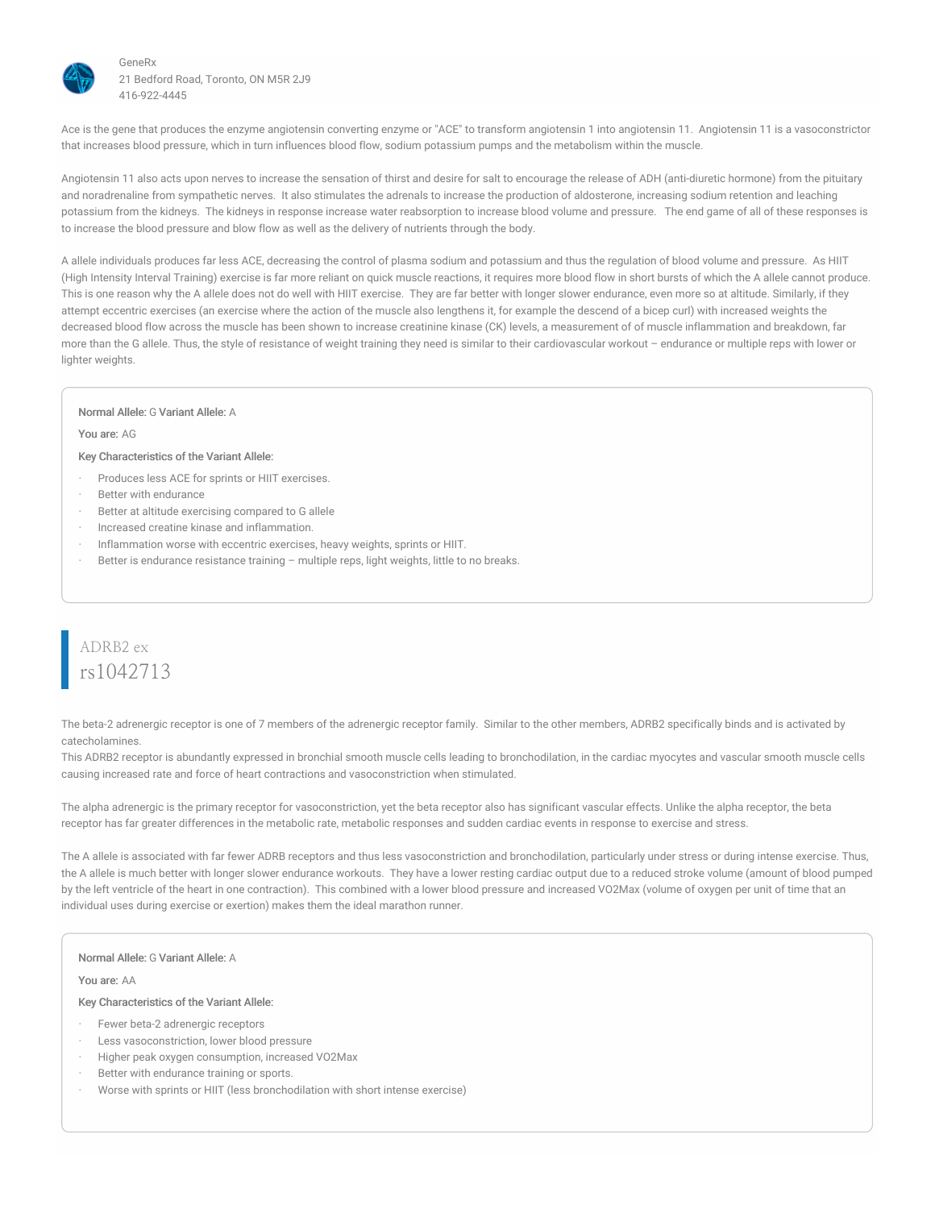GeneRx
21 Bedford Road, Toronto, ON M5R 2J9
416-922-4445

Ace is the gene that produces the enzyme angiotensin converting enzyme or "ACE" to transform angiotensin 1 into angiotensin 11. Angiotensin 11 is a vasoconstrictor that increases blood pressure, which in turn influences blood flow, sodium potassium pumps and the metabolism within the muscle.

Angiotensin 11 also acts upon nerves to increase the sensation of thirst and desire for salt to encourage the release of ADH (anti-diuretic hormone) from the pituitary and noradrenaline from sympathetic nerves. It also stimulates the adrenals to increase the production of aldosterone, increasing sodium retention and leaching potassium from the kidneys. The kidneys in response increase water reabsorption to increase blood volume and pressure. The end game of all of these responses is to increase the blood pressure and blow flow as well as the delivery of nutrients through the body.

A allele individuals produces far less ACE, decreasing the control of plasma sodium and potassium and thus the regulation of blood volume and pressure. As HIIT (High Intensity Interval Training) exercise is far more reliant on quick muscle reactions, it requires more blood flow in short bursts of which the A allele cannot produce. This is one reason why the A allele does not do well with HIIT exercise. They are far better with longer slower endurance, even more so at altitude. Similarly, if they attempt eccentric exercises (an exercise where the action of the muscle also lengthens it, for example the descend of a bicep curl) with increased weights the decreased blood flow across the muscle has been shown to increase creatinine kinase (CK) levels, a measurement of of muscle inflammation and breakdown, far more than the G allele. Thus, the style of resistance of weight training they need is similar to their cardiovascular workout – endurance or multiple reps with lower or lighter weights.

**Normal Allele:** G **Variant Allele:** A

**You are:** AG

**Key Characteristics of the Variant Allele:**

- Produces less ACE for sprints or HIIT exercises.
- Better with endurance
- Better at altitude exercising compared to G allele
- Increased creatine kinase and inflammation.
- Inflammation worse with eccentric exercises, heavy weights, sprints or HIIT.
- Better is endurance resistance training – multiple reps, light weights, little to no breaks.

## ADRB2 ex
## rs1042713

The beta-2 adrenergic receptor is one of 7 members of the adrenergic receptor family. Similar to the other members, ADRB2 specifically binds and is activated by catecholamines.
This ADRB2 receptor is abundantly expressed in bronchial smooth muscle cells leading to bronchodilation, in the cardiac myocytes and vascular smooth muscle cells causing increased rate and force of heart contractions and vasoconstriction when stimulated.

The alpha adrenergic is the primary receptor for vasoconstriction, yet the beta receptor also has significant vascular effects. Unlike the alpha receptor, the beta receptor has far greater differences in the metabolic rate, metabolic responses and sudden cardiac events in response to exercise and stress.

The A allele is associated with far fewer ADRB receptors and thus less vasoconstriction and bronchodilation, particularly under stress or during intense exercise. Thus, the A allele is much better with longer slower endurance workouts. They have a lower resting cardiac output due to a reduced stroke volume (amount of blood pumped by the left ventricle of the heart in one contraction). This combined with a lower blood pressure and increased VO2Max (volume of oxygen per unit of time that an individual uses during exercise or exertion) makes them the ideal marathon runner.

**Normal Allele:** G **Variant Allele:** A

**You are:** AA

**Key Characteristics of the Variant Allele:**

- Fewer beta-2 adrenergic receptors
- Less vasoconstriction, lower blood pressure
- Higher peak oxygen consumption, increased VO2Max
- Better with endurance training or sports.
- Worse with sprints or HIIT (less bronchodilation with short intense exercise)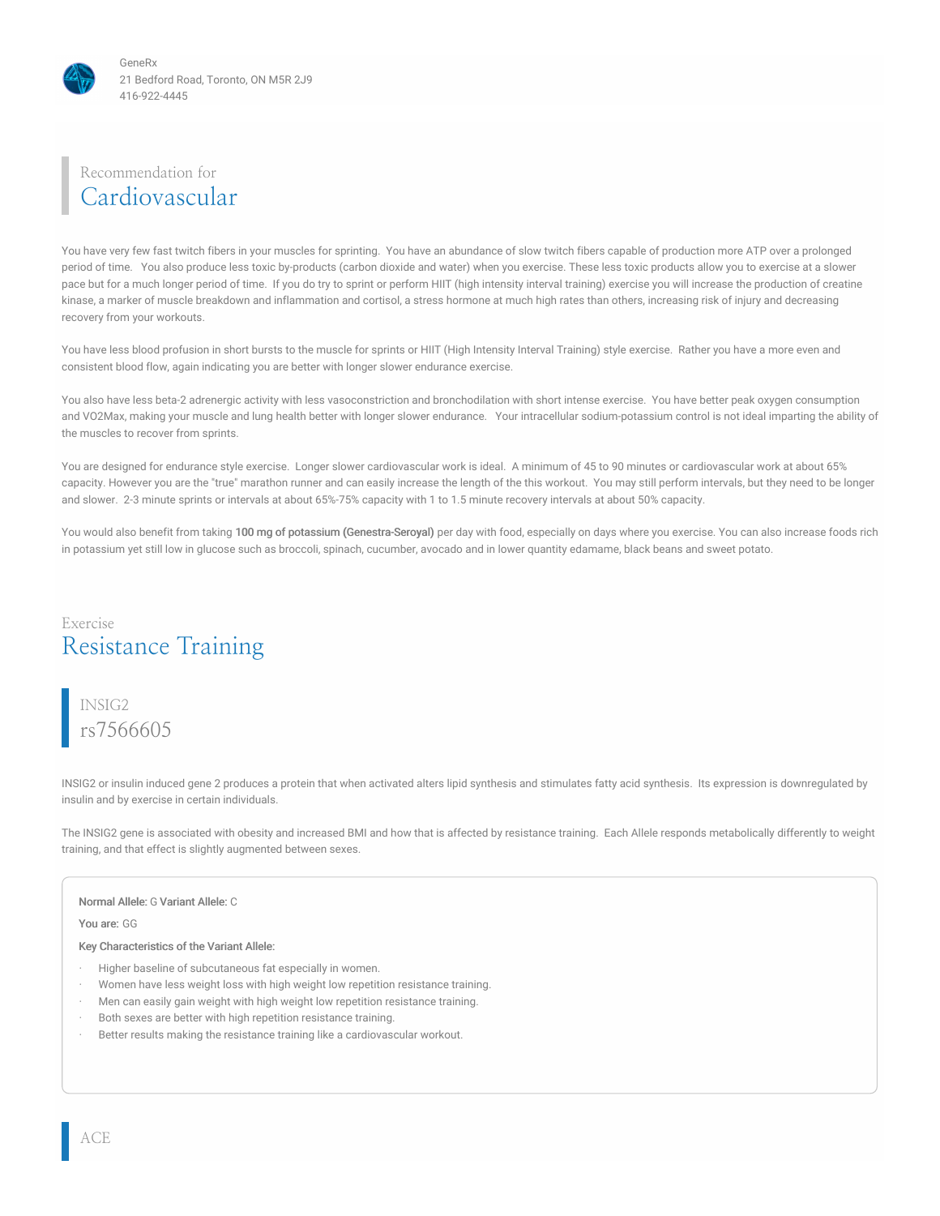## Recommendation for Cardiovascular

You have very few fast twitch fibers in your muscles for sprinting.  You have an abundance of slow twitch fibers capable of production more ATP over a prolonged period of time.   You also produce less toxic by-products (carbon dioxide and water) when you exercise. These less toxic products allow you to exercise at a slower pace but for a much longer period of time.  If you do try to sprint or perform HIIT (high intensity interval training) exercise you will increase the production of creatine kinase, a marker of muscle breakdown and inflammation and cortisol, a stress hormone at much high rates than others, increasing risk of injury and decreasing recovery from your workouts.

You have less blood profusion in short bursts to the muscle for sprints or HIIT (High Intensity Interval Training) style exercise.  Rather you have a more even and consistent blood flow, again indicating you are better with longer slower endurance exercise.

You also have less beta-2 adrenergic activity with less vasoconstriction and bronchodilation with short intense exercise.  You have better peak oxygen consumption and VO2Max, making your muscle and lung health better with longer slower endurance.   Your intracellular sodium-potassium control is not ideal imparting the ability of the muscles to recover from sprints.

You are designed for endurance style exercise.  Longer slower cardiovascular work is ideal.  A minimum of 45 to 90 minutes or cardiovascular work at about 65% capacity. However you are the "true" marathon runner and can easily increase the length of the this workout.  You may still perform intervals, but they need to be longer and slower.  2-3 minute sprints or intervals at about 65%-75% capacity with 1 to 1.5 minute recovery intervals at about 50% capacity.

You would also benefit from taking **100 mg of potassium (Genestra-Seroyal)** per day with food, especially on days where you exercise. You can also increase foods rich in potassium yet still low in glucose such as broccoli, spinach, cucumber, avocado and in lower quantity edamame, black beans and sweet potato.

## Exercise Resistance Training

### INSIG2 rs7566605

INSIG2 or insulin induced gene 2 produces a protein that when activated alters lipid synthesis and stimulates fatty acid synthesis.  Its expression is downregulated by insulin and by exercise in certain individuals.

The INSIG2 gene is associated with obesity and increased BMI and how that is affected by resistance training.  Each Allele responds metabolically differently to weight training, and that effect is slightly augmented between sexes.

**Normal Allele:** G **Variant Allele:** C

**You are:** GG

**Key Characteristics of the Variant Allele:**

- Higher baseline of subcutaneous fat especially in women.
- Women have less weight loss with high weight low repetition resistance training.
- Men can easily gain weight with high weight low repetition resistance training.
- Both sexes are better with high repetition resistance training.
- Better results making the resistance training like a cardiovascular workout.

### ACE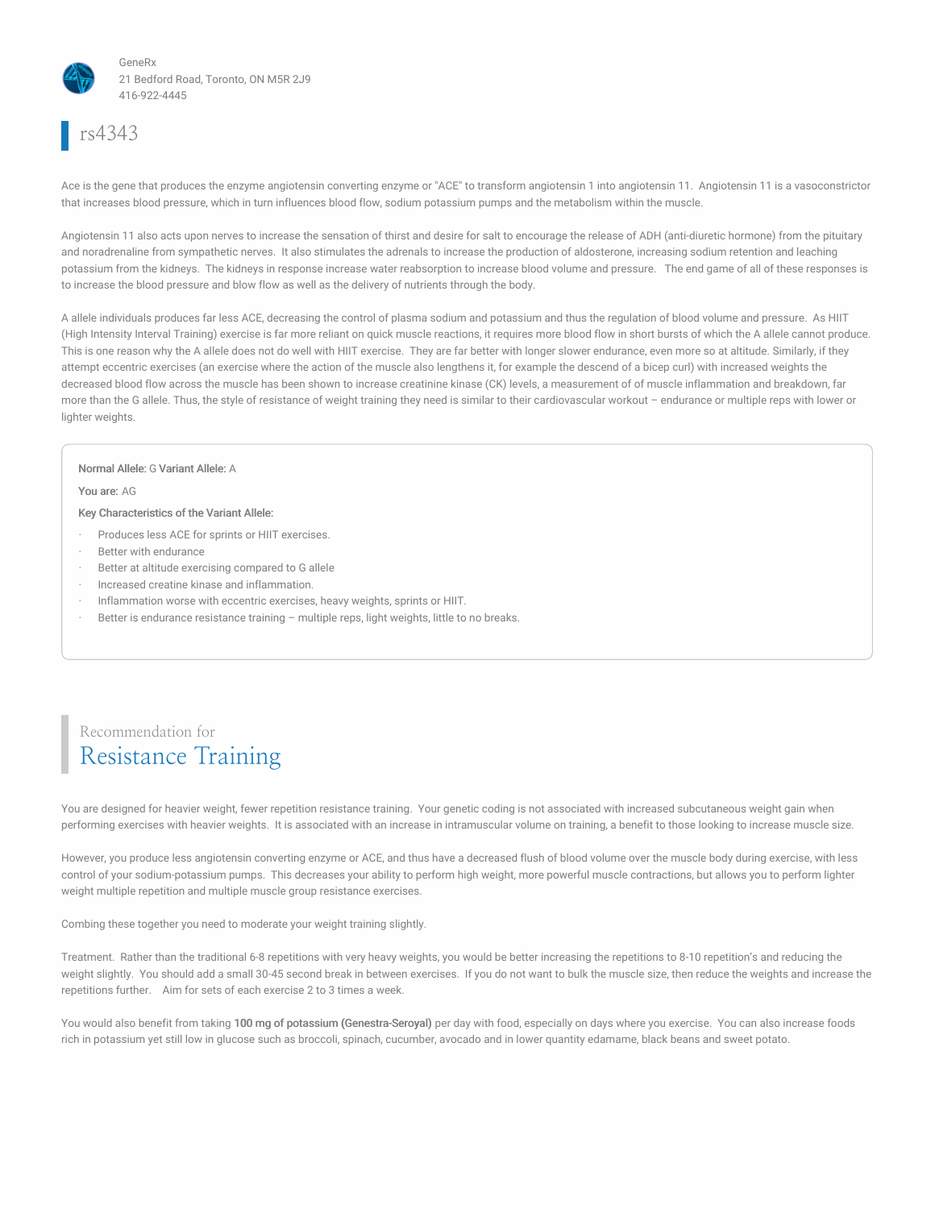GeneRx
21 Bedford Road, Toronto, ON M5R 2J9
416-922-4445

# rs4343

Ace is the gene that produces the enzyme angiotensin converting enzyme or "ACE" to transform angiotensin 1 into angiotensin 11. Angiotensin 11 is a vasoconstrictor that increases blood pressure, which in turn influences blood flow, sodium potassium pumps and the metabolism within the muscle.

Angiotensin 11 also acts upon nerves to increase the sensation of thirst and desire for salt to encourage the release of ADH (anti-diuretic hormone) from the pituitary and noradrenaline from sympathetic nerves. It also stimulates the adrenals to increase the production of aldosterone, increasing sodium retention and leaching potassium from the kidneys. The kidneys in response increase water reabsorption to increase blood volume and pressure. The end game of all of these responses is to increase the blood pressure and blow flow as well as the delivery of nutrients through the body.

A allele individuals produces far less ACE, decreasing the control of plasma sodium and potassium and thus the regulation of blood volume and pressure. As HIIT (High Intensity Interval Training) exercise is far more reliant on quick muscle reactions, it requires more blood flow in short bursts of which the A allele cannot produce. This is one reason why the A allele does not do well with HIIT exercise. They are far better with longer slower endurance, even more so at altitude. Similarly, if they attempt eccentric exercises (an exercise where the action of the muscle also lengthens it, for example the descend of a bicep curl) with increased weights the decreased blood flow across the muscle has been shown to increase creatinine kinase (CK) levels, a measurement of of muscle inflammation and breakdown, far more than the G allele. Thus, the style of resistance of weight training they need is similar to their cardiovascular workout – endurance or multiple reps with lower or lighter weights.

**Normal Allele:** G **Variant Allele:** A

**You are:** AG

**Key Characteristics of the Variant Allele:**

- Produces less ACE for sprints or HIIT exercises.
- Better with endurance
- Better at altitude exercising compared to G allele
- Increased creatine kinase and inflammation.
- Inflammation worse with eccentric exercises, heavy weights, sprints or HIIT.
- Better is endurance resistance training – multiple reps, light weights, little to no breaks.

## Recommendation for Resistance Training

You are designed for heavier weight, fewer repetition resistance training. Your genetic coding is not associated with increased subcutaneous weight gain when performing exercises with heavier weights. It is associated with an increase in intramuscular volume on training, a benefit to those looking to increase muscle size.

However, you produce less angiotensin converting enzyme or ACE, and thus have a decreased flush of blood volume over the muscle body during exercise, with less control of your sodium-potassium pumps. This decreases your ability to perform high weight, more powerful muscle contractions, but allows you to perform lighter weight multiple repetition and multiple muscle group resistance exercises.

Combing these together you need to moderate your weight training slightly.

Treatment. Rather than the traditional 6-8 repetitions with very heavy weights, you would be better increasing the repetitions to 8-10 repetition's and reducing the weight slightly. You should add a small 30-45 second break in between exercises. If you do not want to bulk the muscle size, then reduce the weights and increase the repetitions further. Aim for sets of each exercise 2 to 3 times a week.

You would also benefit from taking **100 mg of potassium (Genestra-Seroyal)** per day with food, especially on days where you exercise. You can also increase foods rich in potassium yet still low in glucose such as broccoli, spinach, cucumber, avocado and in lower quantity edamame, black beans and sweet potato.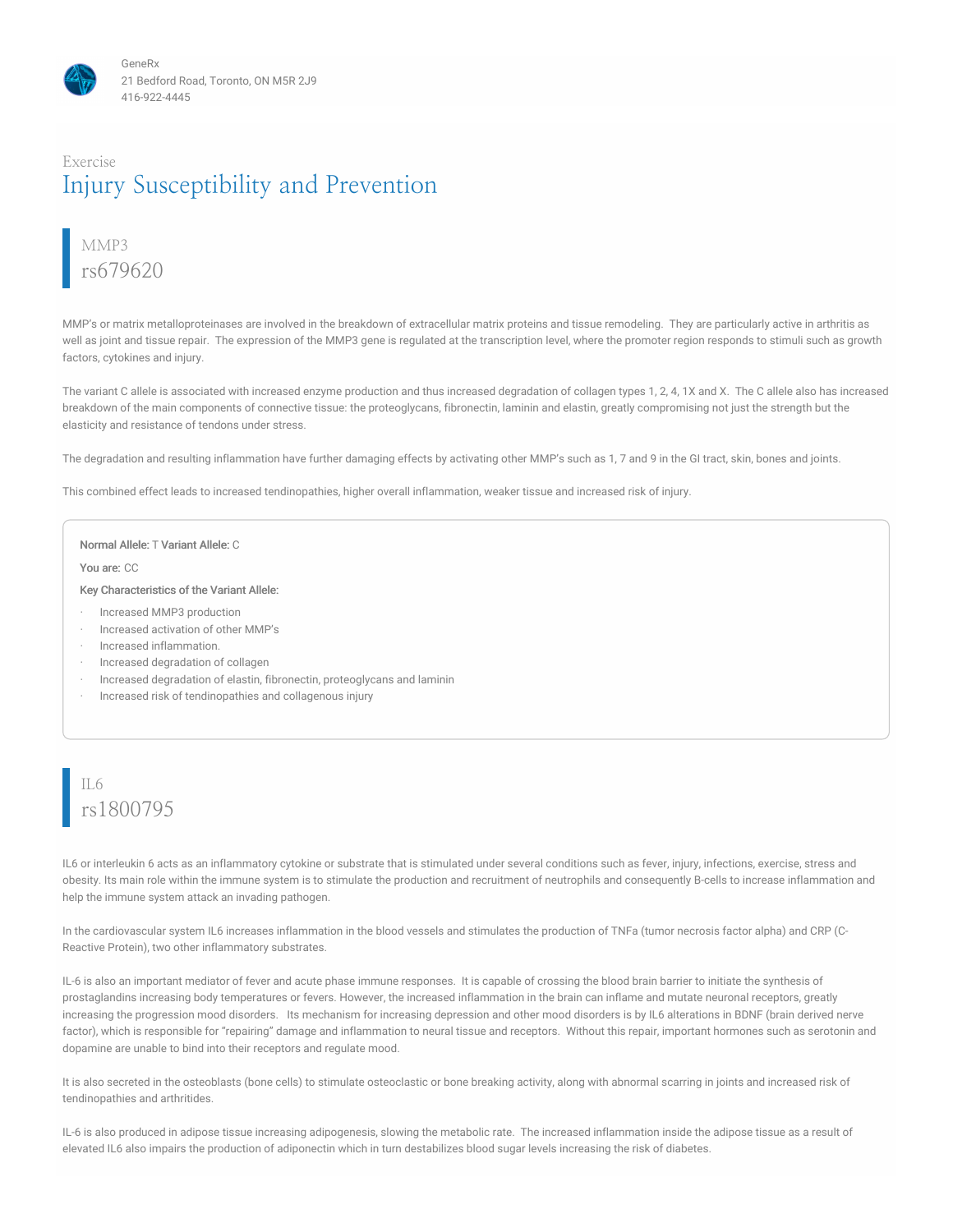GeneRx
21 Bedford Road, Toronto, ON M5R 2J9
416-922-4445

Exercise

# Injury Susceptibility and Prevention

## MMP3
## rs679620

MMP's or matrix metalloproteinases are involved in the breakdown of extracellular matrix proteins and tissue remodeling. They are particularly active in arthritis as well as joint and tissue repair. The expression of the MMP3 gene is regulated at the transcription level, where the promoter region responds to stimuli such as growth factors, cytokines and injury.

The variant C allele is associated with increased enzyme production and thus increased degradation of collagen types 1, 2, 4, 1X and X. The C allele also has increased breakdown of the main components of connective tissue: the proteoglycans, fibronectin, laminin and elastin, greatly compromising not just the strength but the elasticity and resistance of tendons under stress.

The degradation and resulting inflammation have further damaging effects by activating other MMP's such as 1, 7 and 9 in the GI tract, skin, bones and joints.

This combined effect leads to increased tendinopathies, higher overall inflammation, weaker tissue and increased risk of injury.

**Normal Allele:** T **Variant Allele:** C

**You are:** CC

**Key Characteristics of the Variant Allele:**

- Increased MMP3 production
- Increased activation of other MMP's
- Increased inflammation.
- Increased degradation of collagen
- Increased degradation of elastin, fibronectin, proteoglycans and laminin
- Increased risk of tendinopathies and collagenous injury

## IL6
## rs1800795

IL6 or interleukin 6 acts as an inflammatory cytokine or substrate that is stimulated under several conditions such as fever, injury, infections, exercise, stress and obesity. Its main role within the immune system is to stimulate the production and recruitment of neutrophils and consequently B-cells to increase inflammation and help the immune system attack an invading pathogen.

In the cardiovascular system IL6 increases inflammation in the blood vessels and stimulates the production of TNFa (tumor necrosis factor alpha) and CRP (C-Reactive Protein), two other inflammatory substrates.

IL-6 is also an important mediator of fever and acute phase immune responses. It is capable of crossing the blood brain barrier to initiate the synthesis of prostaglandins increasing body temperatures or fevers. However, the increased inflammation in the brain can inflame and mutate neuronal receptors, greatly increasing the progression mood disorders. Its mechanism for increasing depression and other mood disorders is by IL6 alterations in BDNF (brain derived nerve factor), which is responsible for "repairing" damage and inflammation to neural tissue and receptors. Without this repair, important hormones such as serotonin and dopamine are unable to bind into their receptors and regulate mood.

It is also secreted in the osteoblasts (bone cells) to stimulate osteoclastic or bone breaking activity, along with abnormal scarring in joints and increased risk of tendinopathies and arthritides.

IL-6 is also produced in adipose tissue increasing adipogenesis, slowing the metabolic rate. The increased inflammation inside the adipose tissue as a result of elevated IL6 also impairs the production of adiponectin which in turn destabilizes blood sugar levels increasing the risk of diabetes.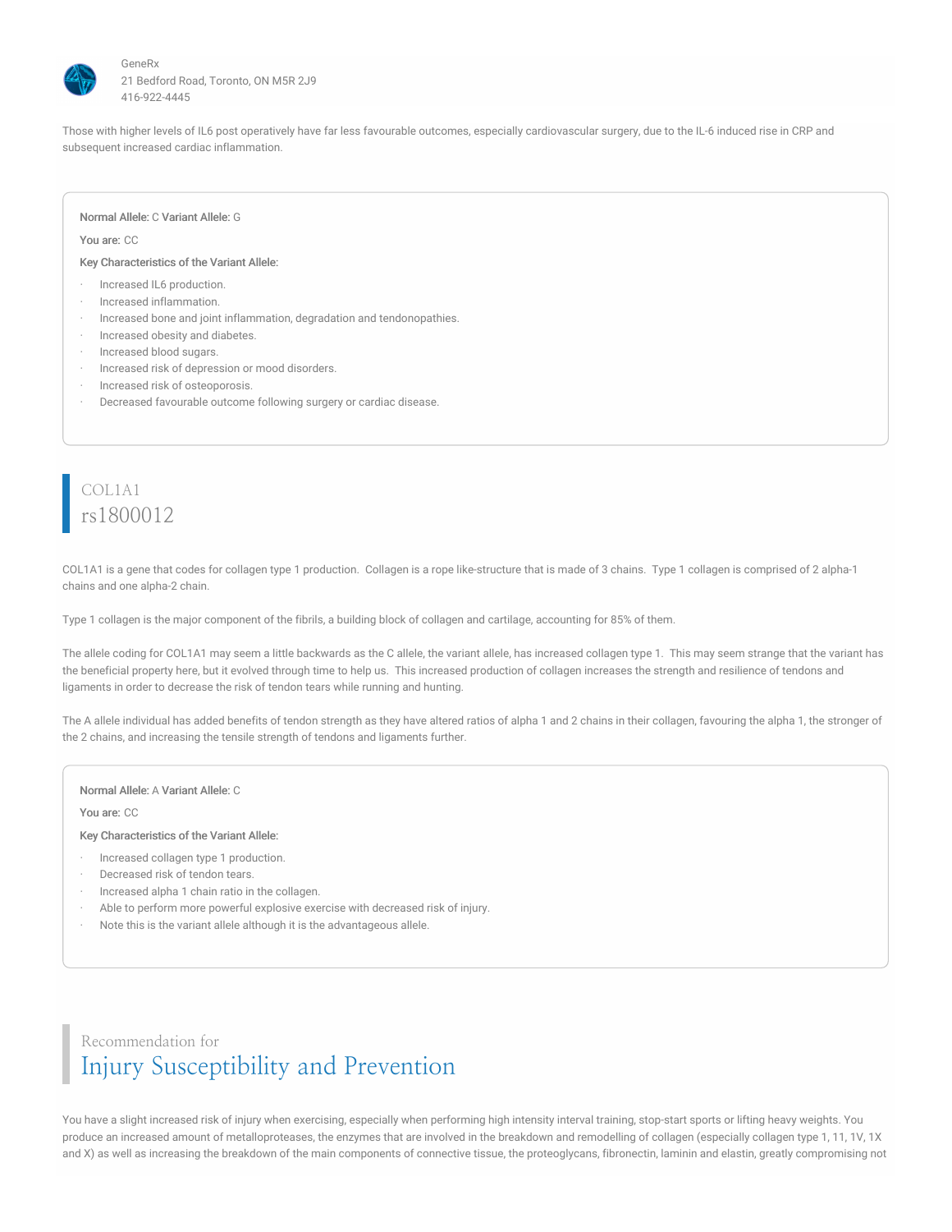Those with higher levels of IL6 post operatively have far less favourable outcomes, especially cardiovascular surgery, due to the IL-6 induced rise in CRP and subsequent increased cardiac inflammation.

**Normal Allele:** C **Variant Allele:** G

**You are:** CC

**Key Characteristics of the Variant Allele:**

- Increased IL6 production.
- Increased inflammation.
- Increased bone and joint inflammation, degradation and tendonopathies.
- Increased obesity and diabetes.
- Increased blood sugars.
- Increased risk of depression or mood disorders.
- Increased risk of osteoporosis.
- Decreased favourable outcome following surgery or cardiac disease.

## COL1A1
## rs1800012

COL1A1 is a gene that codes for collagen type 1 production. Collagen is a rope like-structure that is made of 3 chains. Type 1 collagen is comprised of 2 alpha-1 chains and one alpha-2 chain.

Type 1 collagen is the major component of the fibrils, a building block of collagen and cartilage, accounting for 85% of them.

The allele coding for COL1A1 may seem a little backwards as the C allele, the variant allele, has increased collagen type 1. This may seem strange that the variant has the beneficial property here, but it evolved through time to help us. This increased production of collagen increases the strength and resilience of tendons and ligaments in order to decrease the risk of tendon tears while running and hunting.

The A allele individual has added benefits of tendon strength as they have altered ratios of alpha 1 and 2 chains in their collagen, favouring the alpha 1, the stronger of the 2 chains, and increasing the tensile strength of tendons and ligaments further.

**Normal Allele:** A **Variant Allele:** C

**You are:** CC

**Key Characteristics of the Variant Allele:**

- Increased collagen type 1 production.
- Decreased risk of tendon tears.
- Increased alpha 1 chain ratio in the collagen.
- Able to perform more powerful explosive exercise with decreased risk of injury.
- Note this is the variant allele although it is the advantageous allele.

## Recommendation for
## Injury Susceptibility and Prevention

You have a slight increased risk of injury when exercising, especially when performing high intensity interval training, stop-start sports or lifting heavy weights. You produce an increased amount of metalloproteases, the enzymes that are involved in the breakdown and remodelling of collagen (especially collagen type 1, 11, 1V, 1X and X) as well as increasing the breakdown of the main components of connective tissue, the proteoglycans, fibronectin, laminin and elastin, greatly compromising not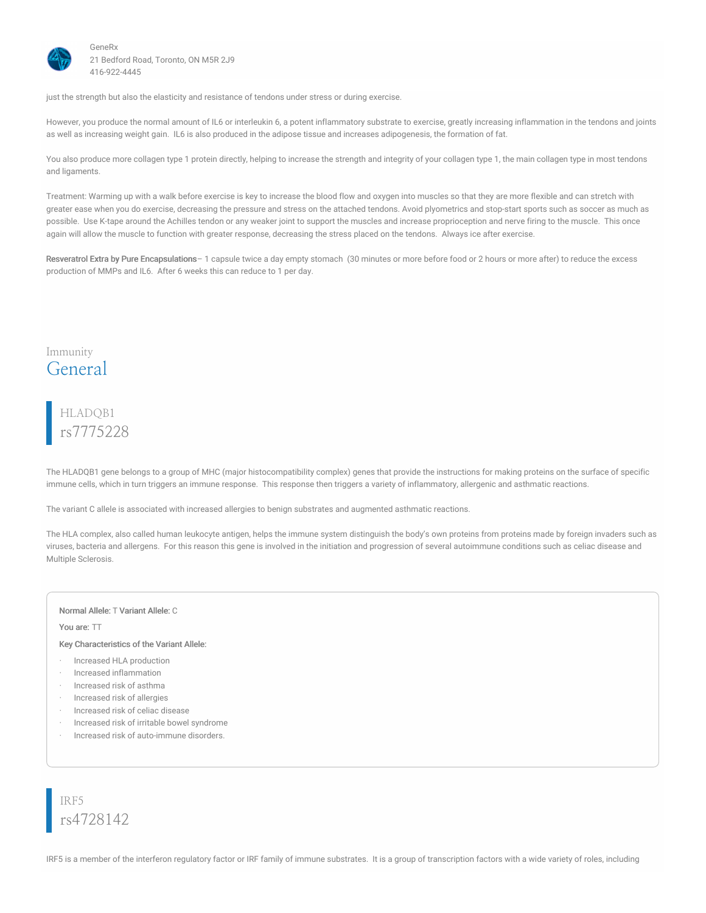just the strength but also the elasticity and resistance of tendons under stress or during exercise.

However, you produce the normal amount of IL6 or interleukin 6, a potent inflammatory substrate to exercise, greatly increasing inflammation in the tendons and joints as well as increasing weight gain.  IL6 is also produced in the adipose tissue and increases adipogenesis, the formation of fat.

You also produce more collagen type 1 protein directly, helping to increase the strength and integrity of your collagen type 1, the main collagen type in most tendons and ligaments.

Treatment: Warming up with a walk before exercise is key to increase the blood flow and oxygen into muscles so that they are more flexible and can stretch with greater ease when you do exercise, decreasing the pressure and stress on the attached tendons. Avoid plyometrics and stop-start sports such as soccer as much as possible.  Use K-tape around the Achilles tendon or any weaker joint to support the muscles and increase proprioception and nerve firing to the muscle.  This once again will allow the muscle to function with greater response, decreasing the stress placed on the tendons.  Always ice after exercise.

**Resveratrol Extra by Pure Encapsulations**– 1 capsule twice a day empty stomach  (30 minutes or more before food or 2 hours or more after) to reduce the excess production of MMPs and IL6.  After 6 weeks this can reduce to 1 per day.

Immunity
# General

HLADQB1
## rs7775228

The HLADQB1 gene belongs to a group of MHC (major histocompatibility complex) genes that provide the instructions for making proteins on the surface of specific immune cells, which in turn triggers an immune response.  This response then triggers a variety of inflammatory, allergenic and asthmatic reactions.

The variant C allele is associated with increased allergies to benign substrates and augmented asthmatic reactions.

The HLA complex, also called human leukocyte antigen, helps the immune system distinguish the body's own proteins from proteins made by foreign invaders such as viruses, bacteria and allergens.  For this reason this gene is involved in the initiation and progression of several autoimmune conditions such as celiac disease and Multiple Sclerosis.

**Normal Allele:** T **Variant Allele:** C

**You are:** TT

**Key Characteristics of the Variant Allele:**

- Increased HLA production
- Increased inflammation
- Increased risk of asthma
- Increased risk of allergies
- Increased risk of celiac disease
- Increased risk of irritable bowel syndrome
- Increased risk of auto-immune disorders.

IRF5
## rs4728142

IRF5 is a member of the interferon regulatory factor or IRF family of immune substrates.  It is a group of transcription factors with a wide variety of roles, including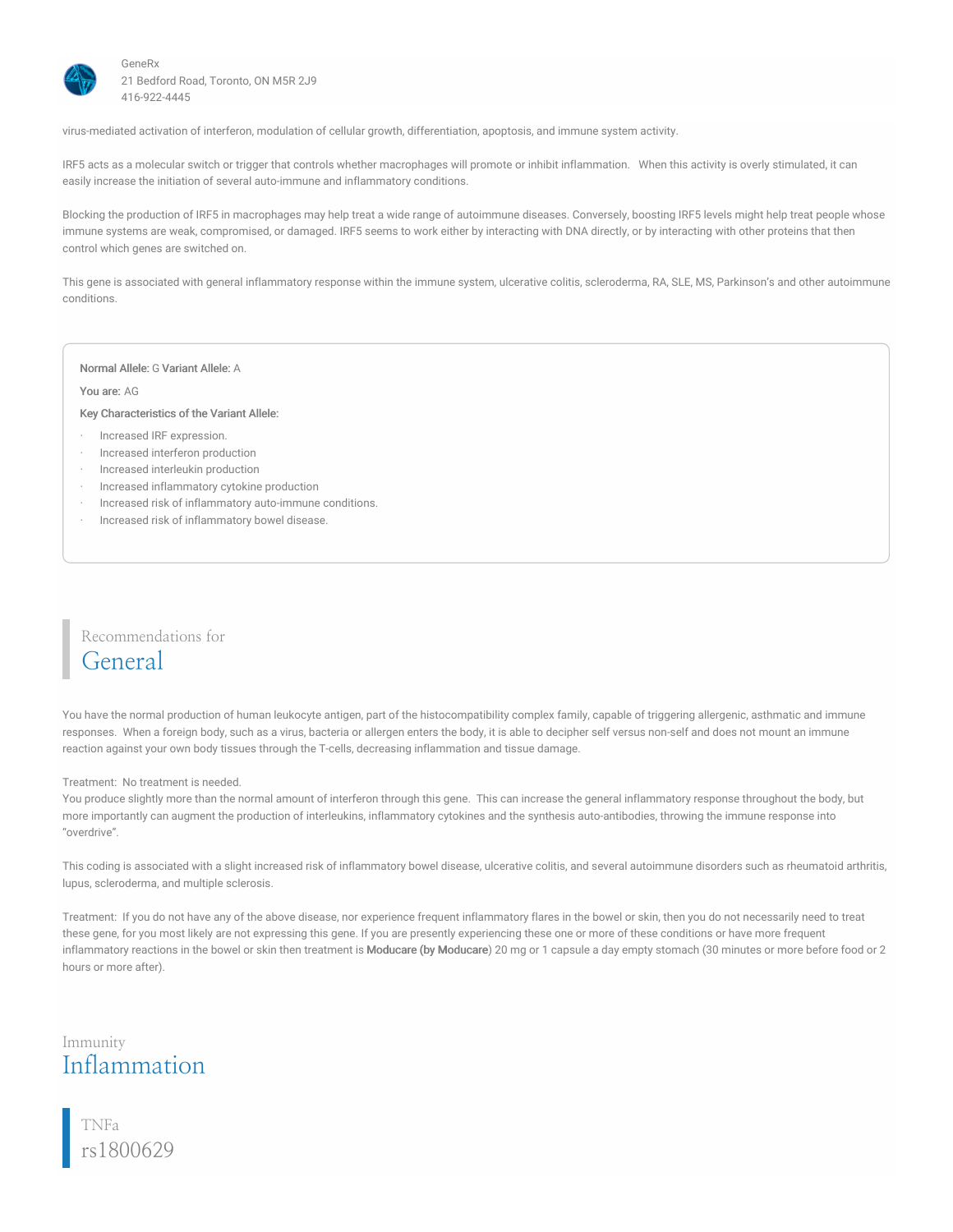virus-mediated activation of interferon, modulation of cellular growth, differentiation, apoptosis, and immune system activity.

IRF5 acts as a molecular switch or trigger that controls whether macrophages will promote or inhibit inflammation.   When this activity is overly stimulated, it can easily increase the initiation of several auto-immune and inflammatory conditions.

Blocking the production of IRF5 in macrophages may help treat a wide range of autoimmune diseases. Conversely, boosting IRF5 levels might help treat people whose immune systems are weak, compromised, or damaged. IRF5 seems to work either by interacting with DNA directly, or by interacting with other proteins that then control which genes are switched on.

This gene is associated with general inflammatory response within the immune system, ulcerative colitis, scleroderma, RA, SLE, MS, Parkinson's and other autoimmune conditions.

**Normal Allele:** G **Variant Allele:** A

**You are:** AG

**Key Characteristics of the Variant Allele:**

- Increased IRF expression.
- Increased interferon production
- Increased interleukin production
- Increased inflammatory cytokine production
- Increased risk of inflammatory auto-immune conditions.
- Increased risk of inflammatory bowel disease.

## Recommendations for General

You have the normal production of human leukocyte antigen, part of the histocompatibility complex family, capable of triggering allergenic, asthmatic and immune responses.  When a foreign body, such as a virus, bacteria or allergen enters the body, it is able to decipher self versus non-self and does not mount an immune reaction against your own body tissues through the T-cells, decreasing inflammation and tissue damage.

Treatment:  No treatment is needed.
You produce slightly more than the normal amount of interferon through this gene.  This can increase the general inflammatory response throughout the body, but more importantly can augment the production of interleukins, inflammatory cytokines and the synthesis auto-antibodies, throwing the immune response into "overdrive".

This coding is associated with a slight increased risk of inflammatory bowel disease, ulcerative colitis, and several autoimmune disorders such as rheumatoid arthritis, lupus, scleroderma, and multiple sclerosis.

Treatment:  If you do not have any of the above disease, nor experience frequent inflammatory flares in the bowel or skin, then you do not necessarily need to treat these gene, for you most likely are not expressing this gene. If you are presently experiencing these one or more of these conditions or have more frequent inflammatory reactions in the bowel or skin then treatment is **Moducare (by Moducare**) 20 mg or 1 capsule a day empty stomach (30 minutes or more before food or 2 hours or more after).

## Immunity Inflammation

### TNFa rs1800629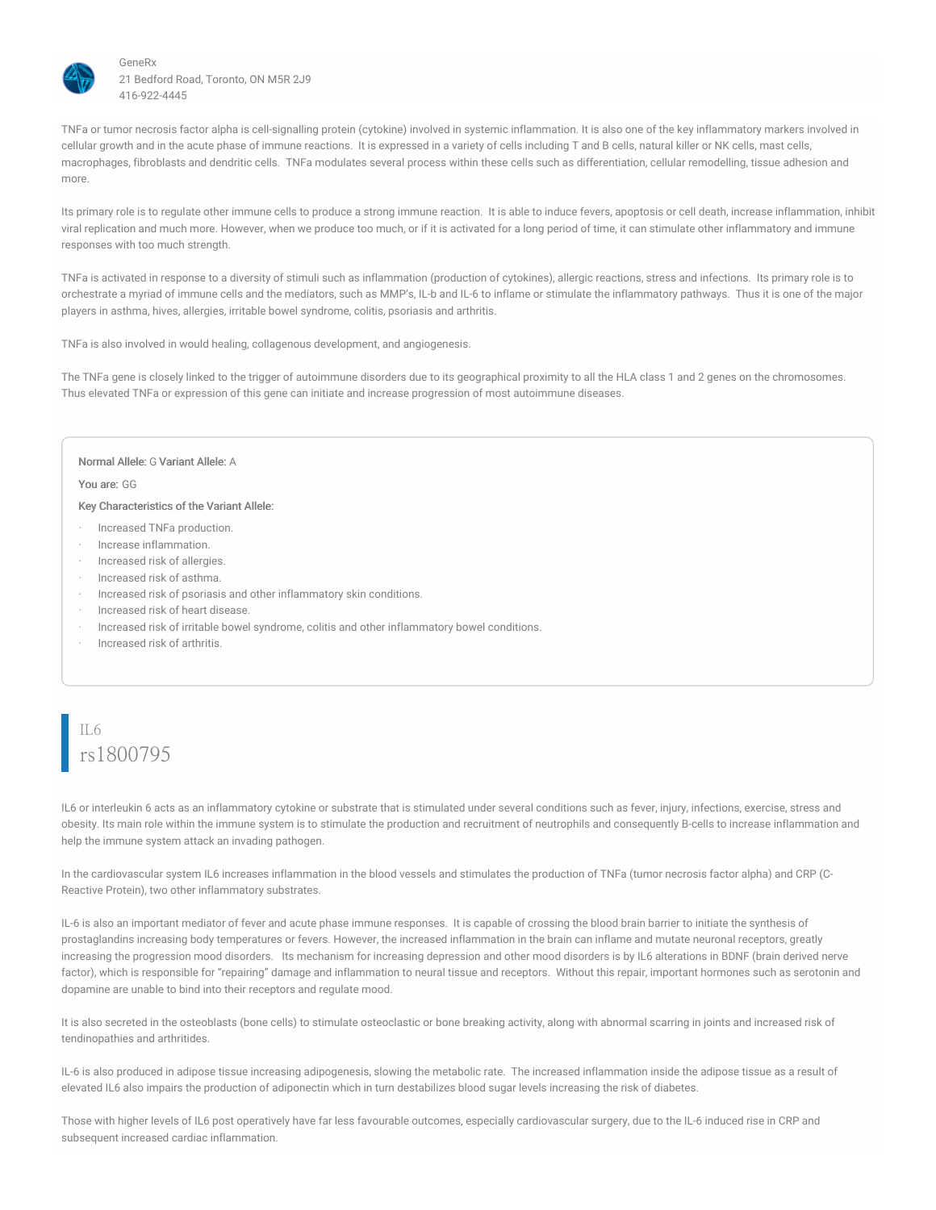TNFa or tumor necrosis factor alpha is cell-signalling protein (cytokine) involved in systemic inflammation. It is also one of the key inflammatory markers involved in cellular growth and in the acute phase of immune reactions. It is expressed in a variety of cells including T and B cells, natural killer or NK cells, mast cells, macrophages, fibroblasts and dendritic cells. TNFa modulates several process within these cells such as differentiation, cellular remodelling, tissue adhesion and more.

Its primary role is to regulate other immune cells to produce a strong immune reaction. It is able to induce fevers, apoptosis or cell death, increase inflammation, inhibit viral replication and much more. However, when we produce too much, or if it is activated for a long period of time, it can stimulate other inflammatory and immune responses with too much strength.

TNFa is activated in response to a diversity of stimuli such as inflammation (production of cytokines), allergic reactions, stress and infections. Its primary role is to orchestrate a myriad of immune cells and the mediators, such as MMP's, IL-b and IL-6 to inflame or stimulate the inflammatory pathways. Thus it is one of the major players in asthma, hives, allergies, irritable bowel syndrome, colitis, psoriasis and arthritis.

TNFa is also involved in would healing, collagenous development, and angiogenesis.

The TNFa gene is closely linked to the trigger of autoimmune disorders due to its geographical proximity to all the HLA class 1 and 2 genes on the chromosomes. Thus elevated TNFa or expression of this gene can initiate and increase progression of most autoimmune diseases.

**Normal Allele:** G **Variant Allele:** A

**You are:** GG

**Key Characteristics of the Variant Allele:**

- Increased TNFa production.
- Increase inflammation.
- Increased risk of allergies.
- Increased risk of asthma.
- Increased risk of psoriasis and other inflammatory skin conditions.
- Increased risk of heart disease.
- Increased risk of irritable bowel syndrome, colitis and other inflammatory bowel conditions.
- Increased risk of arthritis.

## IL6
## rs1800795

IL6 or interleukin 6 acts as an inflammatory cytokine or substrate that is stimulated under several conditions such as fever, injury, infections, exercise, stress and obesity. Its main role within the immune system is to stimulate the production and recruitment of neutrophils and consequently B-cells to increase inflammation and help the immune system attack an invading pathogen.

In the cardiovascular system IL6 increases inflammation in the blood vessels and stimulates the production of TNFa (tumor necrosis factor alpha) and CRP (C-Reactive Protein), two other inflammatory substrates.

IL-6 is also an important mediator of fever and acute phase immune responses. It is capable of crossing the blood brain barrier to initiate the synthesis of prostaglandins increasing body temperatures or fevers. However, the increased inflammation in the brain can inflame and mutate neuronal receptors, greatly increasing the progression mood disorders. Its mechanism for increasing depression and other mood disorders is by IL6 alterations in BDNF (brain derived nerve factor), which is responsible for "repairing" damage and inflammation to neural tissue and receptors. Without this repair, important hormones such as serotonin and dopamine are unable to bind into their receptors and regulate mood.

It is also secreted in the osteoblasts (bone cells) to stimulate osteoclastic or bone breaking activity, along with abnormal scarring in joints and increased risk of tendinopathies and arthritides.

IL-6 is also produced in adipose tissue increasing adipogenesis, slowing the metabolic rate. The increased inflammation inside the adipose tissue as a result of elevated IL6 also impairs the production of adiponectin which in turn destabilizes blood sugar levels increasing the risk of diabetes.

Those with higher levels of IL6 post operatively have far less favourable outcomes, especially cardiovascular surgery, due to the IL-6 induced rise in CRP and subsequent increased cardiac inflammation.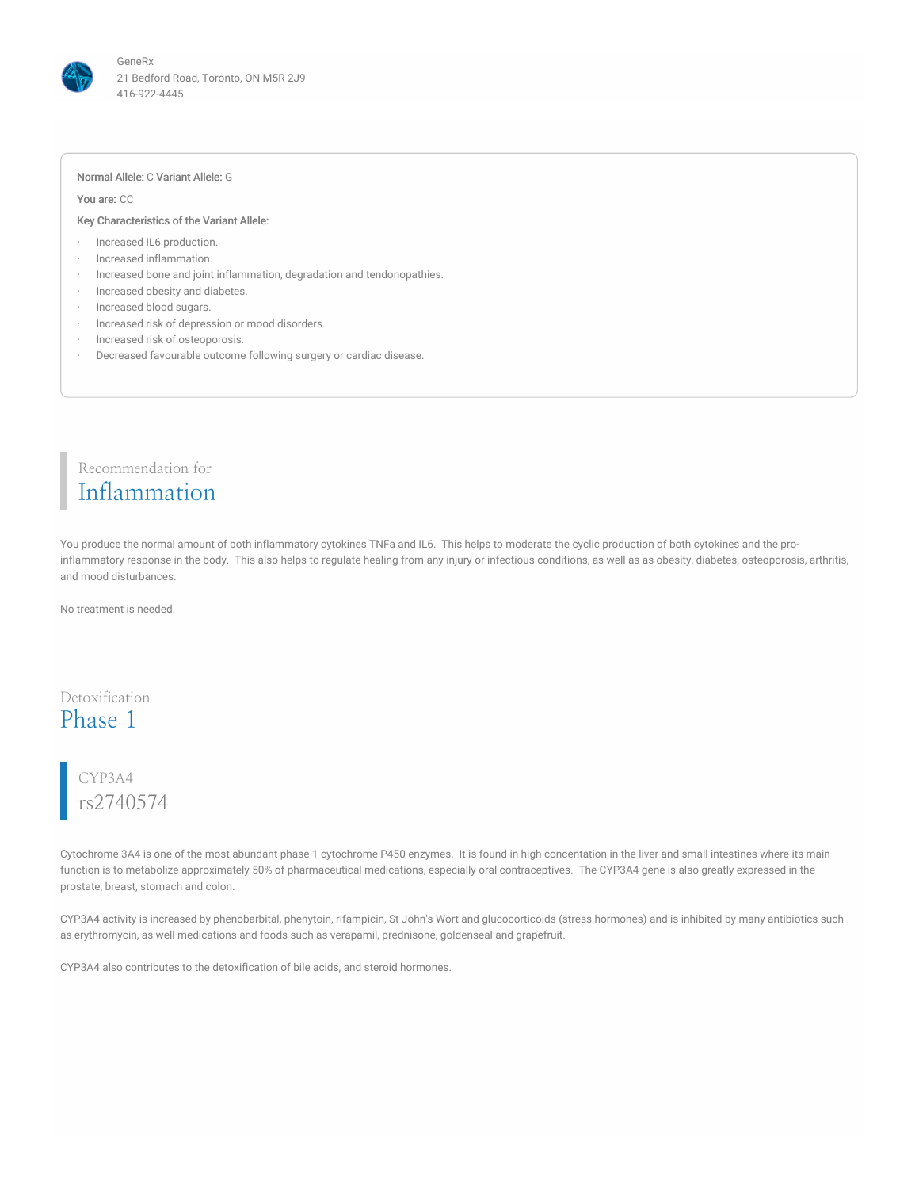GeneRx
21 Bedford Road, Toronto, ON M5R 2J9
416-922-4445

**Normal Allele:** C **Variant Allele:** G

**You are:** CC

**Key Characteristics of the Variant Allele:**

- Increased IL6 production.
- Increased inflammation.
- Increased bone and joint inflammation, degradation and tendonopathies.
- Increased obesity and diabetes.
- Increased blood sugars.
- Increased risk of depression or mood disorders.
- Increased risk of osteoporosis.
- Decreased favourable outcome following surgery or cardiac disease.

## Recommendation for Inflammation

You produce the normal amount of both inflammatory cytokines TNFa and IL6. This helps to moderate the cyclic production of both cytokines and the pro-inflammatory response in the body. This also helps to regulate healing from any injury or infectious conditions, as well as as obesity, diabetes, osteoporosis, arthritis, and mood disturbances.

No treatment is needed.

# Detoxification Phase 1

## CYP3A4 rs2740574

Cytochrome 3A4 is one of the most abundant phase 1 cytochrome P450 enzymes. It is found in high concentation in the liver and small intestines where its main function is to metabolize approximately 50% of pharmaceutical medications, especially oral contraceptives. The CYP3A4 gene is also greatly expressed in the prostate, breast, stomach and colon.

CYP3A4 activity is increased by phenobarbital, phenytoin, rifampicin, St John's Wort and glucocorticoids (stress hormones) and is inhibited by many antibiotics such as erythromycin, as well medications and foods such as verapamil, prednisone, goldenseal and grapefruit.

CYP3A4 also contributes to the detoxification of bile acids, and steroid hormones.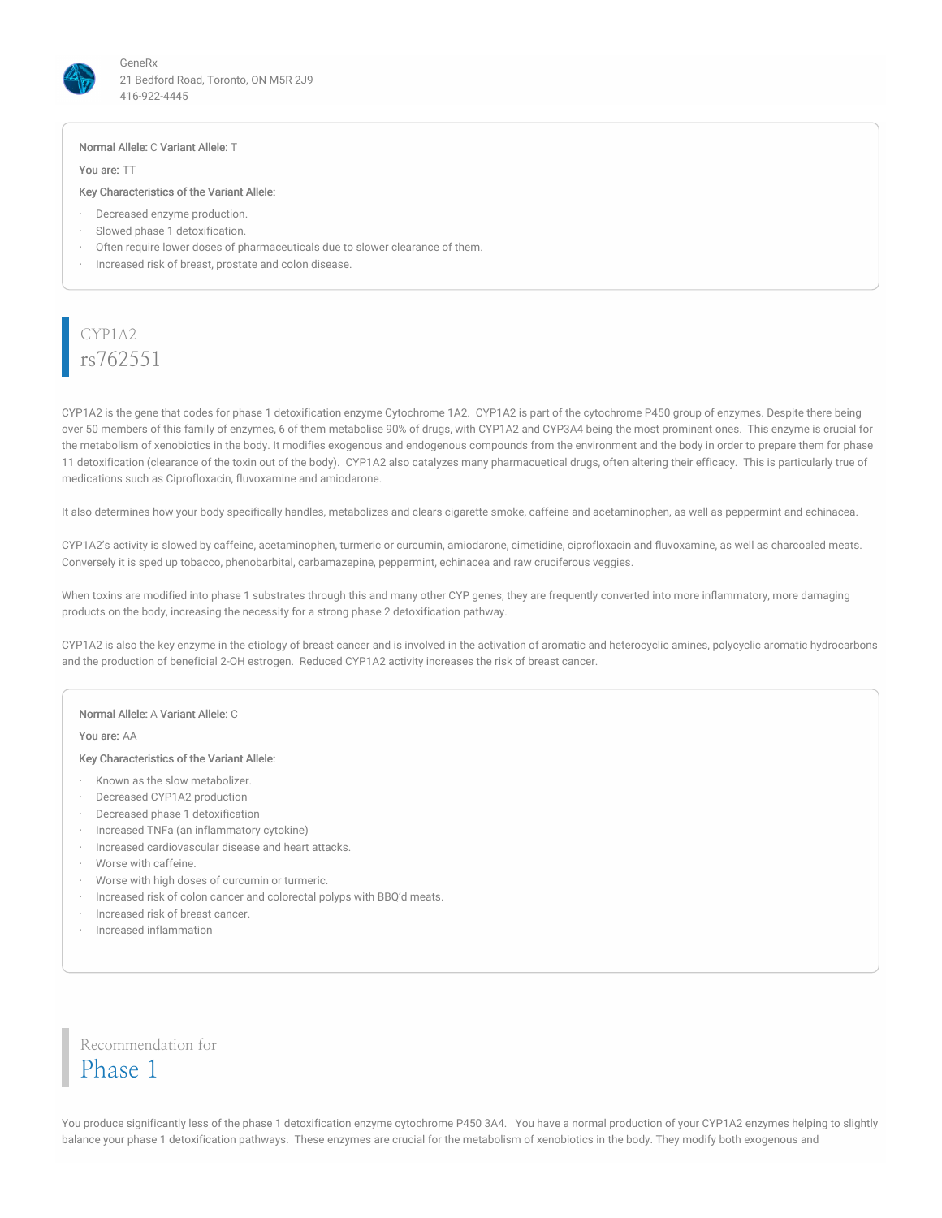**Normal Allele:** C **Variant Allele:** T

**You are:** TT

**Key Characteristics of the Variant Allele:**

- Decreased enzyme production.
- Slowed phase 1 detoxification.
- Often require lower doses of pharmaceuticals due to slower clearance of them.
- Increased risk of breast, prostate and colon disease.

## CYP1A2
## rs762551

CYP1A2 is the gene that codes for phase 1 detoxification enzyme Cytochrome 1A2. CYP1A2 is part of the cytochrome P450 group of enzymes. Despite there being over 50 members of this family of enzymes, 6 of them metabolise 90% of drugs, with CYP1A2 and CYP3A4 being the most prominent ones. This enzyme is crucial for the metabolism of xenobiotics in the body. It modifies exogenous and endogenous compounds from the environment and the body in order to prepare them for phase 11 detoxification (clearance of the toxin out of the body). CYP1A2 also catalyzes many pharmaceutical drugs, often altering their efficacy. This is particularly true of medications such as Ciprofloxacin, fluvoxamine and amiodarone.

It also determines how your body specifically handles, metabolizes and clears cigarette smoke, caffeine and acetaminophen, as well as peppermint and echinacea.

CYP1A2's activity is slowed by caffeine, acetaminophen, turmeric or curcumin, amiodarone, cimetidine, ciprofloxacin and fluvoxamine, as well as charcoaled meats. Conversely it is sped up tobacco, phenobarbital, carbamazepine, peppermint, echinacea and raw cruciferous veggies.

When toxins are modified into phase 1 substrates through this and many other CYP genes, they are frequently converted into more inflammatory, more damaging products on the body, increasing the necessity for a strong phase 2 detoxification pathway.

CYP1A2 is also the key enzyme in the etiology of breast cancer and is involved in the activation of aromatic and heterocyclic amines, polycyclic aromatic hydrocarbons and the production of beneficial 2-OH estrogen. Reduced CYP1A2 activity increases the risk of breast cancer.

**Normal Allele:** A **Variant Allele:** C

**You are:** AA

**Key Characteristics of the Variant Allele:**

- Known as the slow metabolizer.
- Decreased CYP1A2 production
- Decreased phase 1 detoxification
- Increased TNFa (an inflammatory cytokine)
- Increased cardiovascular disease and heart attacks.
- Worse with caffeine.
- Worse with high doses of curcumin or turmeric.
- Increased risk of colon cancer and colorectal polyps with BBQ'd meats.
- Increased risk of breast cancer.
- Increased inflammation

## Recommendation for
## Phase 1

You produce significantly less of the phase 1 detoxification enzyme cytochrome P450 3A4. You have a normal production of your CYP1A2 enzymes helping to slightly balance your phase 1 detoxification pathways. These enzymes are crucial for the metabolism of xenobiotics in the body. They modify both exogenous and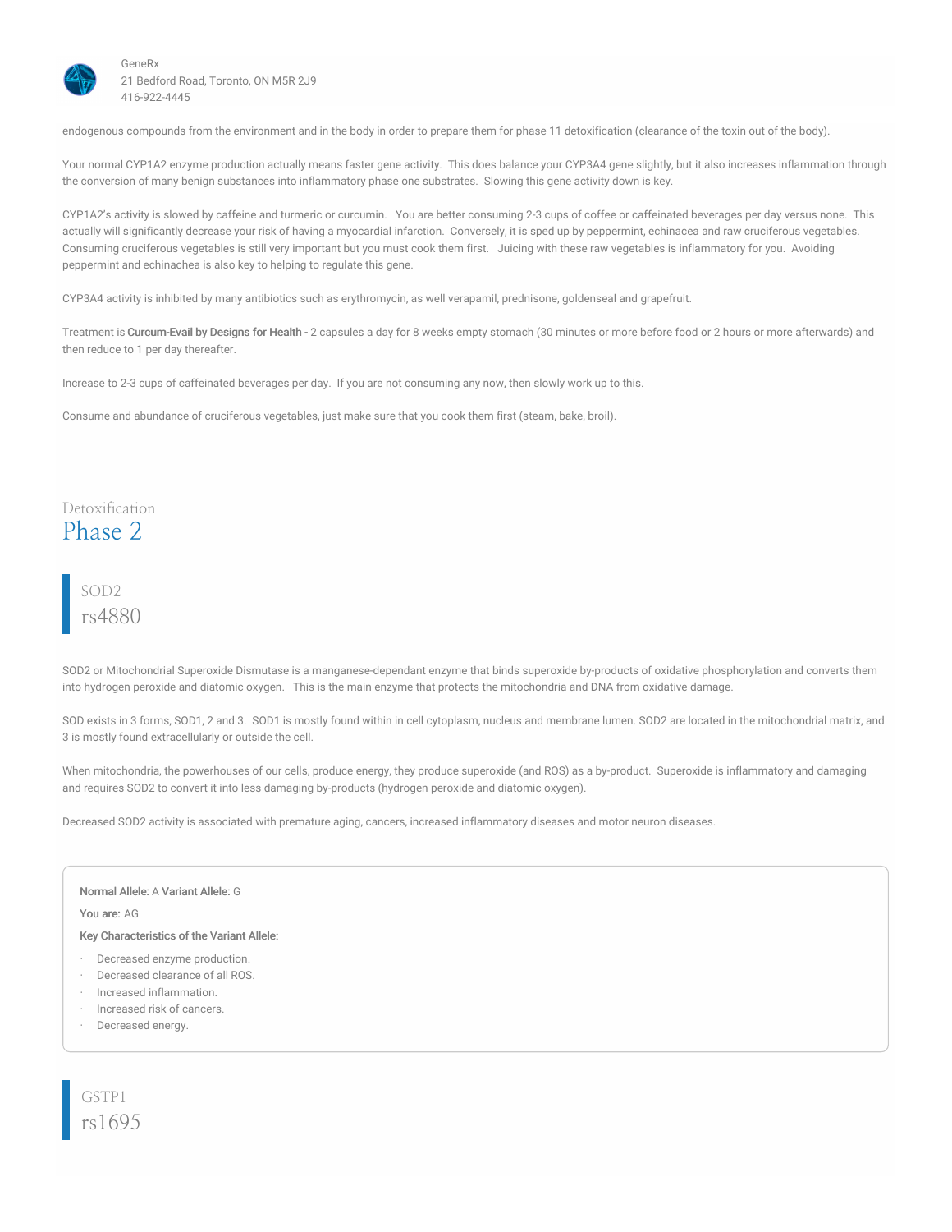endogenous compounds from the environment and in the body in order to prepare them for phase 11 detoxification (clearance of the toxin out of the body).

Your normal CYP1A2 enzyme production actually means faster gene activity. This does balance your CYP3A4 gene slightly, but it also increases inflammation through the conversion of many benign substances into inflammatory phase one substrates. Slowing this gene activity down is key.

CYP1A2's activity is slowed by caffeine and turmeric or curcumin. You are better consuming 2-3 cups of coffee or caffeinated beverages per day versus none. This actually will significantly decrease your risk of having a myocardial infarction. Conversely, it is sped up by peppermint, echinacea and raw cruciferous vegetables. Consuming cruciferous vegetables is still very important but you must cook them first. Juicing with these raw vegetables is inflammatory for you. Avoiding peppermint and echinachea is also key to helping to regulate this gene.

CYP3A4 activity is inhibited by many antibiotics such as erythromycin, as well verapamil, prednisone, goldenseal and grapefruit.

Treatment is **Curcum-Evail by Designs for Health -** 2 capsules a day for 8 weeks empty stomach (30 minutes or more before food or 2 hours or more afterwards) and then reduce to 1 per day thereafter.

Increase to 2-3 cups of caffeinated beverages per day. If you are not consuming any now, then slowly work up to this.

Consume and abundance of cruciferous vegetables, just make sure that you cook them first (steam, bake, broil).

Detoxification
# Phase 2

## SOD2
## rs4880

SOD2 or Mitochondrial Superoxide Dismutase is a manganese-dependant enzyme that binds superoxide by-products of oxidative phosphorylation and converts them into hydrogen peroxide and diatomic oxygen. This is the main enzyme that protects the mitochondria and DNA from oxidative damage.

SOD exists in 3 forms, SOD1, 2 and 3. SOD1 is mostly found within in cell cytoplasm, nucleus and membrane lumen. SOD2 are located in the mitochondrial matrix, and 3 is mostly found extracellularly or outside the cell.

When mitochondria, the powerhouses of our cells, produce energy, they produce superoxide (and ROS) as a by-product. Superoxide is inflammatory and damaging and requires SOD2 to convert it into less damaging by-products (hydrogen peroxide and diatomic oxygen).

Decreased SOD2 activity is associated with premature aging, cancers, increased inflammatory diseases and motor neuron diseases.

**Normal Allele:** A **Variant Allele:** G

**You are:** AG

**Key Characteristics of the Variant Allele:**

- Decreased enzyme production.
- Decreased clearance of all ROS.
- Increased inflammation.
- Increased risk of cancers.
- Decreased energy.

## GSTP1
## rs1695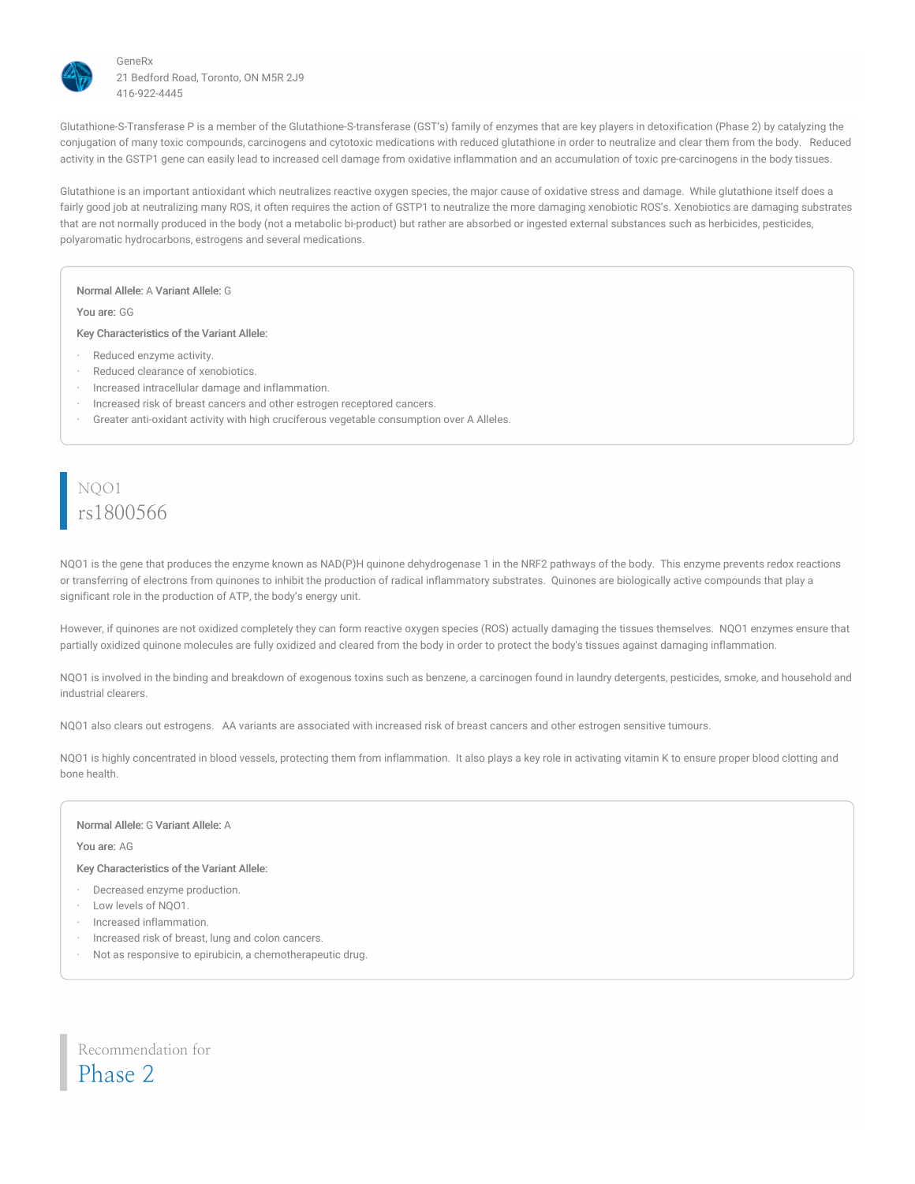Glutathione-S-Transferase P is a member of the Glutathione-S-transferase (GST's) family of enzymes that are key players in detoxification (Phase 2) by catalyzing the conjugation of many toxic compounds, carcinogens and cytotoxic medications with reduced glutathione in order to neutralize and clear them from the body.   Reduced activity in the GSTP1 gene can easily lead to increased cell damage from oxidative inflammation and an accumulation of toxic pre-carcinogens in the body tissues.

Glutathione is an important antioxidant which neutralizes reactive oxygen species, the major cause of oxidative stress and damage.  While glutathione itself does a fairly good job at neutralizing many ROS, it often requires the action of GSTP1 to neutralize the more damaging xenobiotic ROS's. Xenobiotics are damaging substrates that are not normally produced in the body (not a metabolic bi-product) but rather are absorbed or ingested external substances such as herbicides, pesticides, polyaromatic hydrocarbons, estrogens and several medications.

**Normal Allele:** A **Variant Allele:** G

**You are:** GG

**Key Characteristics of the Variant Allele:**

- Reduced enzyme activity.
- Reduced clearance of xenobiotics.
- Increased intracellular damage and inflammation.
- Increased risk of breast cancers and other estrogen receptored cancers.
- Greater anti-oxidant activity with high cruciferous vegetable consumption over A Alleles.

## NQO1
## rs1800566

NQO1 is the gene that produces the enzyme known as NAD(P)H quinone dehydrogenase 1 in the NRF2 pathways of the body.  This enzyme prevents redox reactions or transferring of electrons from quinones to inhibit the production of radical inflammatory substrates.  Quinones are biologically active compounds that play a significant role in the production of ATP, the body's energy unit.

However, if quinones are not oxidized completely they can form reactive oxygen species (ROS) actually damaging the tissues themselves.  NQO1 enzymes ensure that partially oxidized quinone molecules are fully oxidized and cleared from the body in order to protect the body's tissues against damaging inflammation.

NQO1 is involved in the binding and breakdown of exogenous toxins such as benzene, a carcinogen found in laundry detergents, pesticides, smoke, and household and industrial clearers.

NQO1 also clears out estrogens.   AA variants are associated with increased risk of breast cancers and other estrogen sensitive tumours.

NQO1 is highly concentrated in blood vessels, protecting them from inflammation.  It also plays a key role in activating vitamin K to ensure proper blood clotting and bone health.

**Normal Allele:** G **Variant Allele:** A

**You are:** AG

**Key Characteristics of the Variant Allele:**

- Decreased enzyme production.
- Low levels of NQO1.
- Increased inflammation.
- Increased risk of breast, lung and colon cancers.
- Not as responsive to epirubicin, a chemotherapeutic drug.

## Recommendation for
## Phase 2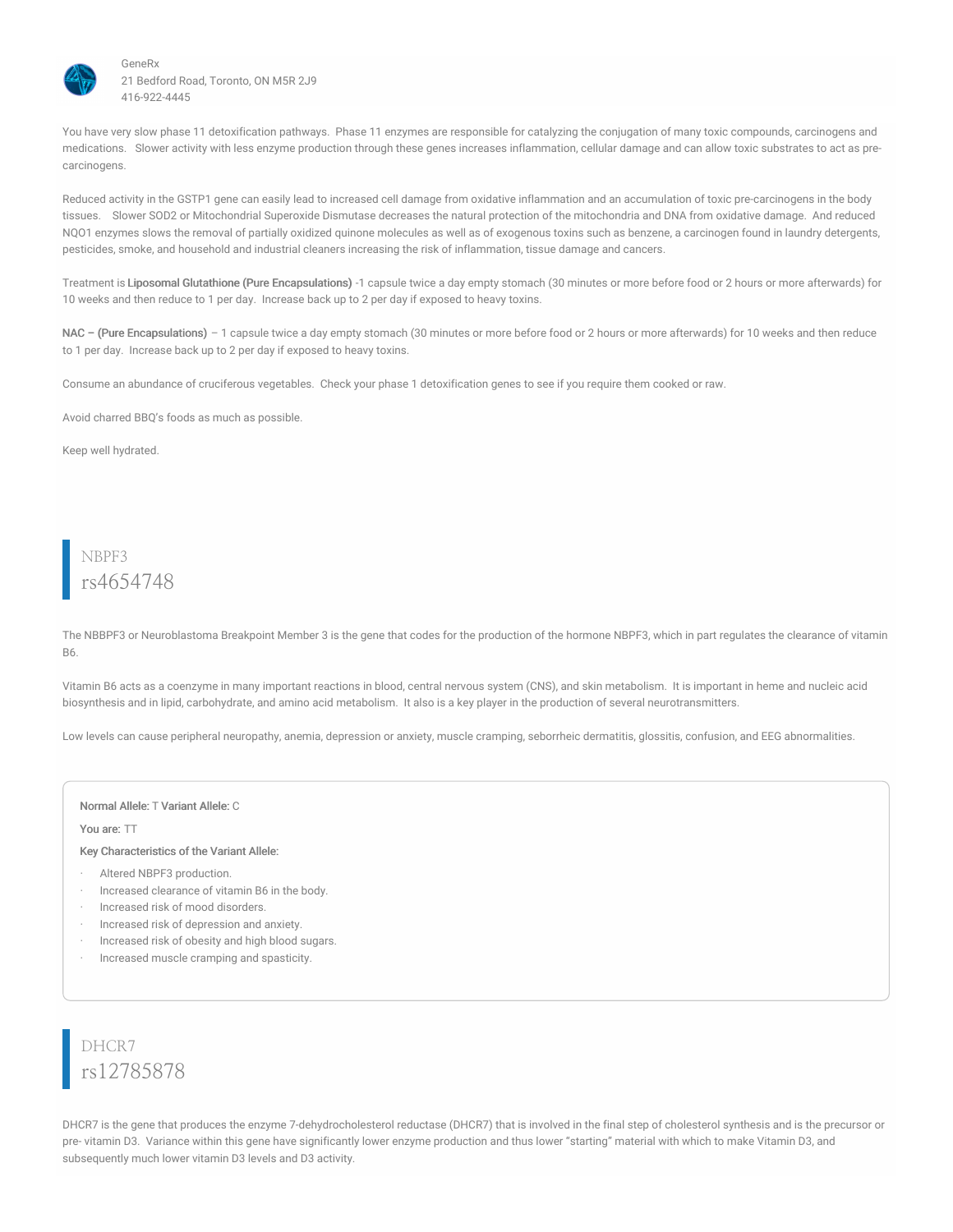You have very slow phase 11 detoxification pathways. Phase 11 enzymes are responsible for catalyzing the conjugation of many toxic compounds, carcinogens and medications. Slower activity with less enzyme production through these genes increases inflammation, cellular damage and can allow toxic substrates to act as pre-carcinogens.

Reduced activity in the GSTP1 gene can easily lead to increased cell damage from oxidative inflammation and an accumulation of toxic pre-carcinogens in the body tissues. Slower SOD2 or Mitochondrial Superoxide Dismutase decreases the natural protection of the mitochondria and DNA from oxidative damage. And reduced NQO1 enzymes slows the removal of partially oxidized quinone molecules as well as of exogenous toxins such as benzene, a carcinogen found in laundry detergents, pesticides, smoke, and household and industrial cleaners increasing the risk of inflammation, tissue damage and cancers.

Treatment is **Liposomal Glutathione (Pure Encapsulations)** -1 capsule twice a day empty stomach (30 minutes or more before food or 2 hours or more afterwards) for 10 weeks and then reduce to 1 per day. Increase back up to 2 per day if exposed to heavy toxins.

**NAC – (Pure Encapsulations)** – 1 capsule twice a day empty stomach (30 minutes or more before food or 2 hours or more afterwards) for 10 weeks and then reduce to 1 per day. Increase back up to 2 per day if exposed to heavy toxins.

Consume an abundance of cruciferous vegetables. Check your phase 1 detoxification genes to see if you require them cooked or raw.

Avoid charred BBQ's foods as much as possible.

Keep well hydrated.

## NBPF3
## rs4654748

The NBBPF3 or Neuroblastoma Breakpoint Member 3 is the gene that codes for the production of the hormone NBPF3, which in part regulates the clearance of vitamin B6.

Vitamin B6 acts as a coenzyme in many important reactions in blood, central nervous system (CNS), and skin metabolism. It is important in heme and nucleic acid biosynthesis and in lipid, carbohydrate, and amino acid metabolism. It also is a key player in the production of several neurotransmitters.

Low levels can cause peripheral neuropathy, anemia, depression or anxiety, muscle cramping, seborrheic dermatitis, glossitis, confusion, and EEG abnormalities.

**Normal Allele:** T **Variant Allele:** C

**You are:** TT

**Key Characteristics of the Variant Allele:**

- Altered NBPF3 production.
- Increased clearance of vitamin B6 in the body.
- Increased risk of mood disorders.
- Increased risk of depression and anxiety.
- Increased risk of obesity and high blood sugars.
- Increased muscle cramping and spasticity.

## DHCR7
## rs12785878

DHCR7 is the gene that produces the enzyme 7-dehydrocholesterol reductase (DHCR7) that is involved in the final step of cholesterol synthesis and is the precursor or pre- vitamin D3. Variance within this gene have significantly lower enzyme production and thus lower "starting" material with which to make Vitamin D3, and subsequently much lower vitamin D3 levels and D3 activity.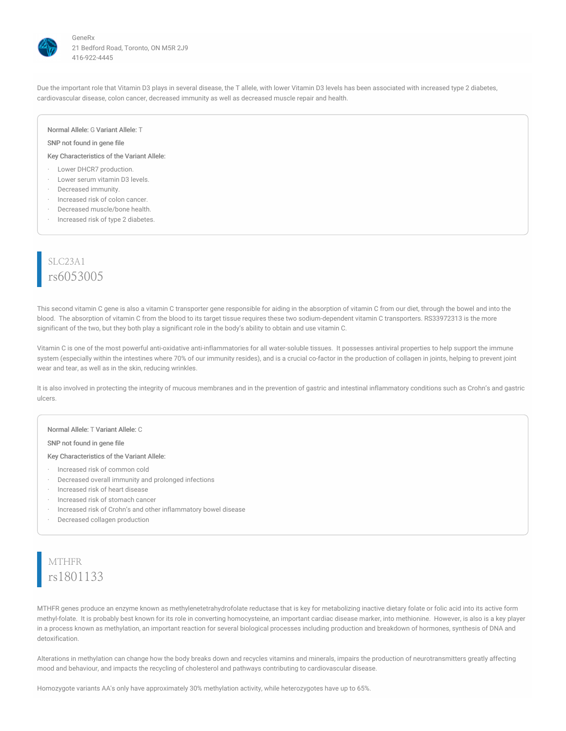Due the important role that Vitamin D3 plays in several disease, the T allele, with lower Vitamin D3 levels has been associated with increased type 2 diabetes, cardiovascular disease, colon cancer, decreased immunity as well as decreased muscle repair and health.

**Normal Allele:** G **Variant Allele:** T

**SNP not found in gene file**

**Key Characteristics of the Variant Allele:**

- Lower DHCR7 production.
- Lower serum vitamin D3 levels.
- Decreased immunity.
- Increased risk of colon cancer.
- Decreased muscle/bone health.
- Increased risk of type 2 diabetes.

## SLC23A1
## rs6053005

This second vitamin C gene is also a vitamin C transporter gene responsible for aiding in the absorption of vitamin C from our diet, through the bowel and into the blood. The absorption of vitamin C from the blood to its target tissue requires these two sodium-dependent vitamin C transporters. RS33972313 is the more significant of the two, but they both play a significant role in the body's ability to obtain and use vitamin C.

Vitamin C is one of the most powerful anti-oxidative anti-inflammatories for all water-soluble tissues. It possesses antiviral properties to help support the immune system (especially within the intestines where 70% of our immunity resides), and is a crucial co-factor in the production of collagen in joints, helping to prevent joint wear and tear, as well as in the skin, reducing wrinkles.

It is also involved in protecting the integrity of mucous membranes and in the prevention of gastric and intestinal inflammatory conditions such as Crohn's and gastric ulcers.

**Normal Allele:** T **Variant Allele:** C

**SNP not found in gene file**

**Key Characteristics of the Variant Allele:**

- Increased risk of common cold
- Decreased overall immunity and prolonged infections
- Increased risk of heart disease
- Increased risk of stomach cancer
- Increased risk of Crohn's and other inflammatory bowel disease
- Decreased collagen production

## MTHFR
## rs1801133

MTHFR genes produce an enzyme known as methylenetetrahydrofolate reductase that is key for metabolizing inactive dietary folate or folic acid into its active form methyl-folate. It is probably best known for its role in converting homocysteine, an important cardiac disease marker, into methionine. However, is also is a key player in a process known as methylation, an important reaction for several biological processes including production and breakdown of hormones, synthesis of DNA and detoxification.

Alterations in methylation can change how the body breaks down and recycles vitamins and minerals, impairs the production of neurotransmitters greatly affecting mood and behaviour, and impacts the recycling of cholesterol and pathways contributing to cardiovascular disease.

Homozygote variants AA's only have approximately 30% methylation activity, while heterozygotes have up to 65%.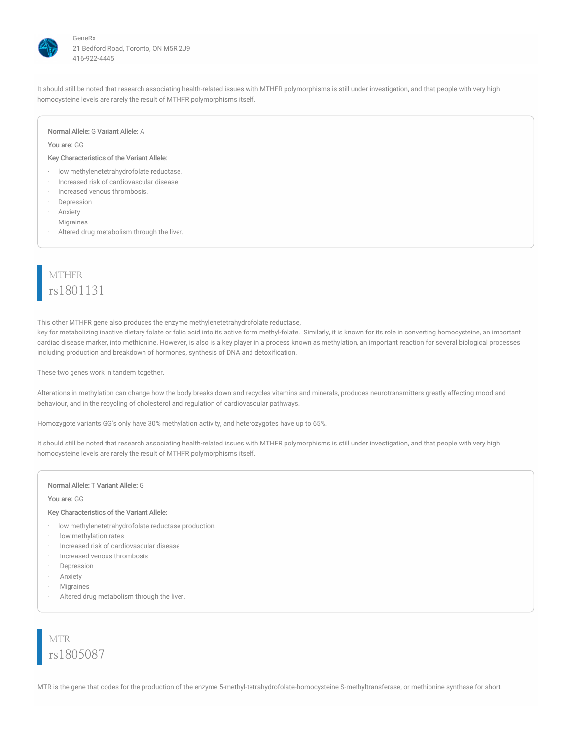It should still be noted that research associating health-related issues with MTHFR polymorphisms is still under investigation, and that people with very high homocysteine levels are rarely the result of MTHFR polymorphisms itself.

**Normal Allele:** G **Variant Allele:** A

**You are:** GG

**Key Characteristics of the Variant Allele:**

- low methylenetetrahydrofolate reductase.
- Increased risk of cardiovascular disease.
- Increased venous thrombosis.
- Depression
- Anxiety
- Migraines
- Altered drug metabolism through the liver.

## MTHFR
## rs1801131

This other MTHFR gene also produces the enzyme methylenetetrahydrofolate reductase,
key for metabolizing inactive dietary folate or folic acid into its active form methyl-folate. Similarly, it is known for its role in converting homocysteine, an important cardiac disease marker, into methionine. However, is also is a key player in a process known as methylation, an important reaction for several biological processes including production and breakdown of hormones, synthesis of DNA and detoxification.

These two genes work in tandem together.

Alterations in methylation can change how the body breaks down and recycles vitamins and minerals, produces neurotransmitters greatly affecting mood and behaviour, and in the recycling of cholesterol and regulation of cardiovascular pathways.

Homozygote variants GG's only have 30% methylation activity, and heterozygotes have up to 65%.

It should still be noted that research associating health-related issues with MTHFR polymorphisms is still under investigation, and that people with very high homocysteine levels are rarely the result of MTHFR polymorphisms itself.

**Normal Allele:** T **Variant Allele:** G

**You are:** GG

**Key Characteristics of the Variant Allele:**

- low methylenetetrahydrofolate reductase production.
- low methylation rates
- Increased risk of cardiovascular disease
- Increased venous thrombosis
- Depression
- Anxiety
- Migraines
- Altered drug metabolism through the liver.

## MTR
## rs1805087

MTR is the gene that codes for the production of the enzyme 5-methyl-tetrahydrofolate-homocysteine S-methyltransferase, or methionine synthase for short.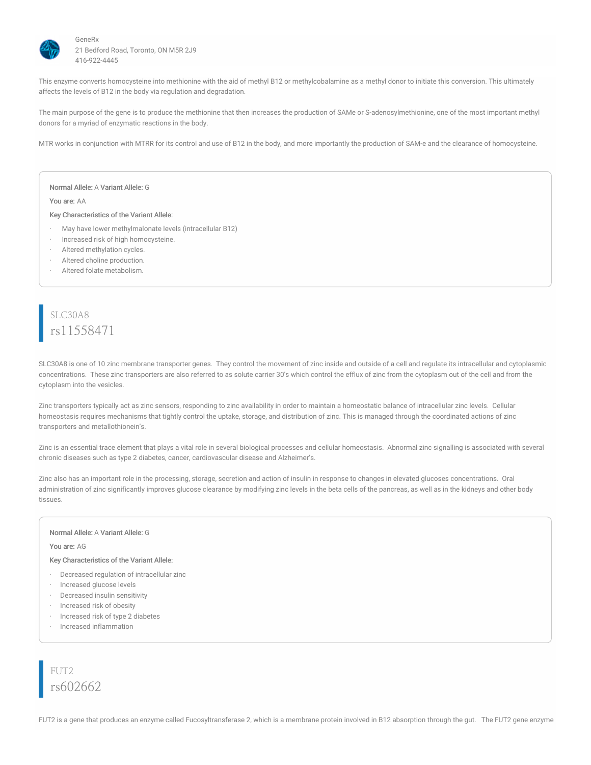This enzyme converts homocysteine into methionine with the aid of methyl B12 or methylcobalamine as a methyl donor to initiate this conversion. This ultimately affects the levels of B12 in the body via regulation and degradation.

The main purpose of the gene is to produce the methionine that then increases the production of SAMe or S-adenosylmethionine, one of the most important methyl donors for a myriad of enzymatic reactions in the body.

MTR works in conjunction with MTRR for its control and use of B12 in the body, and more importantly the production of SAM-e and the clearance of homocysteine.

**Normal Allele:** A **Variant Allele:** G

**You are:** AA

**Key Characteristics of the Variant Allele:**

- May have lower methylmalonate levels (intracellular B12)
- Increased risk of high homocysteine.
- Altered methylation cycles.
- Altered choline production.
- Altered folate metabolism.

## SLC30A8
## rs11558471

SLC30A8 is one of 10 zinc membrane transporter genes. They control the movement of zinc inside and outside of a cell and regulate its intracellular and cytoplasmic concentrations. These zinc transporters are also referred to as solute carrier 30's which control the efflux of zinc from the cytoplasm out of the cell and from the cytoplasm into the vesicles.

Zinc transporters typically act as zinc sensors, responding to zinc availability in order to maintain a homeostatic balance of intracellular zinc levels. Cellular homeostasis requires mechanisms that tightly control the uptake, storage, and distribution of zinc. This is managed through the coordinated actions of zinc transporters and metallothionein's.

Zinc is an essential trace element that plays a vital role in several biological processes and cellular homeostasis. Abnormal zinc signalling is associated with several chronic diseases such as type 2 diabetes, cancer, cardiovascular disease and Alzheimer's.

Zinc also has an important role in the processing, storage, secretion and action of insulin in response to changes in elevated glucoses concentrations. Oral administration of zinc significantly improves glucose clearance by modifying zinc levels in the beta cells of the pancreas, as well as in the kidneys and other body tissues.

**Normal Allele:** A **Variant Allele:** G

**You are:** AG

**Key Characteristics of the Variant Allele:**

- Decreased regulation of intracellular zinc
- Increased glucose levels
- Decreased insulin sensitivity
- Increased risk of obesity
- Increased risk of type 2 diabetes
- Increased inflammation

## FUT2
## rs602662

FUT2 is a gene that produces an enzyme called Fucosyltransferase 2, which is a membrane protein involved in B12 absorption through the gut. The FUT2 gene enzyme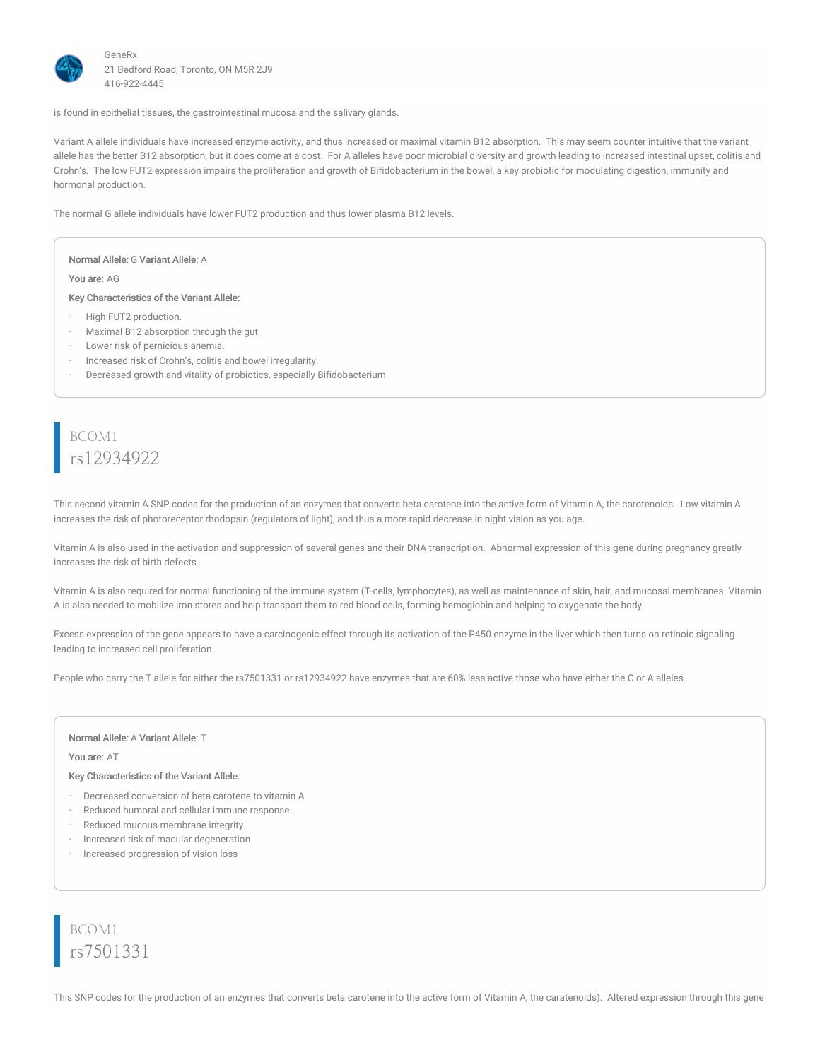is found in epithelial tissues, the gastrointestinal mucosa and the salivary glands.

Variant A allele individuals have increased enzyme activity, and thus increased or maximal vitamin B12 absorption. This may seem counter intuitive that the variant allele has the better B12 absorption, but it does come at a cost. For A alleles have poor microbial diversity and growth leading to increased intestinal upset, colitis and Crohn's. The low FUT2 expression impairs the proliferation and growth of Bifidobacterium in the bowel, a key probiotic for modulating digestion, immunity and hormonal production.

The normal G allele individuals have lower FUT2 production and thus lower plasma B12 levels.

**Normal Allele:** G **Variant Allele:** A

**You are:** AG

**Key Characteristics of the Variant Allele:**

- High FUT2 production.
- Maximal B12 absorption through the gut.
- Lower risk of pernicious anemia.
- Increased risk of Crohn's, colitis and bowel irregularity.
- Decreased growth and vitality of probiotics, especially Bifidobacterium.

## BCOM1
## rs12934922

This second vitamin A SNP codes for the production of an enzymes that converts beta carotene into the active form of Vitamin A, the carotenoids. Low vitamin A increases the risk of photoreceptor rhodopsin (regulators of light), and thus a more rapid decrease in night vision as you age.

Vitamin A is also used in the activation and suppression of several genes and their DNA transcription. Abnormal expression of this gene during pregnancy greatly increases the risk of birth defects.

Vitamin A is also required for normal functioning of the immune system (T-cells, lymphocytes), as well as maintenance of skin, hair, and mucosal membranes. Vitamin A is also needed to mobilize iron stores and help transport them to red blood cells, forming hemoglobin and helping to oxygenate the body.

Excess expression of the gene appears to have a carcinogenic effect through its activation of the P450 enzyme in the liver which then turns on retinoic signaling leading to increased cell proliferation.

People who carry the T allele for either the rs7501331 or rs12934922 have enzymes that are 60% less active those who have either the C or A alleles.

**Normal Allele:** A **Variant Allele:** T

**You are:** AT

**Key Characteristics of the Variant Allele:**

- Decreased conversion of beta carotene to vitamin A
- Reduced humoral and cellular immune response.
- Reduced mucous membrane integrity.
- Increased risk of macular degeneration
- Increased progression of vision loss

## BCOM1
## rs7501331

This SNP codes for the production of an enzymes that converts beta carotene into the active form of Vitamin A, the caratenoids). Altered expression through this gene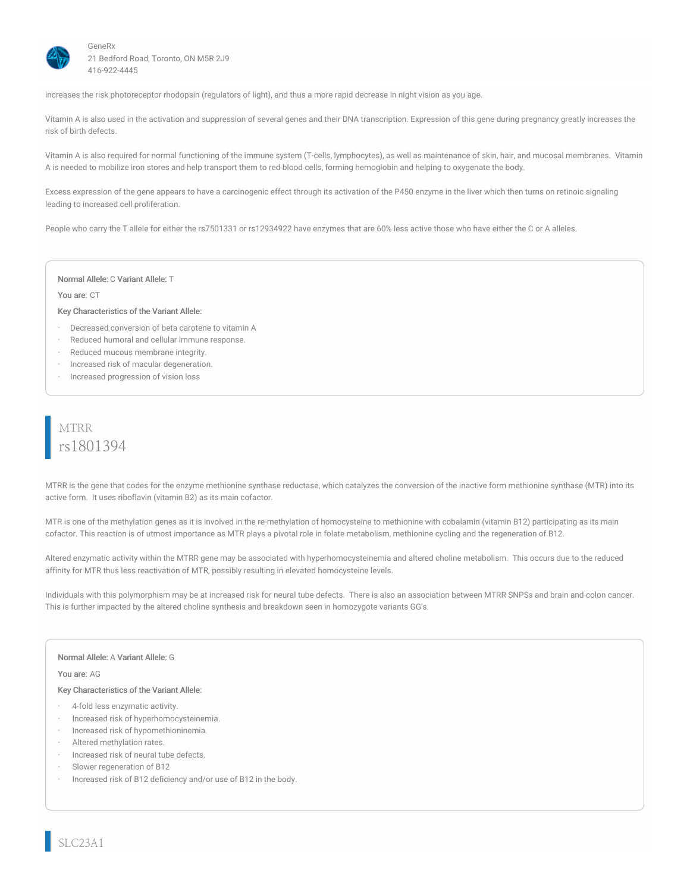increases the risk photoreceptor rhodopsin (regulators of light), and thus a more rapid decrease in night vision as you age.

Vitamin A is also used in the activation and suppression of several genes and their DNA transcription. Expression of this gene during pregnancy greatly increases the risk of birth defects.

Vitamin A is also required for normal functioning of the immune system (T-cells, lymphocytes), as well as maintenance of skin, hair, and mucosal membranes. Vitamin A is needed to mobilize iron stores and help transport them to red blood cells, forming hemoglobin and helping to oxygenate the body.

Excess expression of the gene appears to have a carcinogenic effect through its activation of the P450 enzyme in the liver which then turns on retinoic signaling leading to increased cell proliferation.

People who carry the T allele for either the rs7501331 or rs12934922 have enzymes that are 60% less active those who have either the C or A alleles.

**Normal Allele:** C **Variant Allele:** T

**You are:** CT

**Key Characteristics of the Variant Allele:**

- Decreased conversion of beta carotene to vitamin A
- Reduced humoral and cellular immune response.
- Reduced mucous membrane integrity.
- Increased risk of macular degeneration.
- Increased progression of vision loss

## MTRR
## rs1801394

MTRR is the gene that codes for the enzyme methionine synthase reductase, which catalyzes the conversion of the inactive form methionine synthase (MTR) into its active form. It uses riboflavin (vitamin B2) as its main cofactor.

MTR is one of the methylation genes as it is involved in the re-methylation of homocysteine to methionine with cobalamin (vitamin B12) participating as its main cofactor. This reaction is of utmost importance as MTR plays a pivotal role in folate metabolism, methionine cycling and the regeneration of B12.

Altered enzymatic activity within the MTRR gene may be associated with hyperhomocysteinemia and altered choline metabolism. This occurs due to the reduced affinity for MTR thus less reactivation of MTR, possibly resulting in elevated homocysteine levels.

Individuals with this polymorphism may be at increased risk for neural tube defects. There is also an association between MTRR SNPSs and brain and colon cancer. This is further impacted by the altered choline synthesis and breakdown seen in homozygote variants GG's.

**Normal Allele:** A **Variant Allele:** G

**You are:** AG

**Key Characteristics of the Variant Allele:**

- 4-fold less enzymatic activity.
- Increased risk of hyperhomocysteinemia.
- Increased risk of hypomethioninemia.
- Altered methylation rates.
- Increased risk of neural tube defects.
- Slower regeneration of B12
- Increased risk of B12 deficiency and/or use of B12 in the body.

## SLC23A1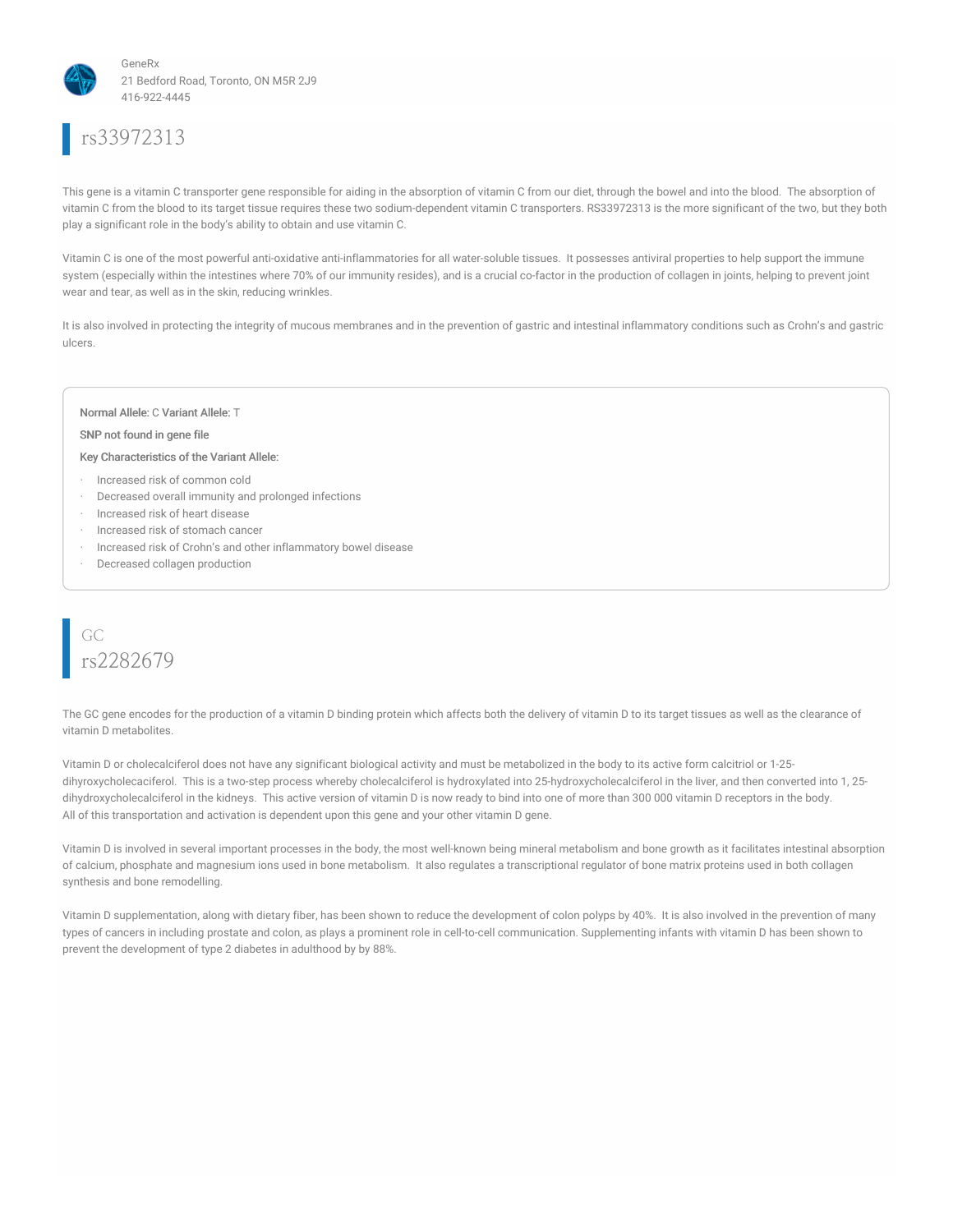## rs33972313

This gene is a vitamin C transporter gene responsible for aiding in the absorption of vitamin C from our diet, through the bowel and into the blood. The absorption of vitamin C from the blood to its target tissue requires these two sodium-dependent vitamin C transporters. RS33972313 is the more significant of the two, but they both play a significant role in the body's ability to obtain and use vitamin C.

Vitamin C is one of the most powerful anti-oxidative anti-inflammatories for all water-soluble tissues. It possesses antiviral properties to help support the immune system (especially within the intestines where 70% of our immunity resides), and is a crucial co-factor in the production of collagen in joints, helping to prevent joint wear and tear, as well as in the skin, reducing wrinkles.

It is also involved in protecting the integrity of mucous membranes and in the prevention of gastric and intestinal inflammatory conditions such as Crohn's and gastric ulcers.

**Normal Allele:** C **Variant Allele:** T

**SNP not found in gene file**

**Key Characteristics of the Variant Allele:**

- Increased risk of common cold
- Decreased overall immunity and prolonged infections
- Increased risk of heart disease
- Increased risk of stomach cancer
- Increased risk of Crohn's and other inflammatory bowel disease
- Decreased collagen production

## GC
## rs2282679

The GC gene encodes for the production of a vitamin D binding protein which affects both the delivery of vitamin D to its target tissues as well as the clearance of vitamin D metabolites.

Vitamin D or cholecalciferol does not have any significant biological activity and must be metabolized in the body to its active form calcitriol or 1-25-dihyroxycholecaciferol. This is a two-step process whereby cholecalciferol is hydroxylated into 25-hydroxycholecalciferol in the liver, and then converted into 1, 25-dihydroxycholecalciferol in the kidneys. This active version of vitamin D is now ready to bind into one of more than 300 000 vitamin D receptors in the body. All of this transportation and activation is dependent upon this gene and your other vitamin D gene.

Vitamin D is involved in several important processes in the body, the most well-known being mineral metabolism and bone growth as it facilitates intestinal absorption of calcium, phosphate and magnesium ions used in bone metabolism. It also regulates a transcriptional regulator of bone matrix proteins used in both collagen synthesis and bone remodelling.

Vitamin D supplementation, along with dietary fiber, has been shown to reduce the development of colon polyps by 40%. It is also involved in the prevention of many types of cancers in including prostate and colon, as plays a prominent role in cell-to-cell communication. Supplementing infants with vitamin D has been shown to prevent the development of type 2 diabetes in adulthood by by 88%.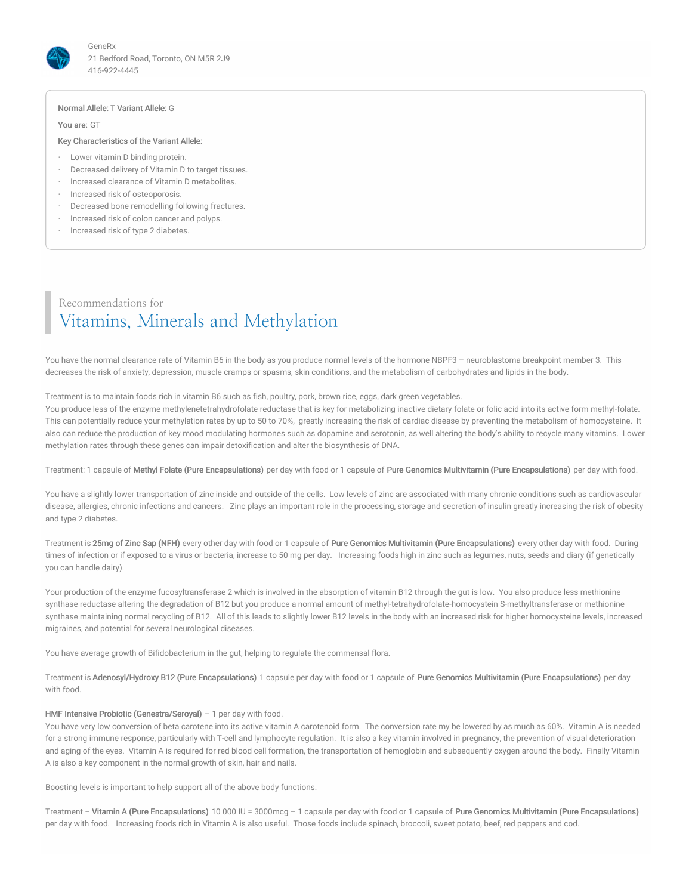GeneRx
21 Bedford Road, Toronto, ON M5R 2J9
416-922-4445

**Normal Allele:** T **Variant Allele:** G

**You are:** GT

**Key Characteristics of the Variant Allele:**

- Lower vitamin D binding protein.
- Decreased delivery of Vitamin D to target tissues.
- Increased clearance of Vitamin D metabolites.
- Increased risk of osteoporosis.
- Decreased bone remodelling following fractures.
- Increased risk of colon cancer and polyps.
- Increased risk of type 2 diabetes.

## Recommendations for Vitamins, Minerals and Methylation

You have the normal clearance rate of Vitamin B6 in the body as you produce normal levels of the hormone NBPF3 – neuroblastoma breakpoint member 3. This decreases the risk of anxiety, depression, muscle cramps or spasms, skin conditions, and the metabolism of carbohydrates and lipids in the body.

Treatment is to maintain foods rich in vitamin B6 such as fish, poultry, pork, brown rice, eggs, dark green vegetables.
You produce less of the enzyme methylenetetrahydrofolate reductase that is key for metabolizing inactive dietary folate or folic acid into its active form methyl-folate. This can potentially reduce your methylation rates by up to 50 to 70%, greatly increasing the risk of cardiac disease by preventing the metabolism of homocysteine. It also can reduce the production of key mood modulating hormones such as dopamine and serotonin, as well altering the body's ability to recycle many vitamins. Lower methylation rates through these genes can impair detoxification and alter the biosynthesis of DNA.

Treatment: 1 capsule of **Methyl Folate (Pure Encapsulations)** per day with food or 1 capsule of **Pure Genomics Multivitamin (Pure Encapsulations)** per day with food.

You have a slightly lower transportation of zinc inside and outside of the cells. Low levels of zinc are associated with many chronic conditions such as cardiovascular disease, allergies, chronic infections and cancers. Zinc plays an important role in the processing, storage and secretion of insulin greatly increasing the risk of obesity and type 2 diabetes.

Treatment is **25mg of Zinc Sap (NFH)** every other day with food or 1 capsule of **Pure Genomics Multivitamin (Pure Encapsulations)** every other day with food. During times of infection or if exposed to a virus or bacteria, increase to 50 mg per day. Increasing foods high in zinc such as legumes, nuts, seeds and diary (if genetically you can handle dairy).

Your production of the enzyme fucosyltransferase 2 which is involved in the absorption of vitamin B12 through the gut is low. You also produce less methionine synthase reductase altering the degradation of B12 but you produce a normal amount of methyl-tetrahydrofolate-homocystein S-methyltransferase or methionine synthase maintaining normal recycling of B12. All of this leads to slightly lower B12 levels in the body with an increased risk for higher homocysteine levels, increased migraines, and potential for several neurological diseases.

You have average growth of Bifidobacterium in the gut, helping to regulate the commensal flora.

Treatment is **Adenosyl/Hydroxy B12 (Pure Encapsulations)** 1 capsule per day with food or 1 capsule of **Pure Genomics Multivitamin (Pure Encapsulations)** per day with food.

**HMF Intensive Probiotic (Genestra/Seroyal)** – 1 per day with food.
You have very low conversion of beta carotene into its active vitamin A carotenoid form. The conversion rate my be lowered by as much as 60%. Vitamin A is needed for a strong immune response, particularly with T-cell and lymphocyte regulation. It is also a key vitamin involved in pregnancy, the prevention of visual deterioration and aging of the eyes. Vitamin A is required for red blood cell formation, the transportation of hemoglobin and subsequently oxygen around the body. Finally Vitamin A is also a key component in the normal growth of skin, hair and nails.

Boosting levels is important to help support all of the above body functions.

Treatment – **Vitamin A (Pure Encapsulations)** 10 000 IU = 3000mcg – 1 capsule per day with food or 1 capsule of **Pure Genomics Multivitamin (Pure Encapsulations)** per day with food. Increasing foods rich in Vitamin A is also useful. Those foods include spinach, broccoli, sweet potato, beef, red peppers and cod.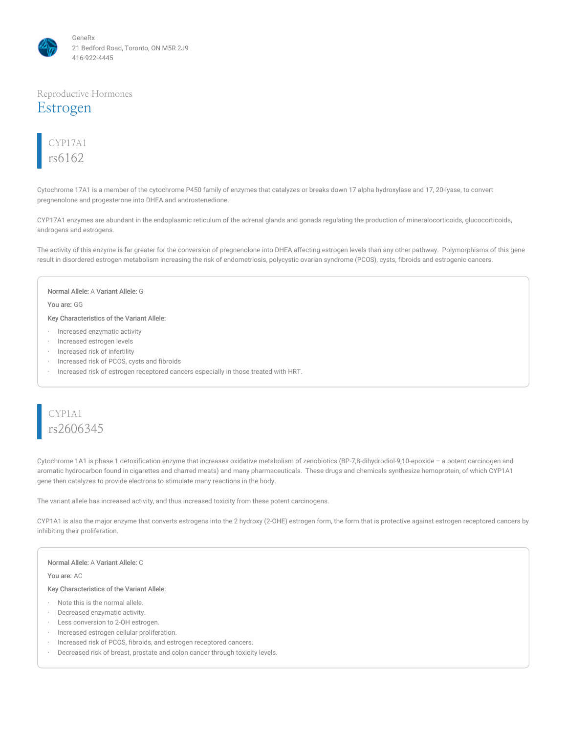GeneRx
21 Bedford Road, Toronto, ON M5R 2J9
416-922-4445

Reproductive Hormones

# Estrogen

## CYP17A1
## rs6162

Cytochrome 17A1 is a member of the cytochrome P450 family of enzymes that catalyzes or breaks down 17 alpha hydroxylase and 17, 20-lyase, to convert pregnenolone and progesterone into DHEA and androstenedione.

CYP17A1 enzymes are abundant in the endoplasmic reticulum of the adrenal glands and gonads regulating the production of mineralocorticoids, glucocorticoids, androgens and estrogens.

The activity of this enzyme is far greater for the conversion of pregnenolone into DHEA affecting estrogen levels than any other pathway. Polymorphisms of this gene result in disordered estrogen metabolism increasing the risk of endometriosis, polycystic ovarian syndrome (PCOS), cysts, fibroids and estrogenic cancers.

**Normal Allele:** A **Variant Allele:** G

**You are:** GG

**Key Characteristics of the Variant Allele:**

- Increased enzymatic activity
- Increased estrogen levels
- Increased risk of infertility
- Increased risk of PCOS, cysts and fibroids
- Increased risk of estrogen receptored cancers especially in those treated with HRT.

## CYP1A1
## rs2606345

Cytochrome 1A1 is phase 1 detoxification enzyme that increases oxidative metabolism of zenobiotics (BP-7,8-dihydrodiol-9,10-epoxide – a potent carcinogen and aromatic hydrocarbon found in cigarettes and charred meats) and many pharmaceuticals. These drugs and chemicals synthesize hemoprotein, of which CYP1A1 gene then catalyzes to provide electrons to stimulate many reactions in the body.

The variant allele has increased activity, and thus increased toxicity from these potent carcinogens.

CYP1A1 is also the major enzyme that converts estrogens into the 2 hydroxy (2-OHE) estrogen form, the form that is protective against estrogen receptored cancers by inhibiting their proliferation.

**Normal Allele:** A **Variant Allele:** C

**You are:** AC

**Key Characteristics of the Variant Allele:**

- Note this is the normal allele.
- Decreased enzymatic activity.
- Less conversion to 2-OH estrogen.
- Increased estrogen cellular proliferation.
- Increased risk of PCOS, fibroids, and estrogen receptored cancers.
- Decreased risk of breast, prostate and colon cancer through toxicity levels.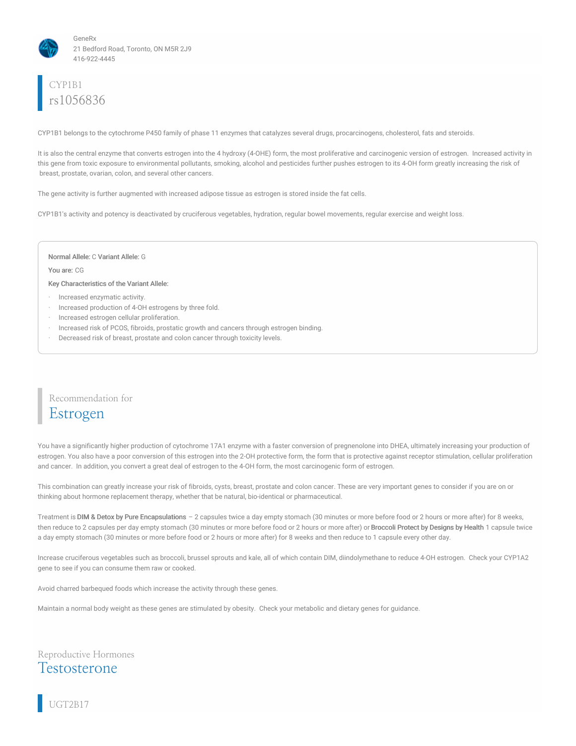GeneRx
21 Bedford Road, Toronto, ON M5R 2J9
416-922-4445

## CYP1B1
## rs1056836

CYP1B1 belongs to the cytochrome P450 family of phase 11 enzymes that catalyzes several drugs, procarcinogens, cholesterol, fats and steroids.

It is also the central enzyme that converts estrogen into the 4 hydroxy (4-OHE) form, the most proliferative and carcinogenic version of estrogen. Increased activity in this gene from toxic exposure to environmental pollutants, smoking, alcohol and pesticides further pushes estrogen to its 4-OH form greatly increasing the risk of breast, prostate, ovarian, colon, and several other cancers.

The gene activity is further augmented with increased adipose tissue as estrogen is stored inside the fat cells.

CYP1B1's activity and potency is deactivated by cruciferous vegetables, hydration, regular bowel movements, regular exercise and weight loss.

**Normal Allele:** C **Variant Allele:** G

**You are:** CG

**Key Characteristics of the Variant Allele:**

- Increased enzymatic activity.
- Increased production of 4-OH estrogens by three fold.
- Increased estrogen cellular proliferation.
- Increased risk of PCOS, fibroids, prostatic growth and cancers through estrogen binding.
- Decreased risk of breast, prostate and colon cancer through toxicity levels.

## Recommendation for
## Estrogen

You have a significantly higher production of cytochrome 17A1 enzyme with a faster conversion of pregnenolone into DHEA, ultimately increasing your production of estrogen. You also have a poor conversion of this estrogen into the 2-OH protective form, the form that is protective against receptor stimulation, cellular proliferation and cancer. In addition, you convert a great deal of estrogen to the 4-OH form, the most carcinogenic form of estrogen.

This combination can greatly increase your risk of fibroids, cysts, breast, prostate and colon cancer. These are very important genes to consider if you are on or thinking about hormone replacement therapy, whether that be natural, bio-identical or pharmaceutical.

Treatment is **DIM & Detox by Pure Encapsulations** – 2 capsules twice a day empty stomach (30 minutes or more before food or 2 hours or more after) for 8 weeks, then reduce to 2 capsules per day empty stomach (30 minutes or more before food or 2 hours or more after) or **Broccoli Protect by Designs by Health** 1 capsule twice a day empty stomach (30 minutes or more before food or 2 hours or more after) for 8 weeks and then reduce to 1 capsule every other day.

Increase cruciferous vegetables such as broccoli, brussel sprouts and kale, all of which contain DIM, diindolymethane to reduce 4-OH estrogen. Check your CYP1A2 gene to see if you can consume them raw or cooked.

Avoid charred barbequed foods which increase the activity through these genes.

Maintain a normal body weight as these genes are stimulated by obesity. Check your metabolic and dietary genes for guidance.

## Reproductive Hormones
## Testosterone

## UGT2B17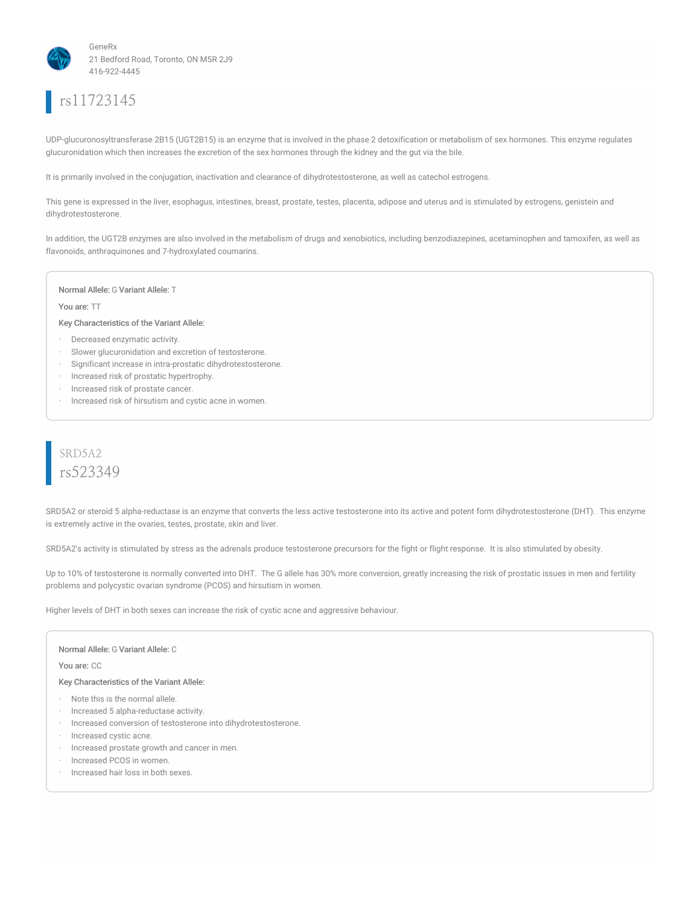## rs11723145

UDP-glucuronosyltransferase 2B15 (UGT2B15) is an enzyme that is involved in the phase 2 detoxification or metabolism of sex hormones. This enzyme regulates glucuronidation which then increases the excretion of the sex hormones through the kidney and the gut via the bile.

It is primarily involved in the conjugation, inactivation and clearance of dihydrotestosterone, as well as catechol estrogens.

This gene is expressed in the liver, esophagus, intestines, breast, prostate, testes, placenta, adipose and uterus and is stimulated by estrogens, genistein and dihydrotestosterone.

In addition, the UGT2B enzymes are also involved in the metabolism of drugs and xenobiotics, including benzodiazepines, acetaminophen and tamoxifen, as well as flavonoids, anthraquinones and 7-hydroxylated coumarins.

**Normal Allele:** G **Variant Allele:** T

**You are:** TT

**Key Characteristics of the Variant Allele:**

- Decreased enzymatic activity.
- Slower glucuronidation and excretion of testosterone.
- Significant increase in intra-prostatic dihydrotestosterone.
- Increased risk of prostatic hypertrophy.
- Increased risk of prostate cancer.
- Increased risk of hirsutism and cystic acne in women.

## SRD5A2
## rs523349

SRD5A2 or steroid 5 alpha-reductase is an enzyme that converts the less active testosterone into its active and potent form dihydrotestosterone (DHT). This enzyme is extremely active in the ovaries, testes, prostate, skin and liver.

SRD5A2's activity is stimulated by stress as the adrenals produce testosterone precursors for the fight or flight response. It is also stimulated by obesity.

Up to 10% of testosterone is normally converted into DHT. The G allele has 30% more conversion, greatly increasing the risk of prostatic issues in men and fertility problems and polycystic ovarian syndrome (PCOS) and hirsutism in women.

Higher levels of DHT in both sexes can increase the risk of cystic acne and aggressive behaviour.

**Normal Allele:** G **Variant Allele:** C

**You are:** CC

**Key Characteristics of the Variant Allele:**

- Note this is the normal allele.
- Increased 5 alpha-reductase activity.
- Increased conversion of testosterone into dihydrotestosterone.
- Increased cystic acne.
- Increased prostate growth and cancer in men.
- Increased PCOS in women.
- Increased hair loss in both sexes.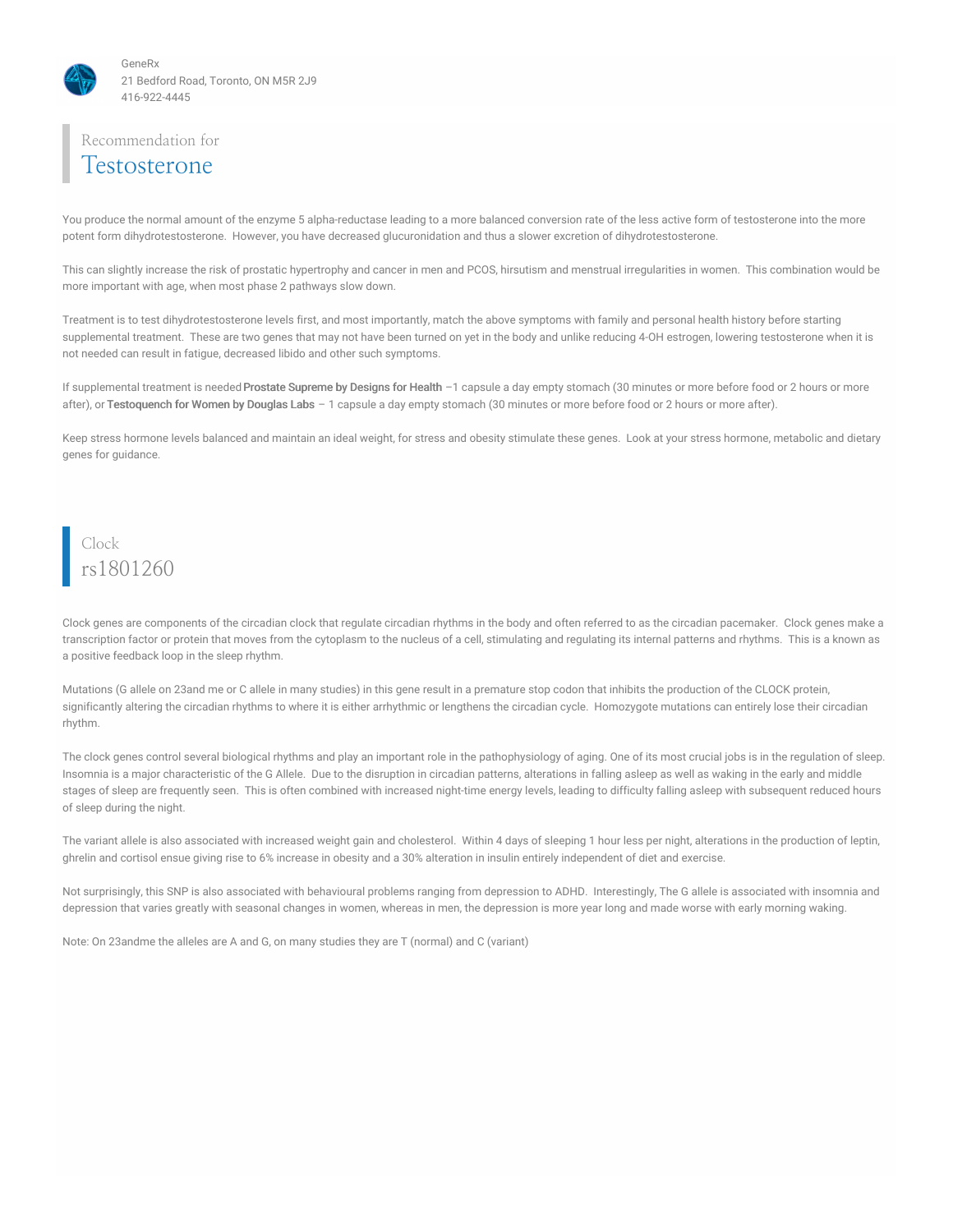GeneRx
21 Bedford Road, Toronto, ON M5R 2J9
416-922-4445

## Recommendation for
# Testosterone

You produce the normal amount of the enzyme 5 alpha-reductase leading to a more balanced conversion rate of the less active form of testosterone into the more potent form dihydrotestosterone. However, you have decreased glucuronidation and thus a slower excretion of dihydrotestosterone.

This can slightly increase the risk of prostatic hypertrophy and cancer in men and PCOS, hirsutism and menstrual irregularities in women. This combination would be more important with age, when most phase 2 pathways slow down.

Treatment is to test dihydrotestosterone levels first, and most importantly, match the above symptoms with family and personal health history before starting supplemental treatment. These are two genes that may not have been turned on yet in the body and unlike reducing 4-OH estrogen, lowering testosterone when it is not needed can result in fatigue, decreased libido and other such symptoms.

If supplemental treatment is needed **Prostate Supreme by Designs for Health** –1 capsule a day empty stomach (30 minutes or more before food or 2 hours or more after), or **Testoquench for Women by Douglas Labs** – 1 capsule a day empty stomach (30 minutes or more before food or 2 hours or more after).

Keep stress hormone levels balanced and maintain an ideal weight, for stress and obesity stimulate these genes. Look at your stress hormone, metabolic and dietary genes for guidance.

## Clock
# rs1801260

Clock genes are components of the circadian clock that regulate circadian rhythms in the body and often referred to as the circadian pacemaker. Clock genes make a transcription factor or protein that moves from the cytoplasm to the nucleus of a cell, stimulating and regulating its internal patterns and rhythms. This is a known as a positive feedback loop in the sleep rhythm.

Mutations (G allele on 23and me or C allele in many studies) in this gene result in a premature stop codon that inhibits the production of the CLOCK protein, significantly altering the circadian rhythms to where it is either arrhythmic or lengthens the circadian cycle. Homozygote mutations can entirely lose their circadian rhythm.

The clock genes control several biological rhythms and play an important role in the pathophysiology of aging. One of its most crucial jobs is in the regulation of sleep. Insomnia is a major characteristic of the G Allele. Due to the disruption in circadian patterns, alterations in falling asleep as well as waking in the early and middle stages of sleep are frequently seen. This is often combined with increased night-time energy levels, leading to difficulty falling asleep with subsequent reduced hours of sleep during the night.

The variant allele is also associated with increased weight gain and cholesterol. Within 4 days of sleeping 1 hour less per night, alterations in the production of leptin, ghrelin and cortisol ensue giving rise to 6% increase in obesity and a 30% alteration in insulin entirely independent of diet and exercise.

Not surprisingly, this SNP is also associated with behavioural problems ranging from depression to ADHD. Interestingly, The G allele is associated with insomnia and depression that varies greatly with seasonal changes in women, whereas in men, the depression is more year long and made worse with early morning waking.

Note: On 23andme the alleles are A and G, on many studies they are T (normal) and C (variant)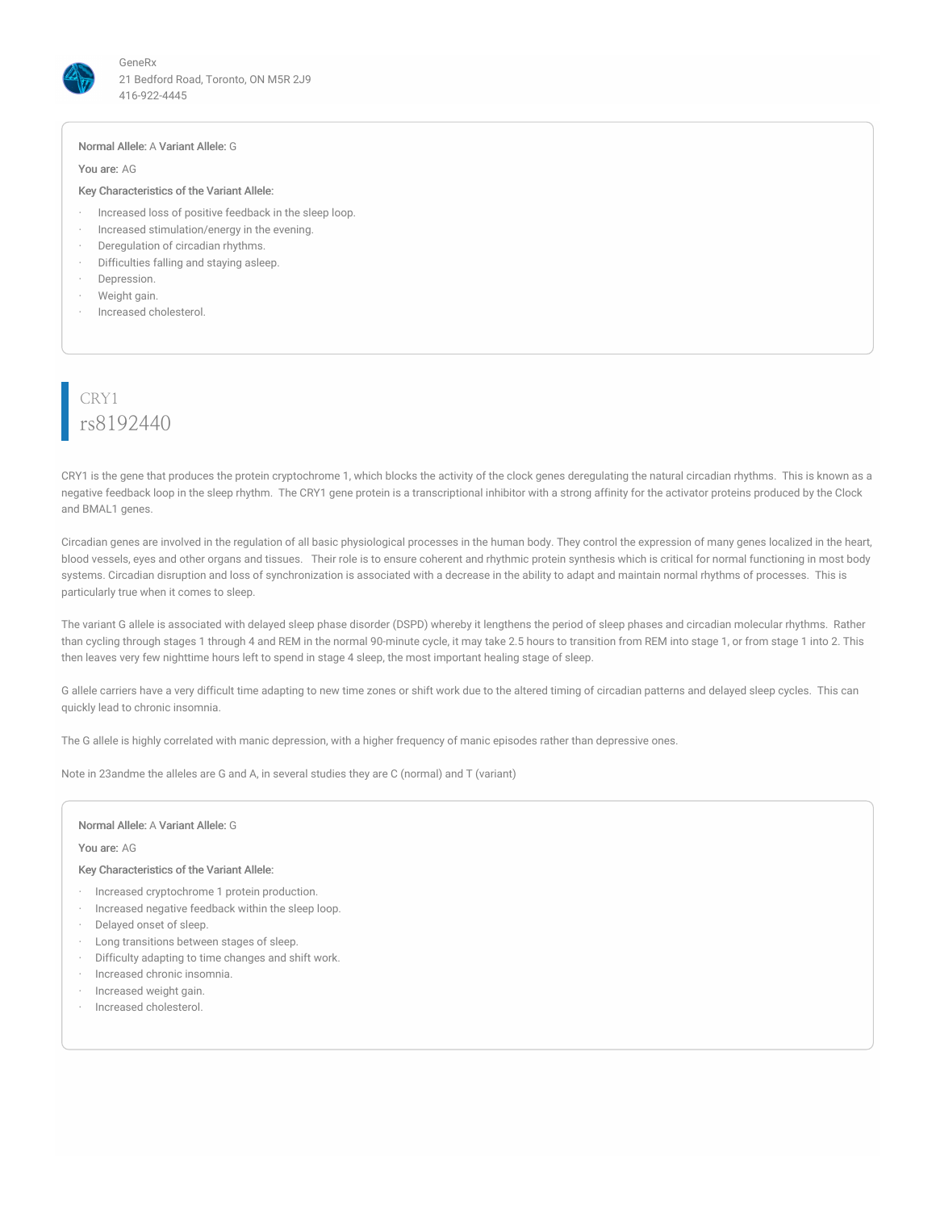**Normal Allele:** A **Variant Allele:** G

**You are:** AG

**Key Characteristics of the Variant Allele:**

- Increased loss of positive feedback in the sleep loop.
- Increased stimulation/energy in the evening.
- Deregulation of circadian rhythms.
- Difficulties falling and staying asleep.
- Depression.
- Weight gain.
- Increased cholesterol.

## CRY1
## rs8192440

CRY1 is the gene that produces the protein cryptochrome 1, which blocks the activity of the clock genes deregulating the natural circadian rhythms. This is known as a negative feedback loop in the sleep rhythm. The CRY1 gene protein is a transcriptional inhibitor with a strong affinity for the activator proteins produced by the Clock and BMAL1 genes.

Circadian genes are involved in the regulation of all basic physiological processes in the human body. They control the expression of many genes localized in the heart, blood vessels, eyes and other organs and tissues. Their role is to ensure coherent and rhythmic protein synthesis which is critical for normal functioning in most body systems. Circadian disruption and loss of synchronization is associated with a decrease in the ability to adapt and maintain normal rhythms of processes. This is particularly true when it comes to sleep.

The variant G allele is associated with delayed sleep phase disorder (DSPD) whereby it lengthens the period of sleep phases and circadian molecular rhythms. Rather than cycling through stages 1 through 4 and REM in the normal 90-minute cycle, it may take 2.5 hours to transition from REM into stage 1, or from stage 1 into 2. This then leaves very few nighttime hours left to spend in stage 4 sleep, the most important healing stage of sleep.

G allele carriers have a very difficult time adapting to new time zones or shift work due to the altered timing of circadian patterns and delayed sleep cycles. This can quickly lead to chronic insomnia.

The G allele is highly correlated with manic depression, with a higher frequency of manic episodes rather than depressive ones.

Note in 23andme the alleles are G and A, in several studies they are C (normal) and T (variant)

**Normal Allele:** A **Variant Allele:** G

**You are:** AG

**Key Characteristics of the Variant Allele:**

- Increased cryptochrome 1 protein production.
- Increased negative feedback within the sleep loop.
- Delayed onset of sleep.
- Long transitions between stages of sleep.
- Difficulty adapting to time changes and shift work.
- Increased chronic insomnia.
- Increased weight gain.
- Increased cholesterol.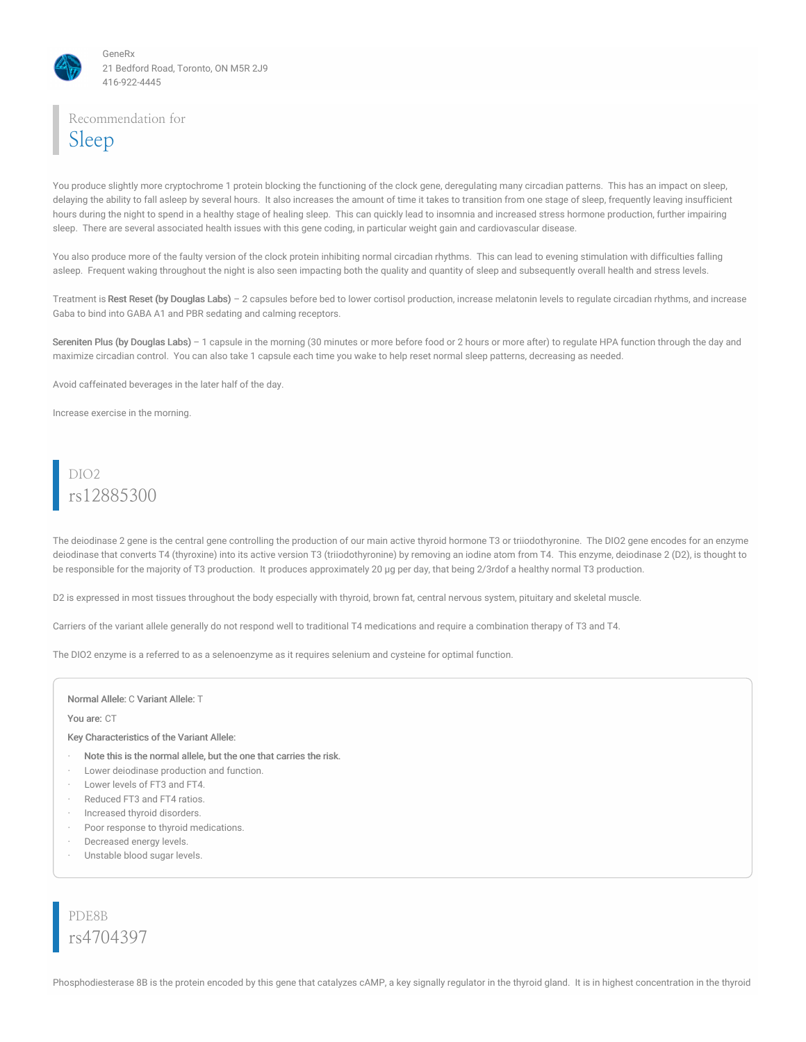GeneRx
21 Bedford Road, Toronto, ON M5R 2J9
416-922-4445

## Recommendation for Sleep

You produce slightly more cryptochrome 1 protein blocking the functioning of the clock gene, deregulating many circadian patterns. This has an impact on sleep, delaying the ability to fall asleep by several hours. It also increases the amount of time it takes to transition from one stage of sleep, frequently leaving insufficient hours during the night to spend in a healthy stage of healing sleep. This can quickly lead to insomnia and increased stress hormone production, further impairing sleep. There are several associated health issues with this gene coding, in particular weight gain and cardiovascular disease.

You also produce more of the faulty version of the clock protein inhibiting normal circadian rhythms. This can lead to evening stimulation with difficulties falling asleep. Frequent waking throughout the night is also seen impacting both the quality and quantity of sleep and subsequently overall health and stress levels.

Treatment is **Rest Reset (by Douglas Labs)** – 2 capsules before bed to lower cortisol production, increase melatonin levels to regulate circadian rhythms, and increase Gaba to bind into GABA A1 and PBR sedating and calming receptors.

**Sereniten Plus (by Douglas Labs)** – 1 capsule in the morning (30 minutes or more before food or 2 hours or more after) to regulate HPA function through the day and maximize circadian control. You can also take 1 capsule each time you wake to help reset normal sleep patterns, decreasing as needed.

Avoid caffeinated beverages in the later half of the day.

Increase exercise in the morning.

## DIO2 rs12885300

The deiodinase 2 gene is the central gene controlling the production of our main active thyroid hormone T3 or triiodothyronine. The DIO2 gene encodes for an enzyme deiodinase that converts T4 (thyroxine) into its active version T3 (triiodothyronine) by removing an iodine atom from T4. This enzyme, deiodinase 2 (D2), is thought to be responsible for the majority of T3 production. It produces approximately 20 μg per day, that being 2/3rdof a healthy normal T3 production.

D2 is expressed in most tissues throughout the body especially with thyroid, brown fat, central nervous system, pituitary and skeletal muscle.

Carriers of the variant allele generally do not respond well to traditional T4 medications and require a combination therapy of T3 and T4.

The DIO2 enzyme is a referred to as a selenoenzyme as it requires selenium and cysteine for optimal function.

**Normal Allele:** C **Variant Allele:** T

**You are:** CT

**Key Characteristics of the Variant Allele:**

- **Note this is the normal allele, but the one that carries the risk.**
- Lower deiodinase production and function.
- Lower levels of FT3 and FT4.
- Reduced FT3 and FT4 ratios.
- Increased thyroid disorders.
- Poor response to thyroid medications.
- Decreased energy levels.
- Unstable blood sugar levels.

## PDE8B rs4704397

Phosphodiesterase 8B is the protein encoded by this gene that catalyzes cAMP, a key signally regulator in the thyroid gland. It is in highest concentration in the thyroid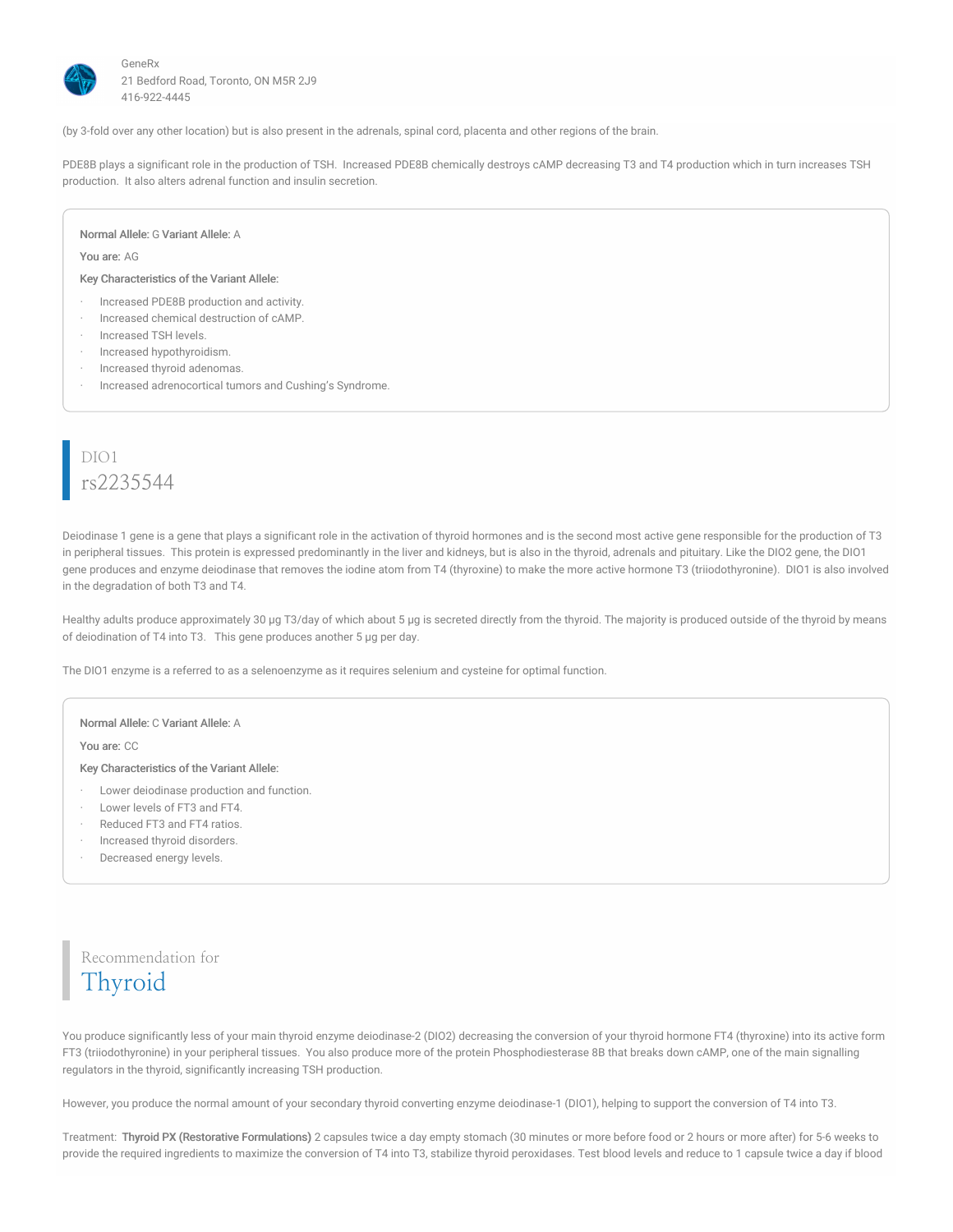(by 3-fold over any other location) but is also present in the adrenals, spinal cord, placenta and other regions of the brain.

PDE8B plays a significant role in the production of TSH. Increased PDE8B chemically destroys cAMP decreasing T3 and T4 production which in turn increases TSH production. It also alters adrenal function and insulin secretion.

**Normal Allele:** G **Variant Allele:** A

**You are:** AG

**Key Characteristics of the Variant Allele:**

- Increased PDE8B production and activity.
- Increased chemical destruction of cAMP.
- Increased TSH levels.
- Increased hypothyroidism.
- Increased thyroid adenomas.
- Increased adrenocortical tumors and Cushing's Syndrome.

## DIO1
## rs2235544

Deiodinase 1 gene is a gene that plays a significant role in the activation of thyroid hormones and is the second most active gene responsible for the production of T3 in peripheral tissues. This protein is expressed predominantly in the liver and kidneys, but is also in the thyroid, adrenals and pituitary. Like the DIO2 gene, the DIO1 gene produces and enzyme deiodinase that removes the iodine atom from T4 (thyroxine) to make the more active hormone T3 (triiodothyronine). DIO1 is also involved in the degradation of both T3 and T4.

Healthy adults produce approximately 30 µg T3/day of which about 5 µg is secreted directly from the thyroid. The majority is produced outside of the thyroid by means of deiodination of T4 into T3. This gene produces another 5 µg per day.

The DIO1 enzyme is a referred to as a selenoenzyme as it requires selenium and cysteine for optimal function.

**Normal Allele:** C **Variant Allele:** A

**You are:** CC

**Key Characteristics of the Variant Allele:**

- Lower deiodinase production and function.
- Lower levels of FT3 and FT4.
- Reduced FT3 and FT4 ratios.
- Increased thyroid disorders.
- Decreased energy levels.

## Recommendation for
## Thyroid

You produce significantly less of your main thyroid enzyme deiodinase-2 (DIO2) decreasing the conversion of your thyroid hormone FT4 (thyroxine) into its active form FT3 (triiodothyronine) in your peripheral tissues. You also produce more of the protein Phosphodiesterase 8B that breaks down cAMP, one of the main signalling regulators in the thyroid, significantly increasing TSH production.

However, you produce the normal amount of your secondary thyroid converting enzyme deiodinase-1 (DIO1), helping to support the conversion of T4 into T3.

Treatment: **Thyroid PX (Restorative Formulations)** 2 capsules twice a day empty stomach (30 minutes or more before food or 2 hours or more after) for 5-6 weeks to provide the required ingredients to maximize the conversion of T4 into T3, stabilize thyroid peroxidases. Test blood levels and reduce to 1 capsule twice a day if blood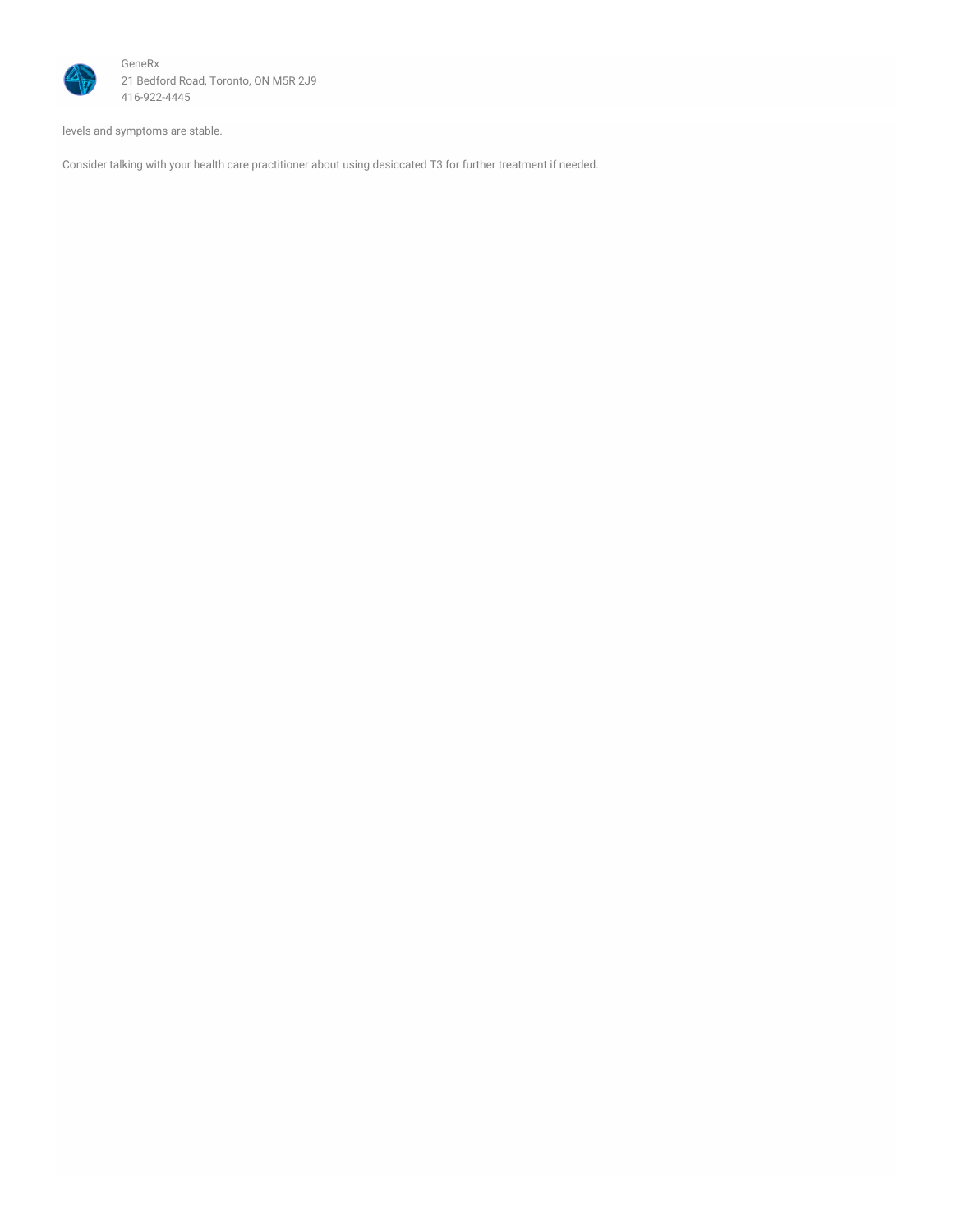levels and symptoms are stable.

Consider talking with your health care practitioner about using desiccated T3 for further treatment if needed.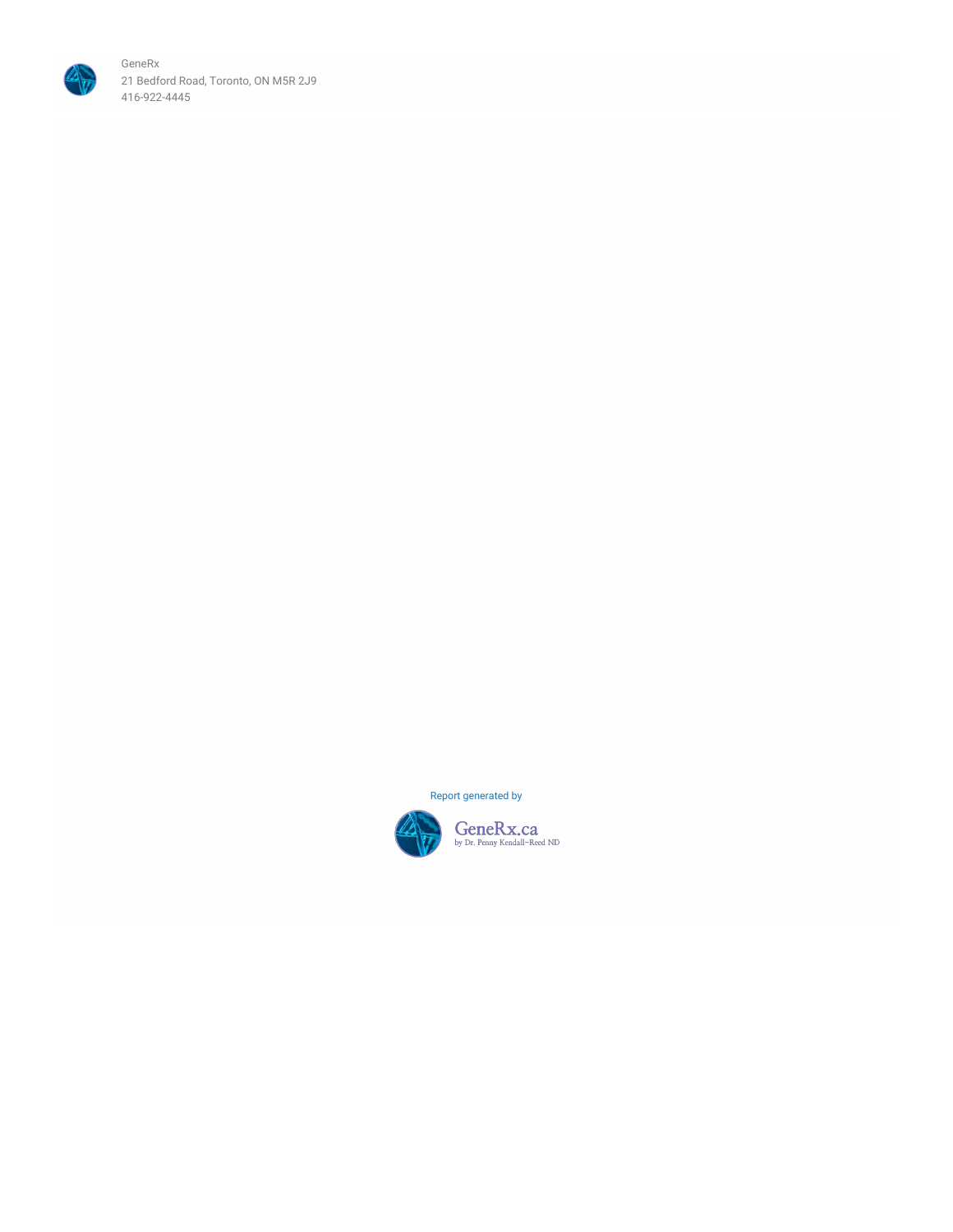GeneRx
21 Bedford Road, Toronto, ON M5R 2J9
416-922-4445

Report generated by

GeneRx.ca
by Dr. Penny Kendall-Reed ND